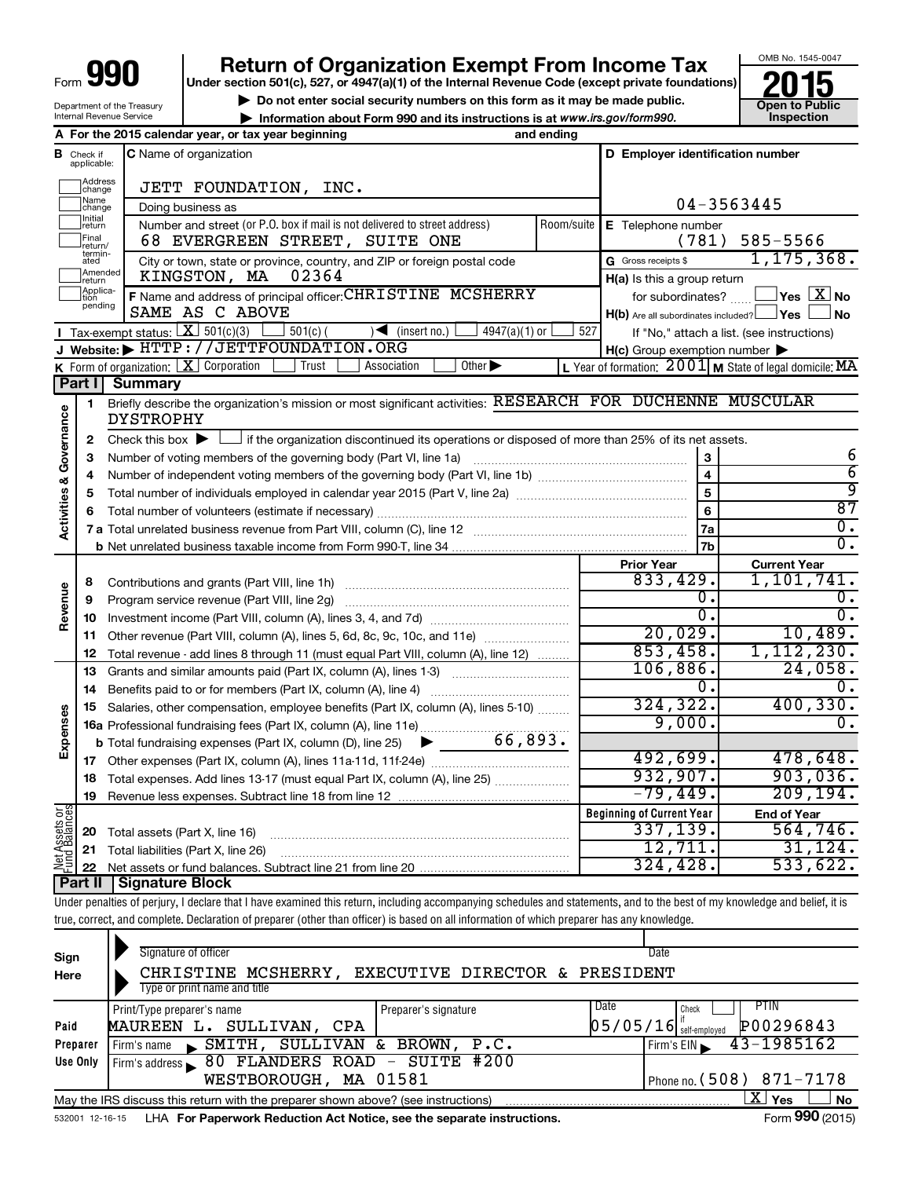Form **990**

# Return of Organization Exempt From Income Tax

**Under section 501(c), 527, or 4947(a)(1) of the Internal Revenue Code (except private foundations)**

▶ Do not enter social security numbers on this form as it may be made public.

▶ Information about Form 990 and its instructions is at www.irs.gov/form990.

Department of the Treasury
Internal Revenue Service

OMB No. 1545-0047

**2015**

**Open to Public Inspection**

**A** For the 2015 calendar year, or tax year beginning and ending

**B** Check if applicable: Address change, Name change, Initial return, Final return/terminated, Amended return, Application pending

**C** Name of organization: JETT FOUNDATION, INC.

Doing business as

Number and street (or P.O. box if mail is not delivered to street address): 68 EVERGREEN STREET, SUITE ONE — Room/suite

City or town, state or province, country, and ZIP or foreign postal code: KINGSTON, MA 02364

**D** Employer identification number: 04-3563445

**E** Telephone number: (781) 585-5566

**G** Gross receipts $ 1,175,368.

**F** Name and address of principal officer: CHRISTINE MCSHERRY
SAME AS C ABOVE

**H(a)** Is this a group return for subordinates? ☐ Yes ☒ No

**H(b)** Are all subordinates included? ☐ Yes ☐ No
If "No," attach a list. (see instructions)

**H(c)** Group exemption number ▶

**I** Tax-exempt status: ☒ 501(c)(3) ☐ 501(c) ( ) ◀ (insert no.) ☐ 4947(a)(1) or ☐ 527

**J** Website: ▶ HTTP://JETTFOUNDATION.ORG

**K** Form of organization: ☒ Corporation ☐ Trust ☐ Association ☐ Other ▶

**L** Year of formation: 2001 **M** State of legal domicile: MA

## Part I Summary

**Activities & Governance**

1 Briefly describe the organization's mission or most significant activities: RESEARCH FOR DUCHENNE MUSCULAR DYSTROPHY

2 Check this box ▶ ☐ if the organization discontinued its operations or disposed of more than 25% of its net assets.

| | | | |
|---|---|---|---|
| 3 | Number of voting members of the governing body (Part VI, line 1a) | 3 | 6 |
| 4 | Number of independent voting members of the governing body (Part VI, line 1b) | 4 | 6 |
| 5 | Total number of individuals employed in calendar year 2015 (Part V, line 2a) | 5 | 9 |
| 6 | Total number of volunteers (estimate if necessary) | 6 | 87 |
| 7a | Total unrelated business revenue from Part VIII, column (C), line 12 | 7a | 0. |
| b | Net unrelated business taxable income from Form 990-T, line 34 | 7b | 0. |

| | | | Prior Year | Current Year |
|---|---|---|---|---|
| **Revenue** | 8 | Contributions and grants (Part VIII, line 1h) | 833,429. | 1,101,741. |
| | 9 | Program service revenue (Part VIII, line 2g) | 0. | 0. |
| | 10 | Investment income (Part VIII, column (A), lines 3, 4, and 7d) | 0. | 0. |
| | 11 | Other revenue (Part VIII, column (A), lines 5, 6d, 8c, 9c, 10c, and 11e) | 20,029. | 10,489. |
| | 12 | Total revenue - add lines 8 through 11 (must equal Part VIII, column (A), line 12) | 853,458. | 1,112,230. |
| **Expenses** | 13 | Grants and similar amounts paid (Part IX, column (A), lines 1-3) | 106,886. | 24,058. |
| | 14 | Benefits paid to or for members (Part IX, column (A), line 4) | 0. | 0. |
| | 15 | Salaries, other compensation, employee benefits (Part IX, column (A), lines 5-10) | 324,322. | 400,330. |
| | 16a | Professional fundraising fees (Part IX, column (A), line 11e) | 9,000. | 0. |
| | b | Total fundraising expenses (Part IX, column (D), line 25) ▶ 66,893. | | |
| | 17 | Other expenses (Part IX, column (A), lines 11a-11d, 11f-24e) | 492,699. | 478,648. |
| | 18 | Total expenses. Add lines 13-17 (must equal Part IX, column (A), line 25) | 932,907. | 903,036. |
| | 19 | Revenue less expenses. Subtract line 18 from line 12 | -79,449. | 209,194. |
| | | | **Beginning of Current Year** | **End of Year** |
| **Net Assets or Fund Balances** | 20 | Total assets (Part X, line 16) | 337,139. | 564,746. |
| | 21 | Total liabilities (Part X, line 26) | 12,711. | 31,124. |
| | 22 | Net assets or fund balances. Subtract line 21 from line 20 | 324,428. | 533,622. |

## Part II Signature Block

Under penalties of perjury, I declare that I have examined this return, including accompanying schedules and statements, and to the best of my knowledge and belief, it is true, correct, and complete. Declaration of preparer (other than officer) is based on all information of which preparer has any knowledge.

**Sign Here**

Signature of officer — Date

CHRISTINE MCSHERRY, EXECUTIVE DIRECTOR & PRESIDENT
Type or print name and title

**Paid Preparer Use Only**

| Print/Type preparer's name | Preparer's signature | Date | Check ☐ if self-employed | PTIN |
|---|---|---|---|---|
| MAUREEN L. SULLIVAN, CPA | | 05/05/16 | | P00296843 |

Firm's name ▶ SMITH, SULLIVAN & BROWN, P.C. — Firm's EIN ▶ 43-1985162

Firm's address ▶ 80 FLANDERS ROAD - SUITE #200, WESTBOROUGH, MA 01581 — Phone no. (508) 871-7178

May the IRS discuss this return with the preparer shown above? (see instructions) ☒ Yes ☐ No

532001 12-16-15 LHA **For Paperwork Reduction Act Notice, see the separate instructions.** Form **990** (2015)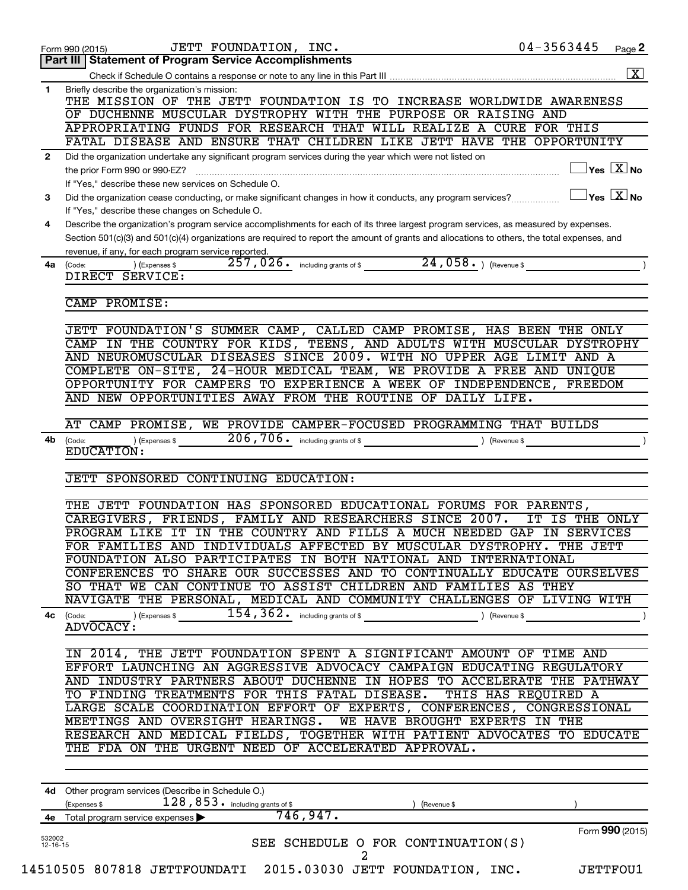Form 990 (2015) JETT FOUNDATION, INC. 04-3563445

## Part III | Statement of Program Service Accomplishments

Check if Schedule O contains a response or note to any line in this Part III .......... [X]

**1** Briefly describe the organization's mission:

THE MISSION OF THE JETT FOUNDATION IS TO INCREASE WORLDWIDE AWARENESS OF DUCHENNE MUSCULAR DYSTROPHY WITH THE PURPOSE OR RAISING AND APPROPRIATING FUNDS FOR RESEARCH THAT WILL REALIZE A CURE FOR THIS FATAL DISEASE AND ENSURE THAT CHILDREN LIKE JETT HAVE THE OPPORTUNITY

**2** Did the organization undertake any significant program services during the year which were not listed on the prior Form 990 or 990-EZ? .......... [ ] Yes [X] No

If "Yes," describe these new services on Schedule O.

**3** Did the organization cease conducting, or make significant changes in how it conducts, any program services? .......... [ ] Yes [X] No

If "Yes," describe these changes on Schedule O.

**4** Describe the organization's program service accomplishments for each of its three largest program services, as measured by expenses. Section 501(c)(3) and 501(c)(4) organizations are required to report the amount of grants and allocations to others, the total expenses, and revenue, if any, for each program service reported.

**4a** (Code: ) (Expenses $ 257,026. including grants of $ 24,058. ) (Revenue $ )

DIRECT SERVICE:

CAMP PROMISE:

JETT FOUNDATION'S SUMMER CAMP, CALLED CAMP PROMISE, HAS BEEN THE ONLY CAMP IN THE COUNTRY FOR KIDS, TEENS, AND ADULTS WITH MUSCULAR DYSTROPHY AND NEUROMUSCULAR DISEASES SINCE 2009. WITH NO UPPER AGE LIMIT AND A COMPLETE ON-SITE, 24-HOUR MEDICAL TEAM, WE PROVIDE A FREE AND UNIQUE OPPORTUNITY FOR CAMPERS TO EXPERIENCE A WEEK OF INDEPENDENCE, FREEDOM AND NEW OPPORTUNITIES AWAY FROM THE ROUTINE OF DAILY LIFE.

AT CAMP PROMISE, WE PROVIDE CAMPER-FOCUSED PROGRAMMING THAT BUILDS

**4b** (Code: ) (Expenses $ 206,706. including grants of $ ) (Revenue $ )

EDUCATION:

JETT SPONSORED CONTINUING EDUCATION:

THE JETT FOUNDATION HAS SPONSORED EDUCATIONAL FORUMS FOR PARENTS, CAREGIVERS, FRIENDS, FAMILY AND RESEARCHERS SINCE 2007. IT IS THE ONLY PROGRAM LIKE IT IN THE COUNTRY AND FILLS A MUCH NEEDED GAP IN SERVICES FOR FAMILIES AND INDIVIDUALS AFFECTED BY MUSCULAR DYSTROPHY. THE JETT FOUNDATION ALSO PARTICIPATES IN BOTH NATIONAL AND INTERNATIONAL CONFERENCES TO SHARE OUR SUCCESSES AND TO CONTINUALLY EDUCATE OURSELVES SO THAT WE CAN CONTINUE TO ASSIST CHILDREN AND FAMILIES AS THEY NAVIGATE THE PERSONAL, MEDICAL AND COMMUNITY CHALLENGES OF LIVING WITH

**4c** (Code: ) (Expenses $ 154,362. including grants of $ ) (Revenue $ )

ADVOCACY:

IN 2014, THE JETT FOUNDATION SPENT A SIGNIFICANT AMOUNT OF TIME AND EFFORT LAUNCHING AN AGGRESSIVE ADVOCACY CAMPAIGN EDUCATING REGULATORY AND INDUSTRY PARTNERS ABOUT DUCHENNE IN HOPES TO ACCELERATE THE PATHWAY TO FINDING TREATMENTS FOR THIS FATAL DISEASE. THIS HAS REQUIRED A LARGE SCALE COORDINATION EFFORT OF EXPERTS, CONFERENCES, CONGRESSIONAL MEETINGS AND OVERSIGHT HEARINGS. WE HAVE BROUGHT EXPERTS IN THE RESEARCH AND MEDICAL FIELDS, TOGETHER WITH PATIENT ADVOCATES TO EDUCATE THE FDA ON THE URGENT NEED OF ACCELERATED APPROVAL.

**4d** Other program services (Describe in Schedule O.)

(Expenses $ 128,853. including grants of $ ) (Revenue $ )

**4e** Total program service expenses ▶ 746,947.

Form **990** (2015)

532002 12-16-15

SEE SCHEDULE O FOR CONTINUATION(S)

14510505 807818 JETTFOUNDATI 2015.03030 JETT FOUNDATION, INC. JETTFOU1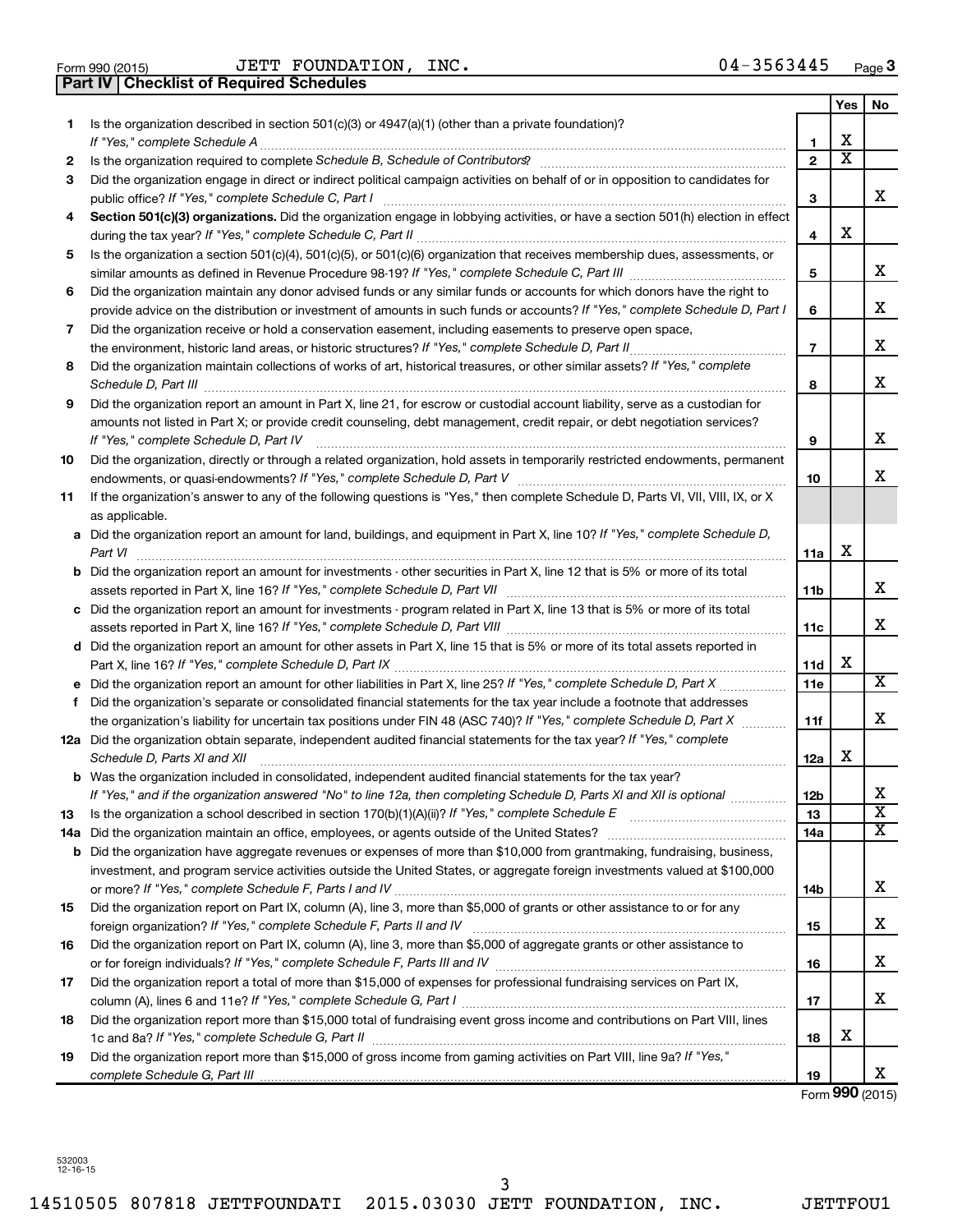Form 990 (2015) JETT FOUNDATION, INC. 04-3563445

## Part IV Checklist of Required Schedules

| | | | Yes | No |
|---|---|---|---|---|
| 1 | Is the organization described in section 501(c)(3) or 4947(a)(1) (other than a private foundation)? *If "Yes," complete Schedule A* | 1 | X | |
| 2 | Is the organization required to complete *Schedule B, Schedule of Contributors*? | 2 | X | |
| 3 | Did the organization engage in direct or indirect political campaign activities on behalf of or in opposition to candidates for public office? *If "Yes," complete Schedule C, Part I* | 3 | | X |
| 4 | **Section 501(c)(3) organizations.** Did the organization engage in lobbying activities, or have a section 501(h) election in effect during the tax year? *If "Yes," complete Schedule C, Part II* | 4 | X | |
| 5 | Is the organization a section 501(c)(4), 501(c)(5), or 501(c)(6) organization that receives membership dues, assessments, or similar amounts as defined in Revenue Procedure 98-19? *If "Yes," complete Schedule C, Part III* | 5 | | X |
| 6 | Did the organization maintain any donor advised funds or any similar funds or accounts for which donors have the right to provide advice on the distribution or investment of amounts in such funds or accounts? *If "Yes," complete Schedule D, Part I* | 6 | | X |
| 7 | Did the organization receive or hold a conservation easement, including easements to preserve open space, the environment, historic land areas, or historic structures? *If "Yes," complete Schedule D, Part II* | 7 | | X |
| 8 | Did the organization maintain collections of works of art, historical treasures, or other similar assets? *If "Yes," complete Schedule D, Part III* | 8 | | X |
| 9 | Did the organization report an amount in Part X, line 21, for escrow or custodial account liability, serve as a custodian for amounts not listed in Part X; or provide credit counseling, debt management, credit repair, or debt negotiation services? *If "Yes," complete Schedule D, Part IV* | 9 | | X |
| 10 | Did the organization, directly or through a related organization, hold assets in temporarily restricted endowments, permanent endowments, or quasi-endowments? *If "Yes," complete Schedule D, Part V* | 10 | | X |
| 11 | If the organization's answer to any of the following questions is "Yes," then complete Schedule D, Parts VI, VII, VIII, IX, or X as applicable. | | | |
| a | Did the organization report an amount for land, buildings, and equipment in Part X, line 10? *If "Yes," complete Schedule D, Part VI* | 11a | X | |
| b | Did the organization report an amount for investments - other securities in Part X, line 12 that is 5% or more of its total assets reported in Part X, line 16? *If "Yes," complete Schedule D, Part VII* | 11b | | X |
| c | Did the organization report an amount for investments - program related in Part X, line 13 that is 5% or more of its total assets reported in Part X, line 16? *If "Yes," complete Schedule D, Part VIII* | 11c | | X |
| d | Did the organization report an amount for other assets in Part X, line 15 that is 5% or more of its total assets reported in Part X, line 16? *If "Yes," complete Schedule D, Part IX* | 11d | X | |
| e | Did the organization report an amount for other liabilities in Part X, line 25? *If "Yes," complete Schedule D, Part X* | 11e | | X |
| f | Did the organization's separate or consolidated financial statements for the tax year include a footnote that addresses the organization's liability for uncertain tax positions under FIN 48 (ASC 740)? *If "Yes," complete Schedule D, Part X* | 11f | | X |
| 12a | Did the organization obtain separate, independent audited financial statements for the tax year? *If "Yes," complete Schedule D, Parts XI and XII* | 12a | X | |
| b | Was the organization included in consolidated, independent audited financial statements for the tax year? *If "Yes," and if the organization answered "No" to line 12a, then completing Schedule D, Parts XI and XII is optional* | 12b | | X |
| 13 | Is the organization a school described in section 170(b)(1)(A)(ii)? *If "Yes," complete Schedule E* | 13 | | X |
| 14a | Did the organization maintain an office, employees, or agents outside of the United States? | 14a | | X |
| b | Did the organization have aggregate revenues or expenses of more than $10,000 from grantmaking, fundraising, business, investment, and program service activities outside the United States, or aggregate foreign investments valued at $100,000 or more? *If "Yes," complete Schedule F, Parts I and IV* | 14b | | X |
| 15 | Did the organization report on Part IX, column (A), line 3, more than $5,000 of grants or other assistance to or for any foreign organization? *If "Yes," complete Schedule F, Parts II and IV* | 15 | | X |
| 16 | Did the organization report on Part IX, column (A), line 3, more than $5,000 of aggregate grants or other assistance to or for foreign individuals? *If "Yes," complete Schedule F, Parts III and IV* | 16 | | X |
| 17 | Did the organization report a total of more than $15,000 of expenses for professional fundraising services on Part IX, column (A), lines 6 and 11e? *If "Yes," complete Schedule G, Part I* | 17 | | X |
| 18 | Did the organization report more than $15,000 total of fundraising event gross income and contributions on Part VIII, lines 1c and 8a? *If "Yes," complete Schedule G, Part II* | 18 | X | |
| 19 | Did the organization report more than $15,000 of gross income from gaming activities on Part VIII, line 9a? *If "Yes," complete Schedule G, Part III* | 19 | | X |

Form **990** (2015)

532003 12-16-15

14510505 807818 JETTFOUNDATI 2015.03030 JETT FOUNDATION, INC. JETTFOU1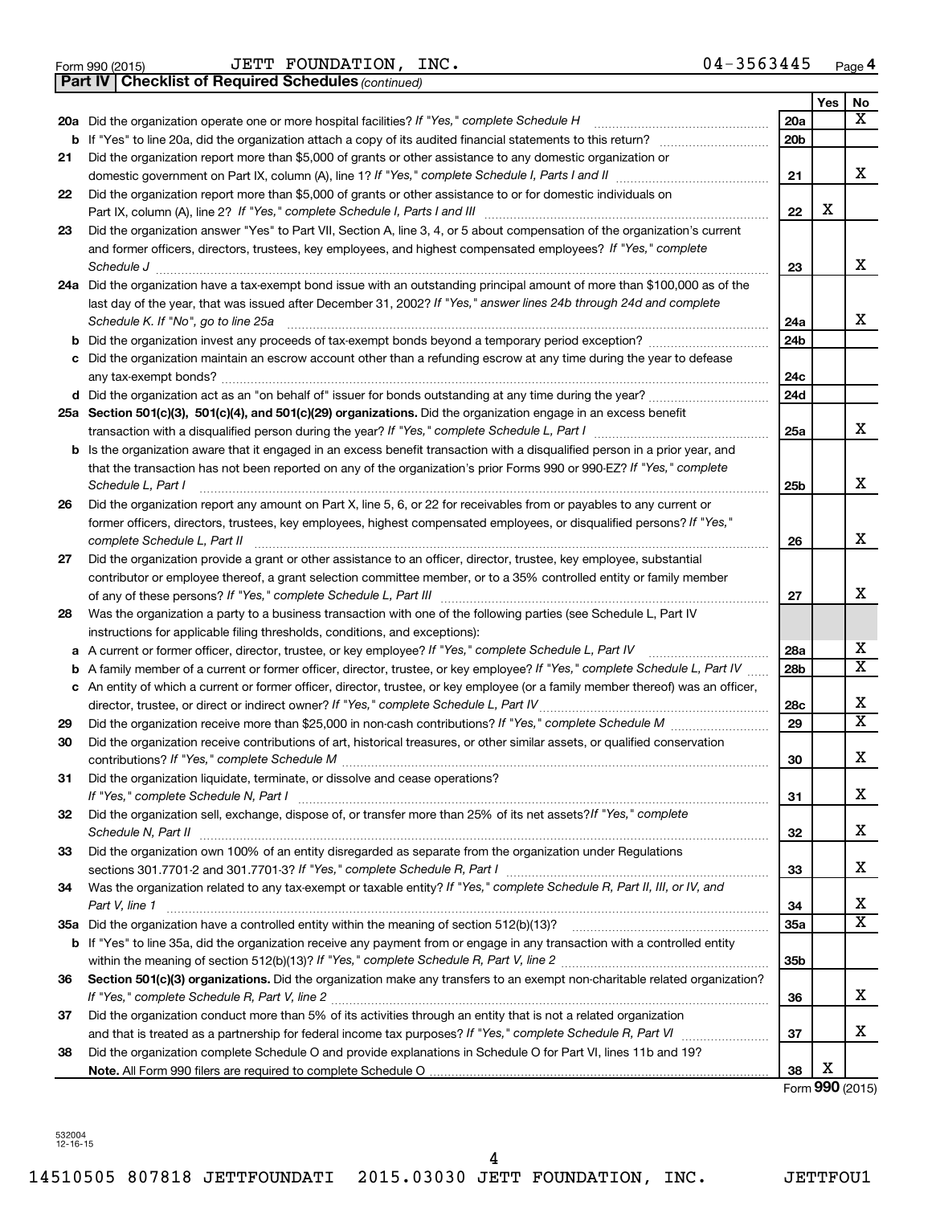Form 990 (2015) JETT FOUNDATION, INC. 04-3563445 Page 4

**Part IV | Checklist of Required Schedules** *(continued)*

| | | | Yes | No |
|---|---|---|---|---|
| **20a** | Did the organization operate one or more hospital facilities? *If "Yes," complete Schedule H* | 20a | | X |
| **b** | If "Yes" to line 20a, did the organization attach a copy of its audited financial statements to this return? | 20b | | |
| **21** | Did the organization report more than $5,000 of grants or other assistance to any domestic organization or domestic government on Part IX, column (A), line 1? *If "Yes," complete Schedule I, Parts I and II* | 21 | | X |
| **22** | Did the organization report more than $5,000 of grants or other assistance to or for domestic individuals on Part IX, column (A), line 2? *If "Yes," complete Schedule I, Parts I and III* | 22 | X | |
| **23** | Did the organization answer "Yes" to Part VII, Section A, line 3, 4, or 5 about compensation of the organization's current and former officers, directors, trustees, key employees, and highest compensated employees? *If "Yes," complete Schedule J* | 23 | | X |
| **24a** | Did the organization have a tax-exempt bond issue with an outstanding principal amount of more than $100,000 as of the last day of the year, that was issued after December 31, 2002? *If "Yes," answer lines 24b through 24d and complete Schedule K. If "No", go to line 25a* | 24a | | X |
| **b** | Did the organization invest any proceeds of tax-exempt bonds beyond a temporary period exception? | 24b | | |
| **c** | Did the organization maintain an escrow account other than a refunding escrow at any time during the year to defease any tax-exempt bonds? | 24c | | |
| **d** | Did the organization act as an "on behalf of" issuer for bonds outstanding at any time during the year? | 24d | | |
| **25a** | **Section 501(c)(3), 501(c)(4), and 501(c)(29) organizations.** Did the organization engage in an excess benefit transaction with a disqualified person during the year? *If "Yes," complete Schedule L, Part I* | 25a | | X |
| **b** | Is the organization aware that it engaged in an excess benefit transaction with a disqualified person in a prior year, and that the transaction has not been reported on any of the organization's prior Forms 990 or 990-EZ? *If "Yes," complete Schedule L, Part I* | 25b | | X |
| **26** | Did the organization report any amount on Part X, line 5, 6, or 22 for receivables from or payables to any current or former officers, directors, trustees, key employees, highest compensated employees, or disqualified persons? *If "Yes," complete Schedule L, Part II* | 26 | | X |
| **27** | Did the organization provide a grant or other assistance to an officer, director, trustee, key employee, substantial contributor or employee thereof, a grant selection committee member, or to a 35% controlled entity or family member of any of these persons? *If "Yes," complete Schedule L, Part III* | 27 | | X |
| **28** | Was the organization a party to a business transaction with one of the following parties (see Schedule L, Part IV instructions for applicable filing thresholds, conditions, and exceptions): | | | |
| **a** | A current or former officer, director, trustee, or key employee? *If "Yes," complete Schedule L, Part IV* | 28a | | X |
| **b** | A family member of a current or former officer, director, trustee, or key employee? *If "Yes," complete Schedule L, Part IV* | 28b | | X |
| **c** | An entity of which a current or former officer, director, trustee, or key employee (or a family member thereof) was an officer, director, trustee, or direct or indirect owner? *If "Yes," complete Schedule L, Part IV* | 28c | | X |
| **29** | Did the organization receive more than $25,000 in non-cash contributions? *If "Yes," complete Schedule M* | 29 | | X |
| **30** | Did the organization receive contributions of art, historical treasures, or other similar assets, or qualified conservation contributions? *If "Yes," complete Schedule M* | 30 | | X |
| **31** | Did the organization liquidate, terminate, or dissolve and cease operations? *If "Yes," complete Schedule N, Part I* | 31 | | X |
| **32** | Did the organization sell, exchange, dispose of, or transfer more than 25% of its net assets? *If "Yes," complete Schedule N, Part II* | 32 | | X |
| **33** | Did the organization own 100% of an entity disregarded as separate from the organization under Regulations sections 301.7701-2 and 301.7701-3? *If "Yes," complete Schedule R, Part I* | 33 | | X |
| **34** | Was the organization related to any tax-exempt or taxable entity? *If "Yes," complete Schedule R, Part II, III, or IV, and Part V, line 1* | 34 | | X |
| **35a** | Did the organization have a controlled entity within the meaning of section 512(b)(13)? | 35a | | X |
| **b** | If "Yes" to line 35a, did the organization receive any payment from or engage in any transaction with a controlled entity within the meaning of section 512(b)(13)? *If "Yes," complete Schedule R, Part V, line 2* | 35b | | |
| **36** | **Section 501(c)(3) organizations.** Did the organization make any transfers to an exempt non-charitable related organization? *If "Yes," complete Schedule R, Part V, line 2* | 36 | | X |
| **37** | Did the organization conduct more than 5% of its activities through an entity that is not a related organization and that is treated as a partnership for federal income tax purposes? *If "Yes," complete Schedule R, Part VI* | 37 | | X |
| **38** | Did the organization complete Schedule O and provide explanations in Schedule O for Part VI, lines 11b and 19? **Note.** All Form 990 filers are required to complete Schedule O | 38 | X | |

Form **990** (2015)

532004 12-16-15

14510505 807818 JETTFOUNDATI 2015.03030 JETT FOUNDATION, INC. JETTFOU1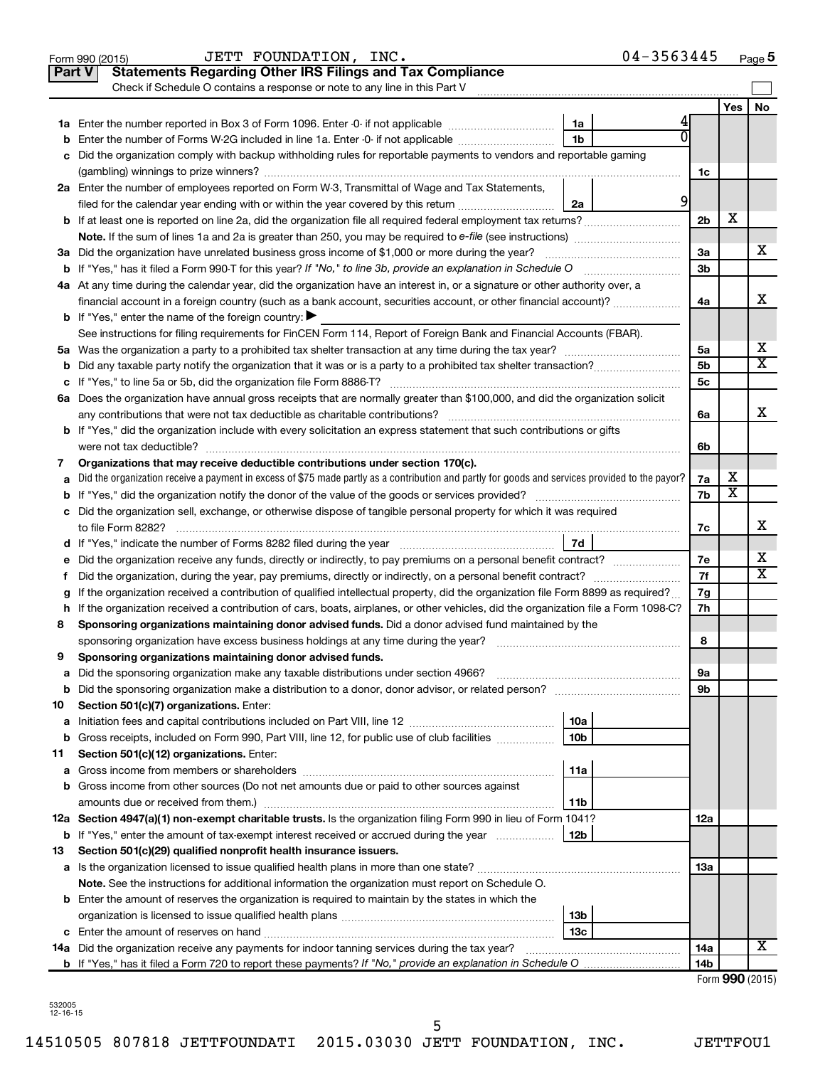Form 990 (2015) JETT FOUNDATION, INC. 04-3563445 Page 5

## Part V Statements Regarding Other IRS Filings and Tax Compliance

Check if Schedule O contains a response or note to any line in this Part V

| | | | | | Yes | No |
|---|---|---|---|---|---|---|
| 1a | Enter the number reported in Box 3 of Form 1096. Enter -0- if not applicable | 1a | 4 | | | |
| b | Enter the number of Forms W-2G included in line 1a. Enter -0- if not applicable | 1b | 0 | | | |
| c | Did the organization comply with backup withholding rules for reportable payments to vendors and reportable gaming (gambling) winnings to prize winners? | | | 1c | | |
| 2a | Enter the number of employees reported on Form W-3, Transmittal of Wage and Tax Statements, filed for the calendar year ending with or within the year covered by this return | 2a | 9 | | | |
| b | If at least one is reported on line 2a, did the organization file all required federal employment tax returns? | | | 2b | X | |
| | Note. If the sum of lines 1a and 2a is greater than 250, you may be required to e-file (see instructions) | | | | | |
| 3a | Did the organization have unrelated business gross income of $1,000 or more during the year? | | | 3a | | X |
| b | If "Yes," has it filed a Form 990-T for this year? If "No," to line 3b, provide an explanation in Schedule O | | | 3b | | |
| 4a | At any time during the calendar year, did the organization have an interest in, or a signature or other authority over, a financial account in a foreign country (such as a bank account, securities account, or other financial account)? | | | 4a | | X |
| b | If "Yes," enter the name of the foreign country: ▶ | | | | | |
| | See instructions for filing requirements for FinCEN Form 114, Report of Foreign Bank and Financial Accounts (FBAR). | | | | | |
| 5a | Was the organization a party to a prohibited tax shelter transaction at any time during the tax year? | | | 5a | | X |
| b | Did any taxable party notify the organization that it was or is a party to a prohibited tax shelter transaction? | | | 5b | | X |
| c | If "Yes," to line 5a or 5b, did the organization file Form 8886-T? | | | 5c | | |
| 6a | Does the organization have annual gross receipts that are normally greater than $100,000, and did the organization solicit any contributions that were not tax deductible as charitable contributions? | | | 6a | | X |
| b | If "Yes," did the organization include with every solicitation an express statement that such contributions or gifts were not tax deductible? | | | 6b | | |
| 7 | **Organizations that may receive deductible contributions under section 170(c).** | | | | | |
| a | Did the organization receive a payment in excess of $75 made partly as a contribution and partly for goods and services provided to the payor? | | | 7a | X | |
| b | If "Yes," did the organization notify the donor of the value of the goods or services provided? | | | 7b | X | |
| c | Did the organization sell, exchange, or otherwise dispose of tangible personal property for which it was required to file Form 8282? | | | 7c | | X |
| d | If "Yes," indicate the number of Forms 8282 filed during the year | 7d | | | | |
| e | Did the organization receive any funds, directly or indirectly, to pay premiums on a personal benefit contract? | | | 7e | | X |
| f | Did the organization, during the year, pay premiums, directly or indirectly, on a personal benefit contract? | | | 7f | | X |
| g | If the organization received a contribution of qualified intellectual property, did the organization file Form 8899 as required? | | | 7g | | |
| h | If the organization received a contribution of cars, boats, airplanes, or other vehicles, did the organization file a Form 1098-C? | | | 7h | | |
| 8 | **Sponsoring organizations maintaining donor advised funds.** Did a donor advised fund maintained by the sponsoring organization have excess business holdings at any time during the year? | | | 8 | | |
| 9 | **Sponsoring organizations maintaining donor advised funds.** | | | | | |
| a | Did the sponsoring organization make any taxable distributions under section 4966? | | | 9a | | |
| b | Did the sponsoring organization make a distribution to a donor, donor advisor, or related person? | | | 9b | | |
| 10 | **Section 501(c)(7) organizations.** Enter: | | | | | |
| a | Initiation fees and capital contributions included on Part VIII, line 12 | 10a | | | | |
| b | Gross receipts, included on Form 990, Part VIII, line 12, for public use of club facilities | 10b | | | | |
| 11 | **Section 501(c)(12) organizations.** Enter: | | | | | |
| a | Gross income from members or shareholders | 11a | | | | |
| b | Gross income from other sources (Do not net amounts due or paid to other sources against amounts due or received from them.) | 11b | | | | |
| 12a | **Section 4947(a)(1) non-exempt charitable trusts.** Is the organization filing Form 990 in lieu of Form 1041? | | | 12a | | |
| b | If "Yes," enter the amount of tax-exempt interest received or accrued during the year | 12b | | | | |
| 13 | **Section 501(c)(29) qualified nonprofit health insurance issuers.** | | | | | |
| a | Is the organization licensed to issue qualified health plans in more than one state? | | | 13a | | |
| | Note. See the instructions for additional information the organization must report on Schedule O. | | | | | |
| b | Enter the amount of reserves the organization is required to maintain by the states in which the organization is licensed to issue qualified health plans | 13b | | | | |
| c | Enter the amount of reserves on hand | 13c | | | | |
| 14a | Did the organization receive any payments for indoor tanning services during the tax year? | | | 14a | | X |
| b | If "Yes," has it filed a Form 720 to report these payments? If "No," provide an explanation in Schedule O | | | 14b | | |

Form 990 (2015)

532005 12-16-15

14510505 807818 JETTFOUNDATI 2015.03030 JETT FOUNDATION, INC. JETTFOU1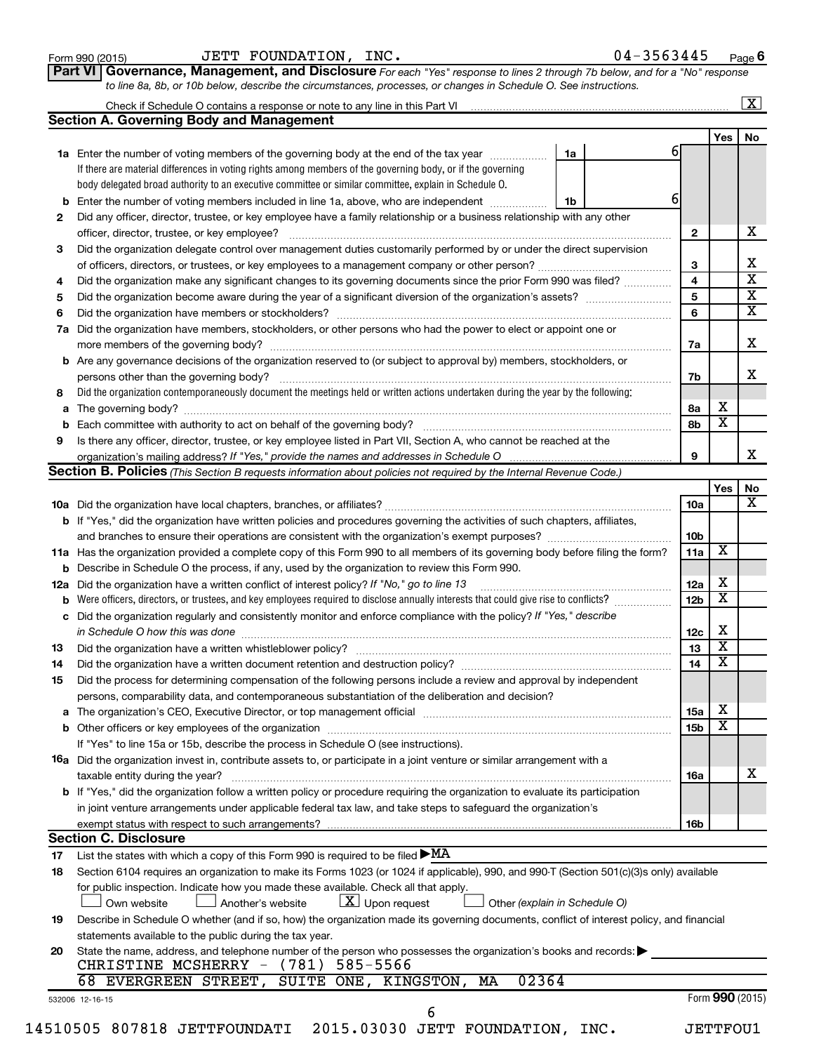Form 990 (2015) JETT FOUNDATION, INC. 04-3563445 Page 6

## Part VI Governance, Management, and Disclosure

*For each "Yes" response to lines 2 through 7b below, and for a "No" response to line 8a, 8b, or 10b below, describe the circumstances, processes, or changes in Schedule O. See instructions.*

Check if Schedule O contains a response or note to any line in this Part VI ..... [X]

### Section A. Governing Body and Management

| | | | | Yes | No |
|---|---|---|---|---|---|
| 1a | Enter the number of voting members of the governing body at the end of the tax year. If there are material differences in voting rights among members of the governing body, or if the governing body delegated broad authority to an executive committee or similar committee, explain in Schedule O. | 1a 6 | | | |
| b | Enter the number of voting members included in line 1a, above, who are independent | 1b 6 | | | |
| 2 | Did any officer, director, trustee, or key employee have a family relationship or a business relationship with any other officer, director, trustee, or key employee? | | 2 | | X |
| 3 | Did the organization delegate control over management duties customarily performed by or under the direct supervision of officers, directors, or trustees, or key employees to a management company or other person? | | 3 | | X |
| 4 | Did the organization make any significant changes to its governing documents since the prior Form 990 was filed? | | 4 | | X |
| 5 | Did the organization become aware during the year of a significant diversion of the organization's assets? | | 5 | | X |
| 6 | Did the organization have members or stockholders? | | 6 | | X |
| 7a | Did the organization have members, stockholders, or other persons who had the power to elect or appoint one or more members of the governing body? | | 7a | | X |
| b | Are any governance decisions of the organization reserved to (or subject to approval by) members, stockholders, or persons other than the governing body? | | 7b | | X |
| 8 | Did the organization contemporaneously document the meetings held or written actions undertaken during the year by the following: | | | | |
| a | The governing body? | | 8a | X | |
| b | Each committee with authority to act on behalf of the governing body? | | 8b | X | |
| 9 | Is there any officer, director, trustee, or key employee listed in Part VII, Section A, who cannot be reached at the organization's mailing address? *If "Yes," provide the names and addresses in Schedule O* | | 9 | | X |

### Section B. Policies *(This Section B requests information about policies not required by the Internal Revenue Code.)*

| | | | Yes | No |
|---|---|---|---|---|
| 10a | Did the organization have local chapters, branches, or affiliates? | 10a | | X |
| b | If "Yes," did the organization have written policies and procedures governing the activities of such chapters, affiliates, and branches to ensure their operations are consistent with the organization's exempt purposes? | 10b | | |
| 11a | Has the organization provided a complete copy of this Form 990 to all members of its governing body before filing the form? | 11a | X | |
| b | Describe in Schedule O the process, if any, used by the organization to review this Form 990. | | | |
| 12a | Did the organization have a written conflict of interest policy? *If "No," go to line 13* | 12a | X | |
| b | Were officers, directors, or trustees, and key employees required to disclose annually interests that could give rise to conflicts? | 12b | X | |
| c | Did the organization regularly and consistently monitor and enforce compliance with the policy? *If "Yes," describe in Schedule O how this was done* | 12c | X | |
| 13 | Did the organization have a written whistleblower policy? | 13 | X | |
| 14 | Did the organization have a written document retention and destruction policy? | 14 | X | |
| 15 | Did the process for determining compensation of the following persons include a review and approval by independent persons, comparability data, and contemporaneous substantiation of the deliberation and decision? | | | |
| a | The organization's CEO, Executive Director, or top management official | 15a | X | |
| b | Other officers or key employees of the organization | 15b | X | |
| | If "Yes" to line 15a or 15b, describe the process in Schedule O (see instructions). | | | |
| 16a | Did the organization invest in, contribute assets to, or participate in a joint venture or similar arrangement with a taxable entity during the year? | 16a | | X |
| b | If "Yes," did the organization follow a written policy or procedure requiring the organization to evaluate its participation in joint venture arrangements under applicable federal tax law, and take steps to safeguard the organization's exempt status with respect to such arrangements? | 16b | | |

### Section C. Disclosure

17 List the states with which a copy of this Form 990 is required to be filed ▶MA

18 Section 6104 requires an organization to make its Forms 1023 (or 1024 if applicable), 990, and 990-T (Section 501(c)(3)s only) available for public inspection. Indicate how you made these available. Check all that apply.

[ ] Own website [ ] Another's website [X] Upon request [ ] Other *(explain in Schedule O)*

19 Describe in Schedule O whether (and if so, how) the organization made its governing documents, conflict of interest policy, and financial statements available to the public during the tax year.

20 State the name, address, and telephone number of the person who possesses the organization's books and records: ▶

CHRISTINE MCSHERRY - (781) 585-5566
68 EVERGREEN STREET, SUITE ONE, KINGSTON, MA 02364

532006 12-16-15 Form 990 (2015)

14510505 807818 JETTFOUNDATI 2015.03030 JETT FOUNDATION, INC. JETTFOU1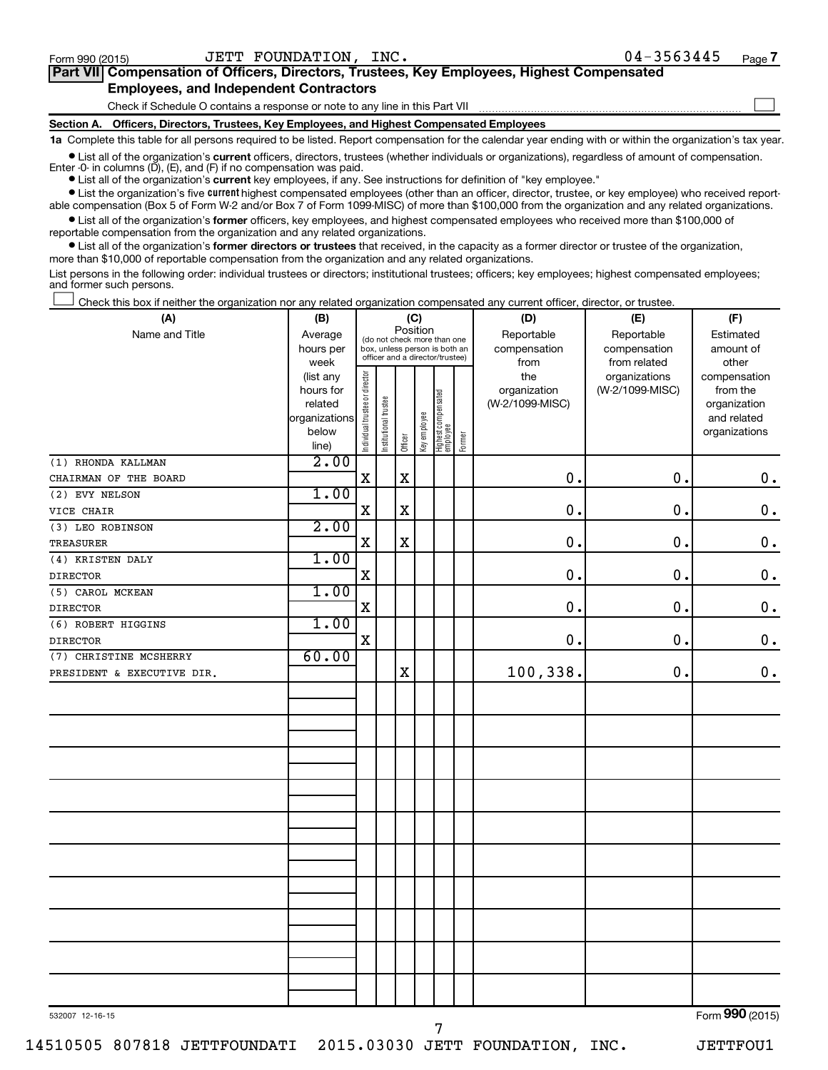Form 990 (2015) JETT FOUNDATION, INC. 04-3563445 Page 7

**Part VII Compensation of Officers, Directors, Trustees, Key Employees, Highest Compensated Employees, and Independent Contractors**

Check if Schedule O contains a response or note to any line in this Part VII

**Section A. Officers, Directors, Trustees, Key Employees, and Highest Compensated Employees**

**1a** Complete this table for all persons required to be listed. Report compensation for the calendar year ending with or within the organization's tax year.

- List all of the organization's **current** officers, directors, trustees (whether individuals or organizations), regardless of amount of compensation. Enter -0- in columns (D), (E), and (F) if no compensation was paid.
- List all of the organization's **current** key employees, if any. See instructions for definition of "key employee."
- List the organization's five **current** highest compensated employees (other than an officer, director, trustee, or key employee) who received reportable compensation (Box 5 of Form W-2 and/or Box 7 of Form 1099-MISC) of more than $100,000 from the organization and any related organizations.
- List all of the organization's **former** officers, key employees, and highest compensated employees who received more than $100,000 of reportable compensation from the organization and any related organizations.
- List all of the organization's **former directors or trustees** that received, in the capacity as a former director or trustee of the organization, more than $10,000 of reportable compensation from the organization and any related organizations.

List persons in the following order: individual trustees or directors; institutional trustees; officers; key employees; highest compensated employees; and former such persons.

Check this box if neither the organization nor any related organization compensated any current officer, director, or trustee.

| (A) Name and Title | (B) Average hours per week (list any hours for related organizations below line) | (C) Position: Individual trustee or director | Institutional trustee | Officer | Key employee | Highest compensated employee | Former | (D) Reportable compensation from the organization (W-2/1099-MISC) | (E) Reportable compensation from related organizations (W-2/1099-MISC) | (F) Estimated amount of other compensation from the organization and related organizations |
|---|---|---|---|---|---|---|---|---|---|---|
| (1) RHONDA KALLMAN<br>CHAIRMAN OF THE BOARD | 2.00 | X | | X | | | | 0. | 0. | 0. |
| (2) EVY NELSON<br>VICE CHAIR | 1.00 | X | | X | | | | 0. | 0. | 0. |
| (3) LEO ROBINSON<br>TREASURER | 2.00 | X | | X | | | | 0. | 0. | 0. |
| (4) KRISTEN DALY<br>DIRECTOR | 1.00 | X | | | | | | 0. | 0. | 0. |
| (5) CAROL MCKEAN<br>DIRECTOR | 1.00 | X | | | | | | 0. | 0. | 0. |
| (6) ROBERT HIGGINS<br>DIRECTOR | 1.00 | X | | | | | | 0. | 0. | 0. |
| (7) CHRISTINE MCSHERRY<br>PRESIDENT & EXECUTIVE DIR. | 60.00 | | | X | | | | 100,338. | 0. | 0. |

532007 12-16-15

Form **990** (2015)

14510505 807818 JETTFOUNDATI 2015.03030 JETT FOUNDATION, INC. JETTFOU1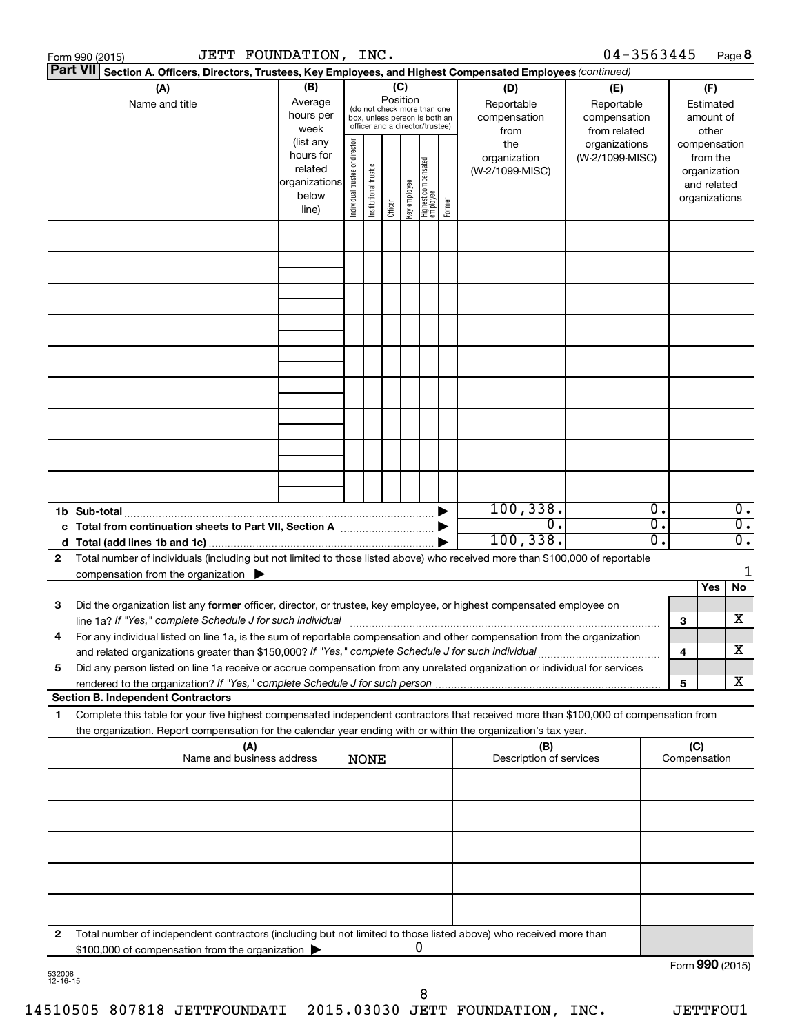Form 990 (2015) JETT FOUNDATION, INC. 04-3563445 Page 8

**Part VII Section A. Officers, Directors, Trustees, Key Employees, and Highest Compensated Employees** *(continued)*

| (A) Name and title | (B) Average hours per week (list any hours for related organizations below line) | (C) Position (do not check more than one box, unless person is both an officer and a director/trustee): Individual trustee or director | Institutional trustee | Officer | Key employee | Highest compensated employee | Former | (D) Reportable compensation from the organization (W-2/1099-MISC) | (E) Reportable compensation from related organizations (W-2/1099-MISC) | (F) Estimated amount of other compensation from the organization and related organizations |
|---|---|---|---|---|---|---|---|---|---|---|
| | | | | | | | | | | |
| | | | | | | | | | | |
| | | | | | | | | | | |
| | | | | | | | | | | |
| | | | | | | | | | | |
| | | | | | | | | | | |
| | | | | | | | | | | |
| | | | | | | | | | | |
| | | | | | | | | | | |
| **1b Sub-total** | | | | | | | ▶ | 100,338. | 0. | 0. |
| **c Total from continuation sheets to Part VII, Section A** | | | | | | | ▶ | 0. | 0. | 0. |
| **d Total (add lines 1b and 1c)** | | | | | | | ▶ | 100,338. | 0. | 0. |

**2** Total number of individuals (including but not limited to those listed above) who received more than $100,000 of reportable compensation from the organization ▶ 1

| | | | Yes | No |
|---|---|---|---|---|
| **3** | Did the organization list any **former** officer, director, or trustee, key employee, or highest compensated employee on line 1a? *If "Yes," complete Schedule J for such individual* | 3 | | X |
| **4** | For any individual listed on line 1a, is the sum of reportable compensation and other compensation from the organization and related organizations greater than $150,000? *If "Yes," complete Schedule J for such individual* | 4 | | X |
| **5** | Did any person listed on line 1a receive or accrue compensation from any unrelated organization or individual for services rendered to the organization? *If "Yes," complete Schedule J for such person* | 5 | | X |

**Section B. Independent Contractors**

**1** Complete this table for your five highest compensated independent contractors that received more than $100,000 of compensation from the organization. Report compensation for the calendar year ending with or within the organization's tax year.

| (A) Name and business address | (B) Description of services | (C) Compensation |
|---|---|---|
| NONE | | |
| | | |
| | | |
| | | |
| | | |
| | | |

**2** Total number of independent contractors (including but not limited to those listed above) who received more than $100,000 of compensation from the organization ▶ 0

Form **990** (2015)

532008 12-16-15

14510505 807818 JETTFOUNDATI 2015.03030 JETT FOUNDATION, INC. JETTFOU1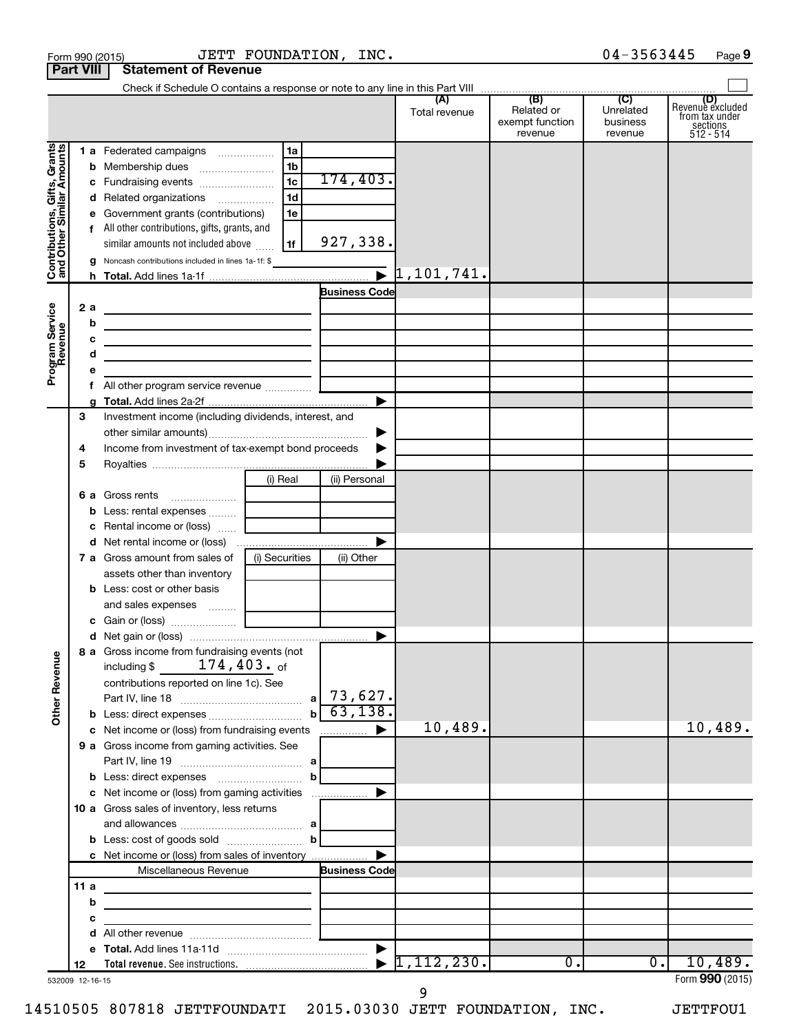Form 990 (2015) JETT FOUNDATION, INC. 04-3563445

## Part VIII Statement of Revenue

Check if Schedule O contains a response or note to any line in this Part VIII

| | | | (A) Total revenue | (B) Related or exempt function revenue | (C) Unrelated business revenue | (D) Revenue excluded from tax under sections 512 - 514 |
|---|---|---|---|---|---|---|
| **Contributions, Gifts, Grants and Other Similar Amounts** | | | | | | |
| 1 a | Federated campaigns 1a | | | | | |
| b | Membership dues 1b | | | | | |
| c | Fundraising events 1c | 174,403. | | | | |
| d | Related organizations 1d | | | | | |
| e | Government grants (contributions) 1e | | | | | |
| f | All other contributions, gifts, grants, and similar amounts not included above 1f | 927,338. | | | | |
| g | Noncash contributions included in lines 1a-1f: $ | | | | | |
| h | **Total.** Add lines 1a-1f | | 1,101,741. | | | |
| **Program Service Revenue** | | Business Code | | | | |
| 2 a | | | | | | |
| b | | | | | | |
| c | | | | | | |
| d | | | | | | |
| e | | | | | | |
| f | All other program service revenue | | | | | |
| g | **Total.** Add lines 2a-2f | | | | | |
| 3 | Investment income (including dividends, interest, and other similar amounts) | | | | | |
| 4 | Income from investment of tax-exempt bond proceeds | | | | | |
| 5 | Royalties | | | | | |
| | | (i) Real / (ii) Personal | | | | |
| 6 a | Gross rents | | | | | |
| b | Less: rental expenses | | | | | |
| c | Rental income or (loss) | | | | | |
| d | Net rental income or (loss) | | | | | |
| | | (i) Securities / (ii) Other | | | | |
| 7 a | Gross amount from sales of assets other than inventory | | | | | |
| b | Less: cost or other basis and sales expenses | | | | | |
| c | Gain or (loss) | | | | | |
| d | Net gain or (loss) | | | | | |
| **Other Revenue** | | | | | | |
| 8 a | Gross income from fundraising events (not including $ 174,403. of contributions reported on line 1c). See Part IV, line 18 a | 73,627. | | | | |
| b | Less: direct expenses b | 63,138. | | | | |
| c | Net income or (loss) from fundraising events | | 10,489. | | | 10,489. |
| 9 a | Gross income from gaming activities. See Part IV, line 19 a | | | | | |
| b | Less: direct expenses b | | | | | |
| c | Net income or (loss) from gaming activities | | | | | |
| 10 a | Gross sales of inventory, less returns and allowances a | | | | | |
| b | Less: cost of goods sold b | | | | | |
| c | Net income or (loss) from sales of inventory | | | | | |
| | Miscellaneous Revenue | Business Code | | | | |
| 11 a | | | | | | |
| b | | | | | | |
| c | | | | | | |
| d | All other revenue | | | | | |
| e | **Total.** Add lines 11a-11d | | | | | |
| 12 | **Total revenue.** See instructions. | | 1,112,230. | 0. | 0. | 10,489. |

532009 12-16-15 Form **990** (2015)

14510505 807818 JETTFOUNDATI 2015.03030 JETT FOUNDATION, INC. JETTFOU1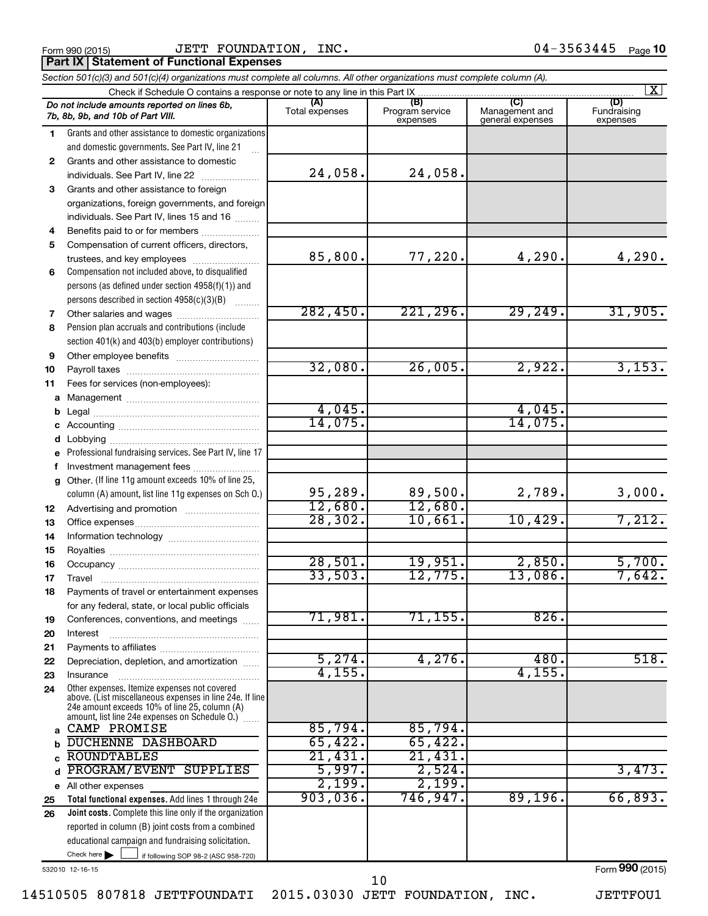Form 990 (2015) JETT FOUNDATION, INC. 04-3563445 Page 10

**Part IX Statement of Functional Expenses**

*Section 501(c)(3) and 501(c)(4) organizations must complete all columns. All other organizations must complete column (A).*

Check if Schedule O contains a response or note to any line in this Part IX [X]

| | *Do not include amounts reported on lines 6b, 7b, 8b, 9b, and 10b of Part VIII.* | (A) Total expenses | (B) Program service expenses | (C) Management and general expenses | (D) Fundraising expenses |
|---|---|---|---|---|---|
| 1 | Grants and other assistance to domestic organizations and domestic governments. See Part IV, line 21 | | | | |
| 2 | Grants and other assistance to domestic individuals. See Part IV, line 22 | 24,058. | 24,058. | | |
| 3 | Grants and other assistance to foreign organizations, foreign governments, and foreign individuals. See Part IV, lines 15 and 16 | | | | |
| 4 | Benefits paid to or for members | | | | |
| 5 | Compensation of current officers, directors, trustees, and key employees | 85,800. | 77,220. | 4,290. | 4,290. |
| 6 | Compensation not included above, to disqualified persons (as defined under section 4958(f)(1)) and persons described in section 4958(c)(3)(B) | | | | |
| 7 | Other salaries and wages | 282,450. | 221,296. | 29,249. | 31,905. |
| 8 | Pension plan accruals and contributions (include section 401(k) and 403(b) employer contributions) | | | | |
| 9 | Other employee benefits | | | | |
| 10 | Payroll taxes | 32,080. | 26,005. | 2,922. | 3,153. |
| 11 | Fees for services (non-employees): | | | | |
| a | Management | | | | |
| b | Legal | 4,045. | | 4,045. | |
| c | Accounting | 14,075. | | 14,075. | |
| d | Lobbying | | | | |
| e | Professional fundraising services. See Part IV, line 17 | | | | |
| f | Investment management fees | | | | |
| g | Other. (If line 11g amount exceeds 10% of line 25, column (A) amount, list line 11g expenses on Sch O.) | 95,289. | 89,500. | 2,789. | 3,000. |
| 12 | Advertising and promotion | 12,680. | 12,680. | | |
| 13 | Office expenses | 28,302. | 10,661. | 10,429. | 7,212. |
| 14 | Information technology | | | | |
| 15 | Royalties | | | | |
| 16 | Occupancy | 28,501. | 19,951. | 2,850. | 5,700. |
| 17 | Travel | 33,503. | 12,775. | 13,086. | 7,642. |
| 18 | Payments of travel or entertainment expenses for any federal, state, or local public officials | | | | |
| 19 | Conferences, conventions, and meetings | 71,981. | 71,155. | 826. | |
| 20 | Interest | | | | |
| 21 | Payments to affiliates | | | | |
| 22 | Depreciation, depletion, and amortization | 5,274. | 4,276. | 480. | 518. |
| 23 | Insurance | 4,155. | | 4,155. | |
| 24 | Other expenses. Itemize expenses not covered above. (List miscellaneous expenses in line 24e. If line 24e amount exceeds 10% of line 25, column (A) amount, list line 24e expenses on Schedule O.) | | | | |
| a | CAMP PROMISE | 85,794. | 85,794. | | |
| b | DUCHENNE DASHBOARD | 65,422. | 65,422. | | |
| c | ROUNDTABLES | 21,431. | 21,431. | | |
| d | PROGRAM/EVENT SUPPLIES | 5,997. | 2,524. | | 3,473. |
| e | All other expenses | 2,199. | 2,199. | | |
| 25 | **Total functional expenses.** Add lines 1 through 24e | 903,036. | 746,947. | 89,196. | 66,893. |
| 26 | **Joint costs.** Complete this line only if the organization reported in column (B) joint costs from a combined educational campaign and fundraising solicitation. Check here [ ] if following SOP 98-2 (ASC 958-720) | | | | |

532010 12-16-15 Form **990** (2015)

14510505 807818 JETTFOUNDATI 2015.03030 JETT FOUNDATION, INC. JETTFOU1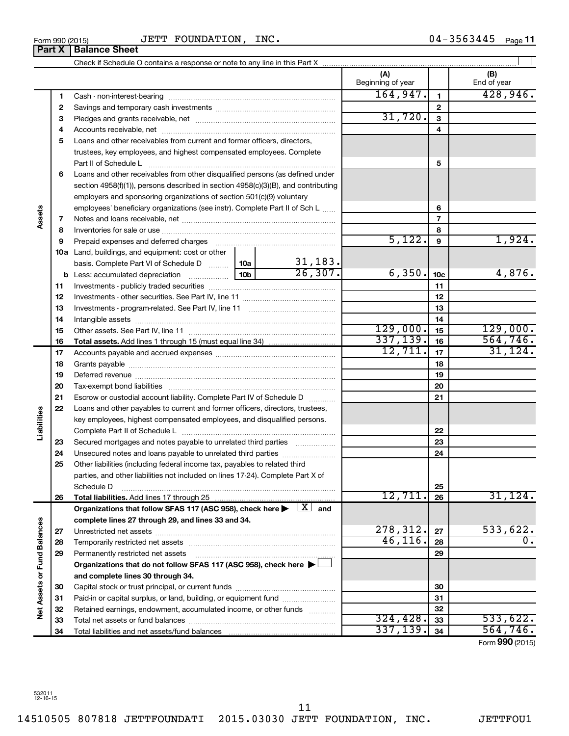Form 990 (2015) JETT FOUNDATION, INC. 04-3563445

**Part X | Balance Sheet**

Check if Schedule O contains a response or note to any line in this Part X ☐

| | | | | (A) Beginning of year | | (B) End of year |
|---|---|---|---|---|---|---|
| **Assets** | 1 | Cash - non-interest-bearing | | 164,947. | 1 | 428,946. |
| | 2 | Savings and temporary cash investments | | | 2 | |
| | 3 | Pledges and grants receivable, net | | 31,720. | 3 | |
| | 4 | Accounts receivable, net | | | 4 | |
| | 5 | Loans and other receivables from current and former officers, directors, trustees, key employees, and highest compensated employees. Complete Part II of Schedule L | | | 5 | |
| | 6 | Loans and other receivables from other disqualified persons (as defined under section 4958(f)(1)), persons described in section 4958(c)(3)(B), and contributing employers and sponsoring organizations of section 501(c)(9) voluntary employees' beneficiary organizations (see instr). Complete Part II of Sch L | | | 6 | |
| | 7 | Notes and loans receivable, net | | | 7 | |
| | 8 | Inventories for sale or use | | | 8 | |
| | 9 | Prepaid expenses and deferred charges | | 5,122. | 9 | 1,924. |
| | 10a | Land, buildings, and equipment: cost or other basis. Complete Part VI of Schedule D | 10a 31,183. | | | |
| | b | Less: accumulated depreciation | 10b 26,307. | 6,350. | 10c | 4,876. |
| | 11 | Investments - publicly traded securities | | | 11 | |
| | 12 | Investments - other securities. See Part IV, line 11 | | | 12 | |
| | 13 | Investments - program-related. See Part IV, line 11 | | | 13 | |
| | 14 | Intangible assets | | | 14 | |
| | 15 | Other assets. See Part IV, line 11 | | 129,000. | 15 | 129,000. |
| | 16 | **Total assets.** Add lines 1 through 15 (must equal line 34) | | 337,139. | 16 | 564,746. |
| **Liabilities** | 17 | Accounts payable and accrued expenses | | 12,711. | 17 | 31,124. |
| | 18 | Grants payable | | | 18 | |
| | 19 | Deferred revenue | | | 19 | |
| | 20 | Tax-exempt bond liabilities | | | 20 | |
| | 21 | Escrow or custodial account liability. Complete Part IV of Schedule D | | | 21 | |
| | 22 | Loans and other payables to current and former officers, directors, trustees, key employees, highest compensated employees, and disqualified persons. Complete Part II of Schedule L | | | 22 | |
| | 23 | Secured mortgages and notes payable to unrelated third parties | | | 23 | |
| | 24 | Unsecured notes and loans payable to unrelated third parties | | | 24 | |
| | 25 | Other liabilities (including federal income tax, payables to related third parties, and other liabilities not included on lines 17-24). Complete Part X of Schedule D | | | 25 | |
| | 26 | **Total liabilities.** Add lines 17 through 25 | | 12,711. | 26 | 31,124. |
| **Net Assets or Fund Balances** | | **Organizations that follow SFAS 117 (ASC 958), check here ▶ [X] and complete lines 27 through 29, and lines 33 and 34.** | | | | |
| | 27 | Unrestricted net assets | | 278,312. | 27 | 533,622. |
| | 28 | Temporarily restricted net assets | | 46,116. | 28 | 0. |
| | 29 | Permanently restricted net assets | | | 29 | |
| | | **Organizations that do not follow SFAS 117 (ASC 958), check here ▶ ☐ and complete lines 30 through 34.** | | | | |
| | 30 | Capital stock or trust principal, or current funds | | | 30 | |
| | 31 | Paid-in or capital surplus, or land, building, or equipment fund | | | 31 | |
| | 32 | Retained earnings, endowment, accumulated income, or other funds | | | 32 | |
| | 33 | Total net assets or fund balances | | 324,428. | 33 | 533,622. |
| | 34 | Total liabilities and net assets/fund balances | | 337,139. | 34 | 564,746. |

Form **990** (2015)

532011 12-16-15

14510505 807818 JETTFOUNDATI 2015.03030 JETT FOUNDATION, INC. JETTFOU1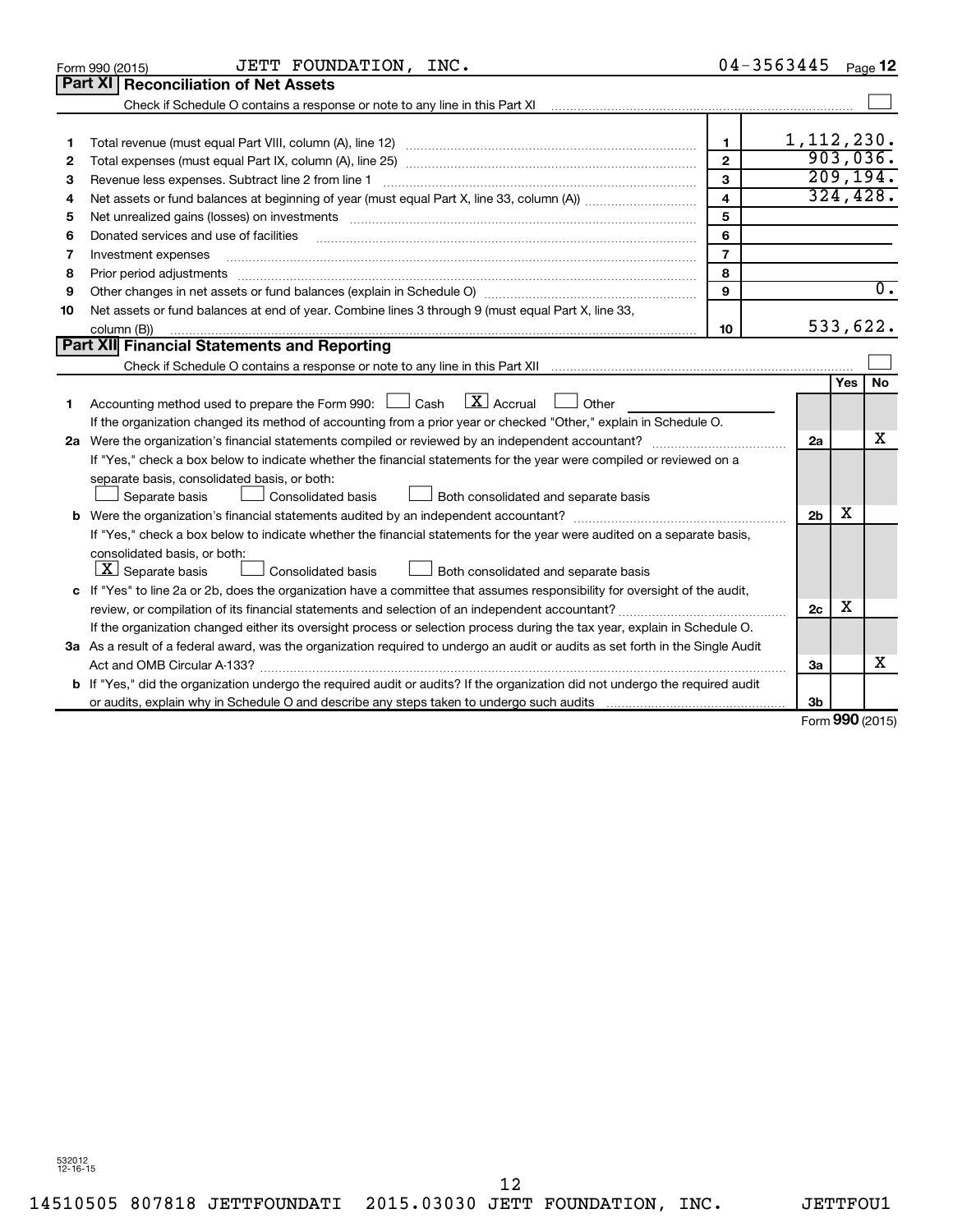Form 990 (2015) JETT FOUNDATION, INC. 04-3563445 Page 12

## Part XI Reconciliation of Net Assets

Check if Schedule O contains a response or note to any line in this Part XI ☐

| | | | |
|---|---|---|---|
| 1 | Total revenue (must equal Part VIII, column (A), line 12) | 1 | 1,112,230. |
| 2 | Total expenses (must equal Part IX, column (A), line 25) | 2 | 903,036. |
| 3 | Revenue less expenses. Subtract line 2 from line 1 | 3 | 209,194. |
| 4 | Net assets or fund balances at beginning of year (must equal Part X, line 33, column (A)) | 4 | 324,428. |
| 5 | Net unrealized gains (losses) on investments | 5 | |
| 6 | Donated services and use of facilities | 6 | |
| 7 | Investment expenses | 7 | |
| 8 | Prior period adjustments | 8 | |
| 9 | Other changes in net assets or fund balances (explain in Schedule O) | 9 | 0. |
| 10 | Net assets or fund balances at end of year. Combine lines 3 through 9 (must equal Part X, line 33, column (B)) | 10 | 533,622. |

## Part XII Financial Statements and Reporting

Check if Schedule O contains a response or note to any line in this Part XII ☐

| | | | Yes | No |
|---|---|---|---|---|
| 1 | Accounting method used to prepare the Form 990: ☐ Cash ☒ Accrual ☐ Other<br>If the organization changed its method of accounting from a prior year or checked "Other," explain in Schedule O. | | | |
| 2a | Were the organization's financial statements compiled or reviewed by an independent accountant?<br>If "Yes," check a box below to indicate whether the financial statements for the year were compiled or reviewed on a separate basis, consolidated basis, or both:<br>☐ Separate basis ☐ Consolidated basis ☐ Both consolidated and separate basis | 2a | | X |
| b | Were the organization's financial statements audited by an independent accountant?<br>If "Yes," check a box below to indicate whether the financial statements for the year were audited on a separate basis, consolidated basis, or both:<br>☒ Separate basis ☐ Consolidated basis ☐ Both consolidated and separate basis | 2b | X | |
| c | If "Yes" to line 2a or 2b, does the organization have a committee that assumes responsibility for oversight of the audit, review, or compilation of its financial statements and selection of an independent accountant?<br>If the organization changed either its oversight process or selection process during the tax year, explain in Schedule O. | 2c | X | |
| 3a | As a result of a federal award, was the organization required to undergo an audit or audits as set forth in the Single Audit Act and OMB Circular A-133? | 3a | | X |
| b | If "Yes," did the organization undergo the required audit or audits? If the organization did not undergo the required audit or audits, explain why in Schedule O and describe any steps taken to undergo such audits | 3b | | |

Form 990 (2015)

532012 12-16-15

14510505 807818 JETTFOUNDATI 2015.03030 JETT FOUNDATION, INC. JETTFOU1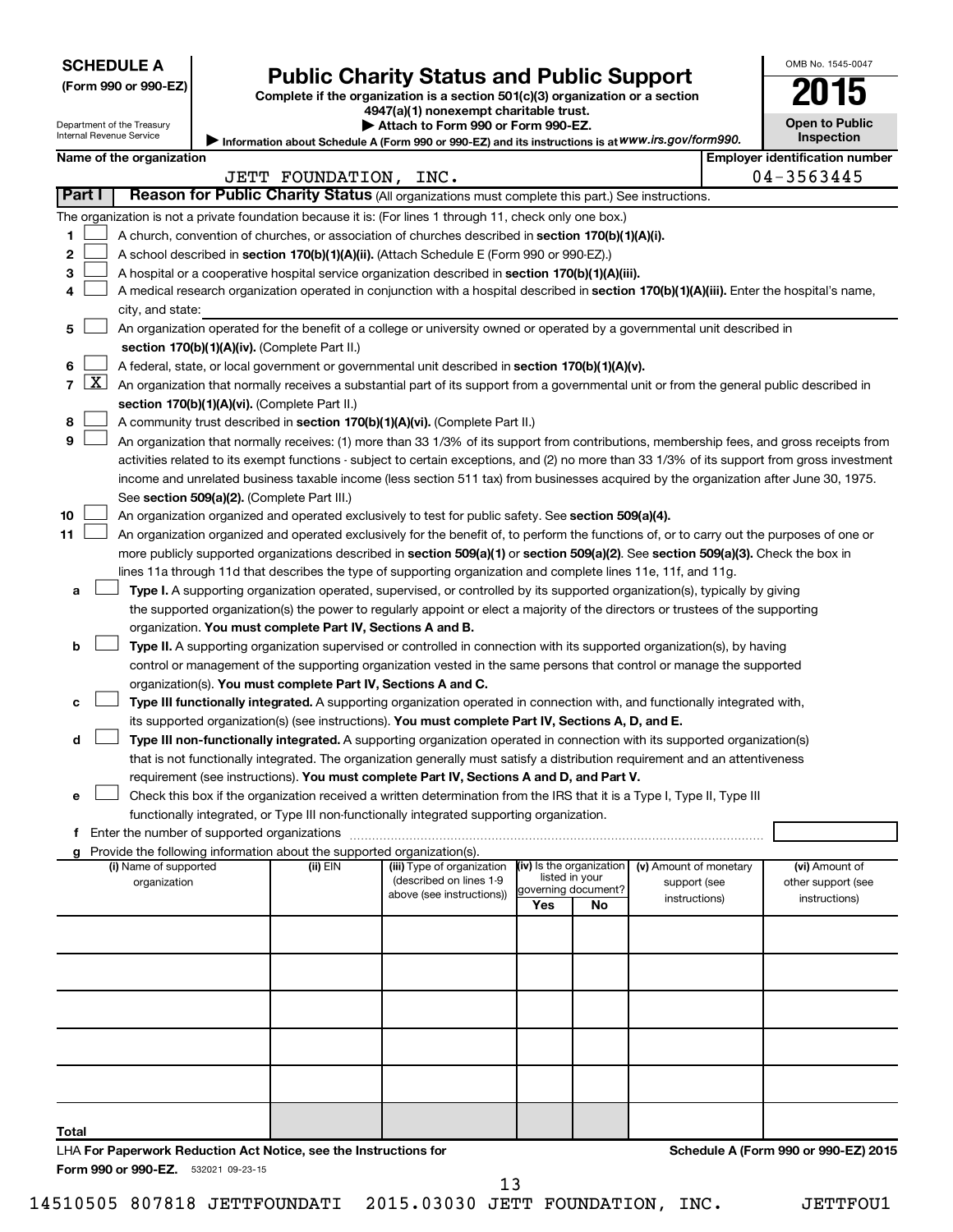**SCHEDULE A (Form 990 or 990-EZ)**

Department of the Treasury
Internal Revenue Service

# Public Charity Status and Public Support

**Complete if the organization is a section 501(c)(3) organization or a section 4947(a)(1) nonexempt charitable trust.**

**▶ Attach to Form 990 or Form 990-EZ.**

▶ Information about Schedule A (Form 990 or 990-EZ) and its instructions is at *www.irs.gov/form990.*

OMB No. 1545-0047

**2015**

**Open to Public Inspection**

**Name of the organization**: JETT FOUNDATION, INC.

**Employer identification number**: 04-3563445

## Part I — Reason for Public Charity Status (All organizations must complete this part.) See instructions.

The organization is not a private foundation because it is: (For lines 1 through 11, check only one box.)

1. [ ] A church, convention of churches, or association of churches described in **section 170(b)(1)(A)(i).**
2. [ ] A school described in **section 170(b)(1)(A)(ii).** (Attach Schedule E (Form 990 or 990-EZ).)
3. [ ] A hospital or a cooperative hospital service organization described in **section 170(b)(1)(A)(iii).**
4. [ ] A medical research organization operated in conjunction with a hospital described in **section 170(b)(1)(A)(iii).** Enter the hospital's name, city, and state:
5. [ ] An organization operated for the benefit of a college or university owned or operated by a governmental unit described in **section 170(b)(1)(A)(iv).** (Complete Part II.)
6. [ ] A federal, state, or local government or governmental unit described in **section 170(b)(1)(A)(v).**
7. [X] An organization that normally receives a substantial part of its support from a governmental unit or from the general public described in **section 170(b)(1)(A)(vi).** (Complete Part II.)
8. [ ] A community trust described in **section 170(b)(1)(A)(vi).** (Complete Part II.)
9. [ ] An organization that normally receives: (1) more than 33 1/3% of its support from contributions, membership fees, and gross receipts from activities related to its exempt functions - subject to certain exceptions, and (2) no more than 33 1/3% of its support from gross investment income and unrelated business taxable income (less section 511 tax) from businesses acquired by the organization after June 30, 1975. See **section 509(a)(2).** (Complete Part III.)
10. [ ] An organization organized and operated exclusively to test for public safety. See **section 509(a)(4).**
11. [ ] An organization organized and operated exclusively for the benefit of, to perform the functions of, or to carry out the purposes of one or more publicly supported organizations described in **section 509(a)(1)** or **section 509(a)(2).** See **section 509(a)(3).** Check the box in lines 11a through 11d that describes the type of supporting organization and complete lines 11e, 11f, and 11g.
   - **a** [ ] **Type I.** A supporting organization operated, supervised, or controlled by its supported organization(s), typically by giving the supported organization(s) the power to regularly appoint or elect a majority of the directors or trustees of the supporting organization. **You must complete Part IV, Sections A and B.**
   - **b** [ ] **Type II.** A supporting organization supervised or controlled in connection with its supported organization(s), by having control or management of the supporting organization vested in the same persons that control or manage the supported organization(s). **You must complete Part IV, Sections A and C.**
   - **c** [ ] **Type III functionally integrated.** A supporting organization operated in connection with, and functionally integrated with, its supported organization(s) (see instructions). **You must complete Part IV, Sections A, D, and E.**
   - **d** [ ] **Type III non-functionally integrated.** A supporting organization operated in connection with its supported organization(s) that is not functionally integrated. The organization generally must satisfy a distribution requirement and an attentiveness requirement (see instructions). **You must complete Part IV, Sections A and D, and Part V.**
   - **e** [ ] Check this box if the organization received a written determination from the IRS that it is a Type I, Type II, Type III functionally integrated, or Type III non-functionally integrated supporting organization.
   - **f** Enter the number of supported organizations
   - **g** Provide the following information about the supported organization(s).

| (i) Name of supported organization | (ii) EIN | (iii) Type of organization (described on lines 1-9 above (see instructions)) | (iv) Is the organization listed in your governing document? Yes | No | (v) Amount of monetary support (see instructions) | (vi) Amount of other support (see instructions) |
|---|---|---|---|---|---|---|
| | | | | | | |
| | | | | | | |
| | | | | | | |
| | | | | | | |
| | | | | | | |
| **Total** | | | | | | |

LHA **For Paperwork Reduction Act Notice, see the Instructions for Form 990 or 990-EZ.** 532021 09-23-15

**Schedule A (Form 990 or 990-EZ) 2015**

14510505 807818 JETTFOUNDATI 2015.03030 JETT FOUNDATION, INC. JETTFOU1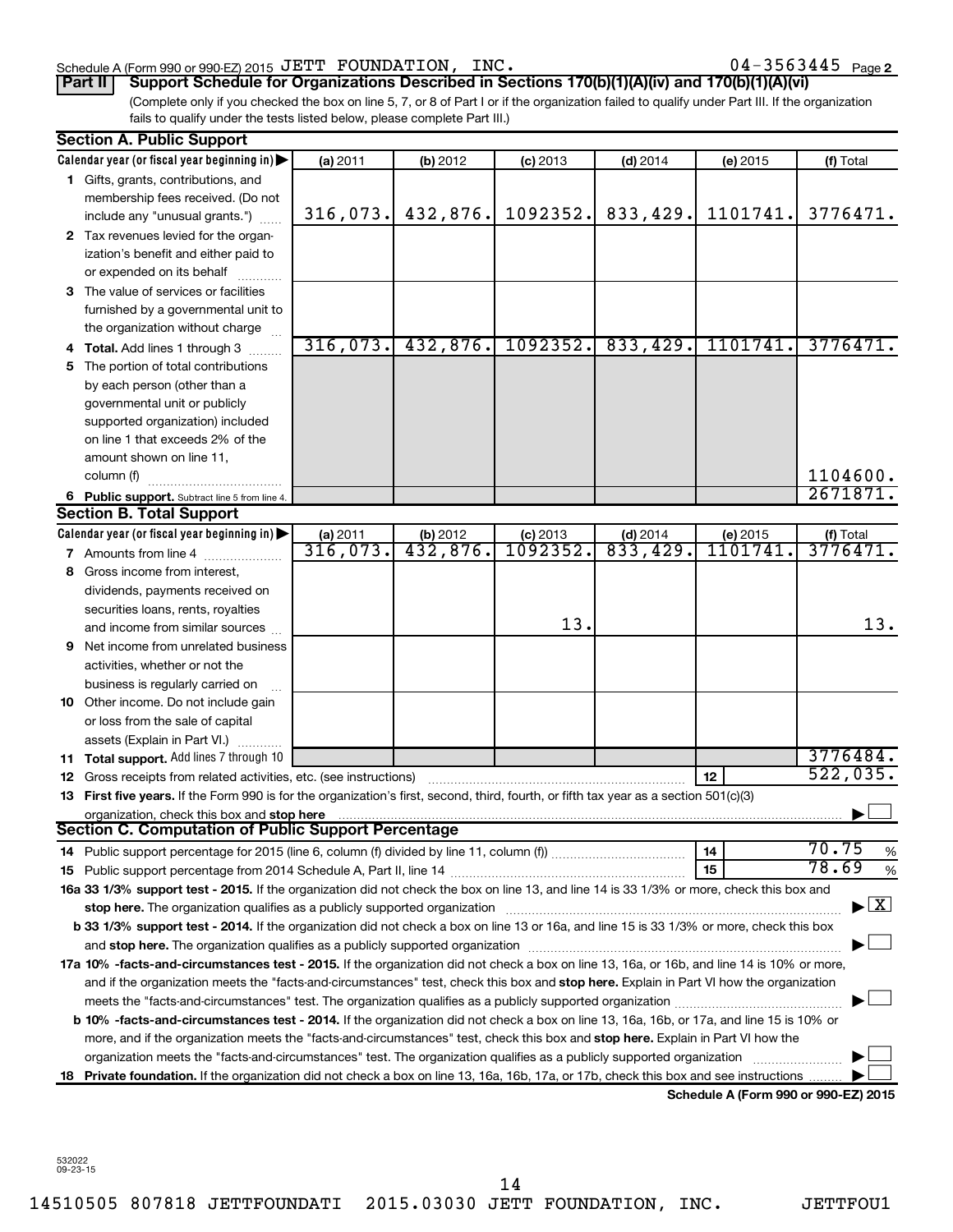Schedule A (Form 990 or 990-EZ) 2015 JETT FOUNDATION, INC. 04-3563445 Page **2**

## Part II Support Schedule for Organizations Described in Sections 170(b)(1)(A)(iv) and 170(b)(1)(A)(vi)

(Complete only if you checked the box on line 5, 7, or 8 of Part I or if the organization failed to qualify under Part III. If the organization fails to qualify under the tests listed below, please complete Part III.)

### Section A. Public Support

| Calendar year (or fiscal year beginning in) | (a) 2011 | (b) 2012 | (c) 2013 | (d) 2014 | (e) 2015 | (f) Total |
|---|---|---|---|---|---|---|
| **1** Gifts, grants, contributions, and membership fees received. (Do not include any "unusual grants.") | 316,073. | 432,876. | 1092352. | 833,429. | 1101741. | 3776471. |
| **2** Tax revenues levied for the organization's benefit and either paid to or expended on its behalf | | | | | | |
| **3** The value of services or facilities furnished by a governmental unit to the organization without charge | | | | | | |
| **4 Total.** Add lines 1 through 3 | 316,073. | 432,876. | 1092352. | 833,429. | 1101741. | 3776471. |
| **5** The portion of total contributions by each person (other than a governmental unit or publicly supported organization) included on line 1 that exceeds 2% of the amount shown on line 11, column (f) | | | | | | 1104600. |
| **6 Public support.** Subtract line 5 from line 4. | | | | | | 2671871. |

### Section B. Total Support

| Calendar year (or fiscal year beginning in) | (a) 2011 | (b) 2012 | (c) 2013 | (d) 2014 | (e) 2015 | (f) Total |
|---|---|---|---|---|---|---|
| **7** Amounts from line 4 | 316,073. | 432,876. | 1092352. | 833,429. | 1101741. | 3776471. |
| **8** Gross income from interest, dividends, payments received on securities loans, rents, royalties and income from similar sources | | | 13. | | | 13. |
| **9** Net income from unrelated business activities, whether or not the business is regularly carried on | | | | | | |
| **10** Other income. Do not include gain or loss from the sale of capital assets (Explain in Part VI.) | | | | | | |
| **11 Total support.** Add lines 7 through 10 | | | | | | 3776484. |

**12** Gross receipts from related activities, etc. (see instructions) — **12** — 522,035.

**13 First five years.** If the Form 990 is for the organization's first, second, third, fourth, or fifth tax year as a section 501(c)(3) organization, check this box and **stop here** ☐

### Section C. Computation of Public Support Percentage

**14** Public support percentage for 2015 (line 6, column (f) divided by line 11, column (f)) — **14** — 70.75 %

**15** Public support percentage from 2014 Schedule A, Part II, line 14 — **15** — 78.69 %

**16a 33 1/3% support test - 2015.** If the organization did not check the box on line 13, and line 14 is 33 1/3% or more, check this box and **stop here.** The organization qualifies as a publicly supported organization ☒

**b 33 1/3% support test - 2014.** If the organization did not check a box on line 13 or 16a, and line 15 is 33 1/3% or more, check this box and **stop here.** The organization qualifies as a publicly supported organization ☐

**17a 10% -facts-and-circumstances test - 2015.** If the organization did not check a box on line 13, 16a, or 16b, and line 14 is 10% or more, and if the organization meets the "facts-and-circumstances" test, check this box and **stop here.** Explain in Part VI how the organization meets the "facts-and-circumstances" test. The organization qualifies as a publicly supported organization ☐

**b 10% -facts-and-circumstances test - 2014.** If the organization did not check a box on line 13, 16a, 16b, or 17a, and line 15 is 10% or more, and if the organization meets the "facts-and-circumstances" test, check this box and **stop here.** Explain in Part VI how the organization meets the "facts-and-circumstances" test. The organization qualifies as a publicly supported organization ☐

**18 Private foundation.** If the organization did not check a box on line 13, 16a, 16b, 17a, or 17b, check this box and see instructions ☐

**Schedule A (Form 990 or 990-EZ) 2015**

532022 09-23-15

14510505 807818 JETTFOUNDATI 2015.03030 JETT FOUNDATION, INC. JETTFOU1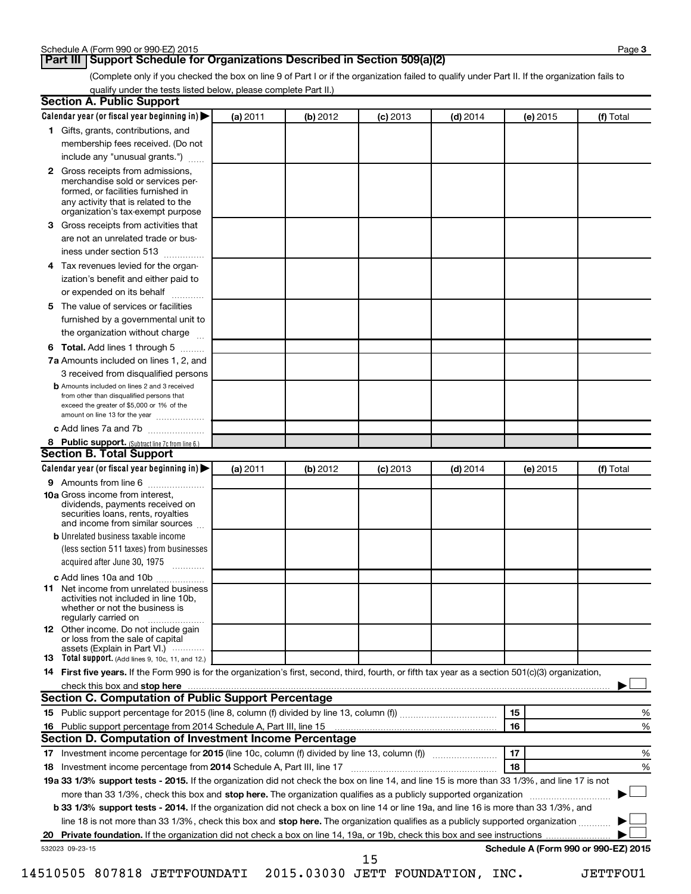## Part III Support Schedule for Organizations Described in Section 509(a)(2)

(Complete only if you checked the box on line 9 of Part I or if the organization failed to qualify under Part II. If the organization fails to qualify under the tests listed below, please complete Part II.)

### Section A. Public Support

| Calendar year (or fiscal year beginning in) ▶ | (a) 2011 | (b) 2012 | (c) 2013 | (d) 2014 | (e) 2015 | (f) Total |
|---|---|---|---|---|---|---|
| **1** Gifts, grants, contributions, and membership fees received. (Do not include any "unusual grants.") | | | | | | |
| **2** Gross receipts from admissions, merchandise sold or services performed, or facilities furnished in any activity that is related to the organization's tax-exempt purpose | | | | | | |
| **3** Gross receipts from activities that are not an unrelated trade or business under section 513 | | | | | | |
| **4** Tax revenues levied for the organization's benefit and either paid to or expended on its behalf | | | | | | |
| **5** The value of services or facilities furnished by a governmental unit to the organization without charge | | | | | | |
| **6 Total.** Add lines 1 through 5 | | | | | | |
| **7a** Amounts included on lines 1, 2, and 3 received from disqualified persons | | | | | | |
| **b** Amounts included on lines 2 and 3 received from other than disqualified persons that exceed the greater of $5,000 or 1% of the amount on line 13 for the year | | | | | | |
| **c** Add lines 7a and 7b | | | | | | |
| **8 Public support.** (Subtract line 7c from line 6.) | | | | | | |

### Section B. Total Support

| Calendar year (or fiscal year beginning in) ▶ | (a) 2011 | (b) 2012 | (c) 2013 | (d) 2014 | (e) 2015 | (f) Total |
|---|---|---|---|---|---|---|
| **9** Amounts from line 6 | | | | | | |
| **10a** Gross income from interest, dividends, payments received on securities loans, rents, royalties and income from similar sources | | | | | | |
| **b** Unrelated business taxable income (less section 511 taxes) from businesses acquired after June 30, 1975 | | | | | | |
| **c** Add lines 10a and 10b | | | | | | |
| **11** Net income from unrelated business activities not included in line 10b, whether or not the business is regularly carried on | | | | | | |
| **12** Other income. Do not include gain or loss from the sale of capital assets (Explain in Part VI.) | | | | | | |
| **13 Total support.** (Add lines 9, 10c, 11, and 12.) | | | | | | |

**14 First five years.** If the Form 990 is for the organization's first, second, third, fourth, or fifth tax year as a section 501(c)(3) organization, check this box and **stop here** ▶ ☐

### Section C. Computation of Public Support Percentage

| | | | |
|---|---|---|---|
| **15** | Public support percentage for 2015 (line 8, column (f) divided by line 13, column (f)) | 15 | % |
| **16** | Public support percentage from 2014 Schedule A, Part III, line 15 | 16 | % |

### Section D. Computation of Investment Income Percentage

| | | | |
|---|---|---|---|
| **17** | Investment income percentage for **2015** (line 10c, column (f) divided by line 13, column (f)) | 17 | % |
| **18** | Investment income percentage from **2014** Schedule A, Part III, line 17 | 18 | % |

**19a 33 1/3% support tests - 2015.** If the organization did not check the box on line 14, and line 15 is more than 33 1/3%, and line 17 is not more than 33 1/3%, check this box and **stop here.** The organization qualifies as a publicly supported organization ▶ ☐

**b 33 1/3% support tests - 2014.** If the organization did not check a box on line 14 or line 19a, and line 16 is more than 33 1/3%, and line 18 is not more than 33 1/3%, check this box and **stop here.** The organization qualifies as a publicly supported organization ▶ ☐

**20 Private foundation.** If the organization did not check a box on line 14, 19a, or 19b, check this box and see instructions ▶ ☐

532023 09-23-15

**Schedule A (Form 990 or 990-EZ) 2015**

14510505 807818 JETTFOUNDATI 2015.03030 JETT FOUNDATION, INC. JETTFOU1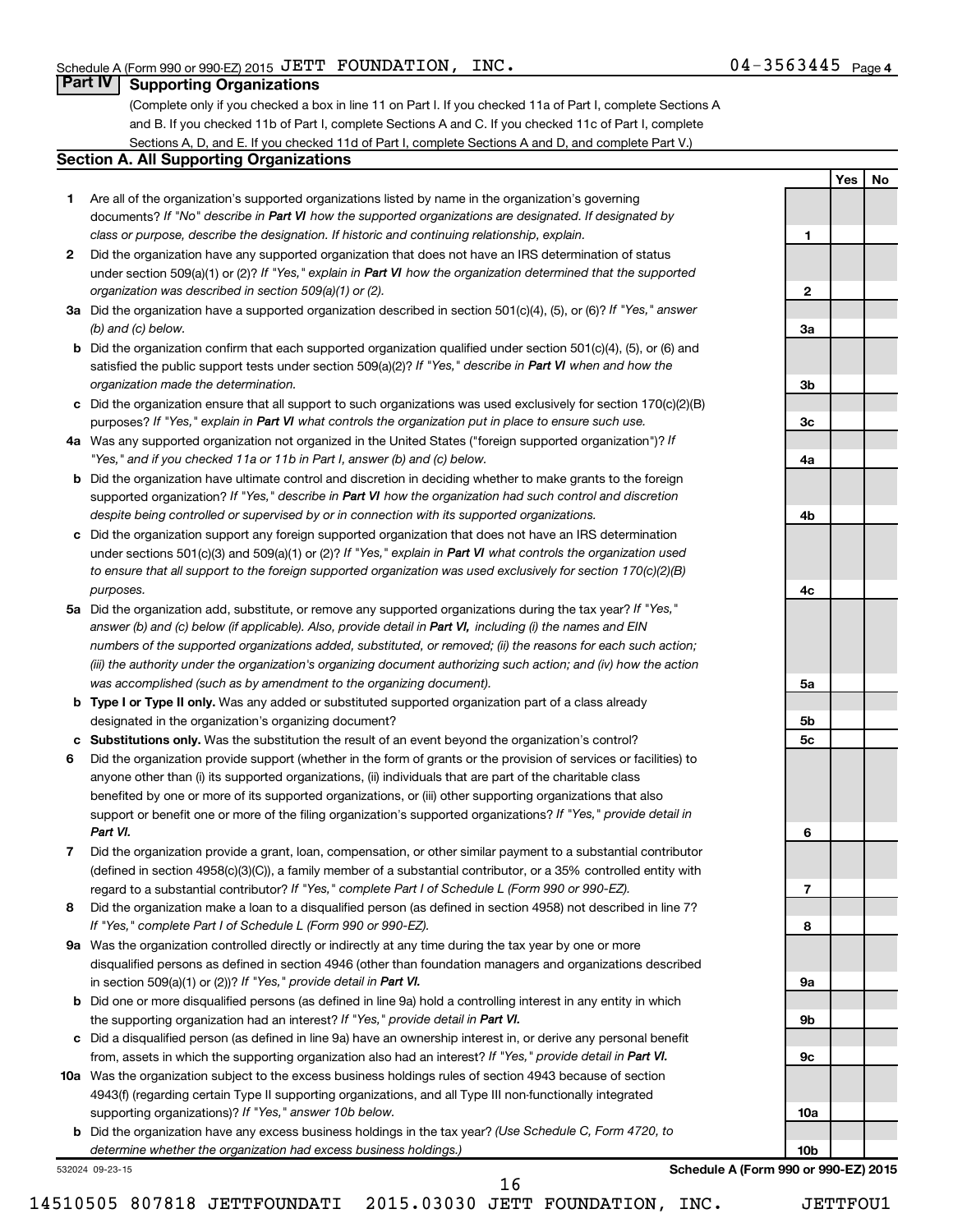Schedule A (Form 990 or 990-EZ) 2015 JETT FOUNDATION, INC. 04-3563445 Page 4

## Part IV Supporting Organizations

(Complete only if you checked a box in line 11 on Part I. If you checked 11a of Part I, complete Sections A and B. If you checked 11b of Part I, complete Sections A and C. If you checked 11c of Part I, complete Sections A, D, and E. If you checked 11d of Part I, complete Sections A and D, and complete Part V.)

### Section A. All Supporting Organizations

| | | | Yes | No |
|---|---|---|---|---|
| **1** | Are all of the organization's supported organizations listed by name in the organization's governing documents? *If "No" describe in **Part VI** how the supported organizations are designated. If designated by class or purpose, describe the designation. If historic and continuing relationship, explain.* | **1** | | |
| **2** | Did the organization have any supported organization that does not have an IRS determination of status under section 509(a)(1) or (2)? *If "Yes," explain in **Part VI** how the organization determined that the supported organization was described in section 509(a)(1) or (2).* | **2** | | |
| **3a** | Did the organization have a supported organization described in section 501(c)(4), (5), or (6)? *If "Yes," answer (b) and (c) below.* | **3a** | | |
| **b** | Did the organization confirm that each supported organization qualified under section 501(c)(4), (5), or (6) and satisfied the public support tests under section 509(a)(2)? *If "Yes," describe in **Part VI** when and how the organization made the determination.* | **3b** | | |
| **c** | Did the organization ensure that all support to such organizations was used exclusively for section 170(c)(2)(B) purposes? *If "Yes," explain in **Part VI** what controls the organization put in place to ensure such use.* | **3c** | | |
| **4a** | Was any supported organization not organized in the United States ("foreign supported organization")? *If "Yes," and if you checked 11a or 11b in Part I, answer (b) and (c) below.* | **4a** | | |
| **b** | Did the organization have ultimate control and discretion in deciding whether to make grants to the foreign supported organization? *If "Yes," describe in **Part VI** how the organization had such control and discretion despite being controlled or supervised by or in connection with its supported organizations.* | **4b** | | |
| **c** | Did the organization support any foreign supported organization that does not have an IRS determination under sections 501(c)(3) and 509(a)(1) or (2)? *If "Yes," explain in **Part VI** what controls the organization used to ensure that all support to the foreign supported organization was used exclusively for section 170(c)(2)(B) purposes.* | **4c** | | |
| **5a** | Did the organization add, substitute, or remove any supported organizations during the tax year? *If "Yes," answer (b) and (c) below (if applicable). Also, provide detail in **Part VI,** including (i) the names and EIN numbers of the supported organizations added, substituted, or removed; (ii) the reasons for each such action; (iii) the authority under the organization's organizing document authorizing such action; and (iv) how the action was accomplished (such as by amendment to the organizing document).* | **5a** | | |
| **b** | **Type I or Type II only.** Was any added or substituted supported organization part of a class already designated in the organization's organizing document? | **5b** | | |
| **c** | **Substitutions only.** Was the substitution the result of an event beyond the organization's control? | **5c** | | |
| **6** | Did the organization provide support (whether in the form of grants or the provision of services or facilities) to anyone other than (i) its supported organizations, (ii) individuals that are part of the charitable class benefited by one or more of its supported organizations, or (iii) other supporting organizations that also support or benefit one or more of the filing organization's supported organizations? *If "Yes," provide detail in **Part VI.*** | **6** | | |
| **7** | Did the organization provide a grant, loan, compensation, or other similar payment to a substantial contributor (defined in section 4958(c)(3)(C)), a family member of a substantial contributor, or a 35% controlled entity with regard to a substantial contributor? *If "Yes," complete Part I of Schedule L (Form 990 or 990-EZ).* | **7** | | |
| **8** | Did the organization make a loan to a disqualified person (as defined in section 4958) not described in line 7? *If "Yes," complete Part I of Schedule L (Form 990 or 990-EZ).* | **8** | | |
| **9a** | Was the organization controlled directly or indirectly at any time during the tax year by one or more disqualified persons as defined in section 4946 (other than foundation managers and organizations described in section 509(a)(1) or (2))? *If "Yes," provide detail in **Part VI.*** | **9a** | | |
| **b** | Did one or more disqualified persons (as defined in line 9a) hold a controlling interest in any entity in which the supporting organization had an interest? *If "Yes," provide detail in **Part VI.*** | **9b** | | |
| **c** | Did a disqualified person (as defined in line 9a) have an ownership interest in, or derive any personal benefit from, assets in which the supporting organization also had an interest? *If "Yes," provide detail in **Part VI.*** | **9c** | | |
| **10a** | Was the organization subject to the excess business holdings rules of section 4943 because of section 4943(f) (regarding certain Type II supporting organizations, and all Type III non-functionally integrated supporting organizations)? *If "Yes," answer 10b below.* | **10a** | | |
| **b** | Did the organization have any excess business holdings in the tax year? *(Use Schedule C, Form 4720, to determine whether the organization had excess business holdings.)* | **10b** | | |

532024 09-23-15 **Schedule A (Form 990 or 990-EZ) 2015**

14510505 807818 JETTFOUNDATI 2015.03030 JETT FOUNDATION, INC. JETTFOU1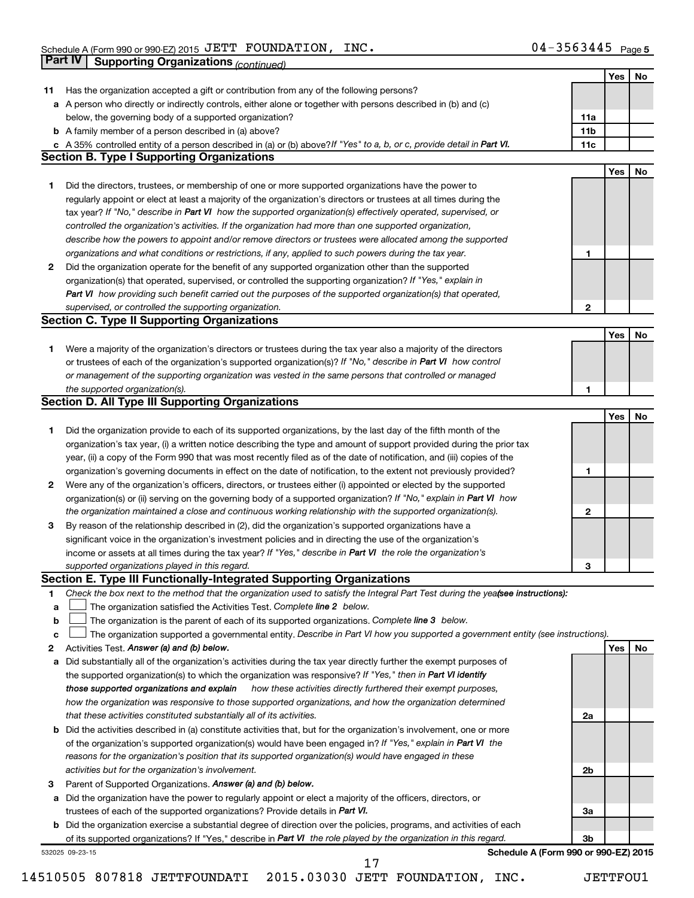Schedule A (Form 990 or 990-EZ) 2015 JETT FOUNDATION, INC. 04-3563445 Page 5

## Part IV Supporting Organizations *(continued)*

| | | | Yes | No |
|---|---|---|---|---|
| **11** | Has the organization accepted a gift or contribution from any of the following persons? | | | |
| **a** | A person who directly or indirectly controls, either alone or together with persons described in (b) and (c) below, the governing body of a supported organization? | 11a | | |
| **b** | A family member of a person described in (a) above? | 11b | | |
| **c** | A 35% controlled entity of a person described in (a) or (b) above? *If "Yes" to a, b, or c, provide detail in **Part VI.*** | 11c | | |

### Section B. Type I Supporting Organizations

| | | | Yes | No |
|---|---|---|---|---|
| **1** | Did the directors, trustees, or membership of one or more supported organizations have the power to regularly appoint or elect at least a majority of the organization's directors or trustees at all times during the tax year? *If "No," describe in **Part VI** how the supported organization(s) effectively operated, supervised, or controlled the organization's activities. If the organization had more than one supported organization, describe how the powers to appoint and/or remove directors or trustees were allocated among the supported organizations and what conditions or restrictions, if any, applied to such powers during the tax year.* | 1 | | |
| **2** | Did the organization operate for the benefit of any supported organization other than the supported organization(s) that operated, supervised, or controlled the supporting organization? *If "Yes," explain in **Part VI** how providing such benefit carried out the purposes of the supported organization(s) that operated, supervised, or controlled the supporting organization.* | 2 | | |

### Section C. Type II Supporting Organizations

| | | | Yes | No |
|---|---|---|---|---|
| **1** | Were a majority of the organization's directors or trustees during the tax year also a majority of the directors or trustees of each of the organization's supported organization(s)? *If "No," describe in **Part VI** how control or management of the supporting organization was vested in the same persons that controlled or managed the supported organization(s).* | 1 | | |

### Section D. All Type III Supporting Organizations

| | | | Yes | No |
|---|---|---|---|---|
| **1** | Did the organization provide to each of its supported organizations, by the last day of the fifth month of the organization's tax year, (i) a written notice describing the type and amount of support provided during the prior tax year, (ii) a copy of the Form 990 that was most recently filed as of the date of notification, and (iii) copies of the organization's governing documents in effect on the date of notification, to the extent not previously provided? | 1 | | |
| **2** | Were any of the organization's officers, directors, or trustees either (i) appointed or elected by the supported organization(s) or (ii) serving on the governing body of a supported organization? *If "No," explain in **Part VI** how the organization maintained a close and continuous working relationship with the supported organization(s).* | 2 | | |
| **3** | By reason of the relationship described in (2), did the organization's supported organizations have a significant voice in the organization's investment policies and in directing the use of the organization's income or assets at all times during the tax year? *If "Yes," describe in **Part VI** the role the organization's supported organizations played in this regard.* | 3 | | |

### Section E. Type III Functionally-Integrated Supporting Organizations

**1** *Check the box next to the method that the organization used to satisfy the Integral Part Test during the year **(see instructions):***

- **a** ☐ The organization satisfied the Activities Test. *Complete **line 2** below.*
- **b** ☐ The organization is the parent of each of its supported organizations. *Complete **line 3** below.*
- **c** ☐ The organization supported a governmental entity. *Describe in Part VI how you supported a government entity (see instructions).*

| | | | Yes | No |
|---|---|---|---|---|
| **2** | Activities Test. ***Answer (a) and (b) below.*** | | | |
| **a** | Did substantially all of the organization's activities during the tax year directly further the exempt purposes of the supported organization(s) to which the organization was responsive? *If "Yes," then in **Part VI identify those supported organizations and explain** how these activities directly furthered their exempt purposes, how the organization was responsive to those supported organizations, and how the organization determined that these activities constituted substantially all of its activities.* | 2a | | |
| **b** | Did the activities described in (a) constitute activities that, but for the organization's involvement, one or more of the organization's supported organization(s) would have been engaged in? *If "Yes," explain in **Part VI** the reasons for the organization's position that its supported organization(s) would have engaged in these activities but for the organization's involvement.* | 2b | | |
| **3** | Parent of Supported Organizations. ***Answer (a) and (b) below.*** | | | |
| **a** | Did the organization have the power to regularly appoint or elect a majority of the officers, directors, or trustees of each of the supported organizations? Provide details in ***Part VI.*** | 3a | | |
| **b** | Did the organization exercise a substantial degree of direction over the policies, programs, and activities of each of its supported organizations? If "Yes," describe in ***Part VI*** *the role played by the organization in this regard.* | 3b | | |

532025 09-23-15 **Schedule A (Form 990 or 990-EZ) 2015**

14510505 807818 JETTFOUNDATI 2015.03030 JETT FOUNDATION, INC. JETTFOU1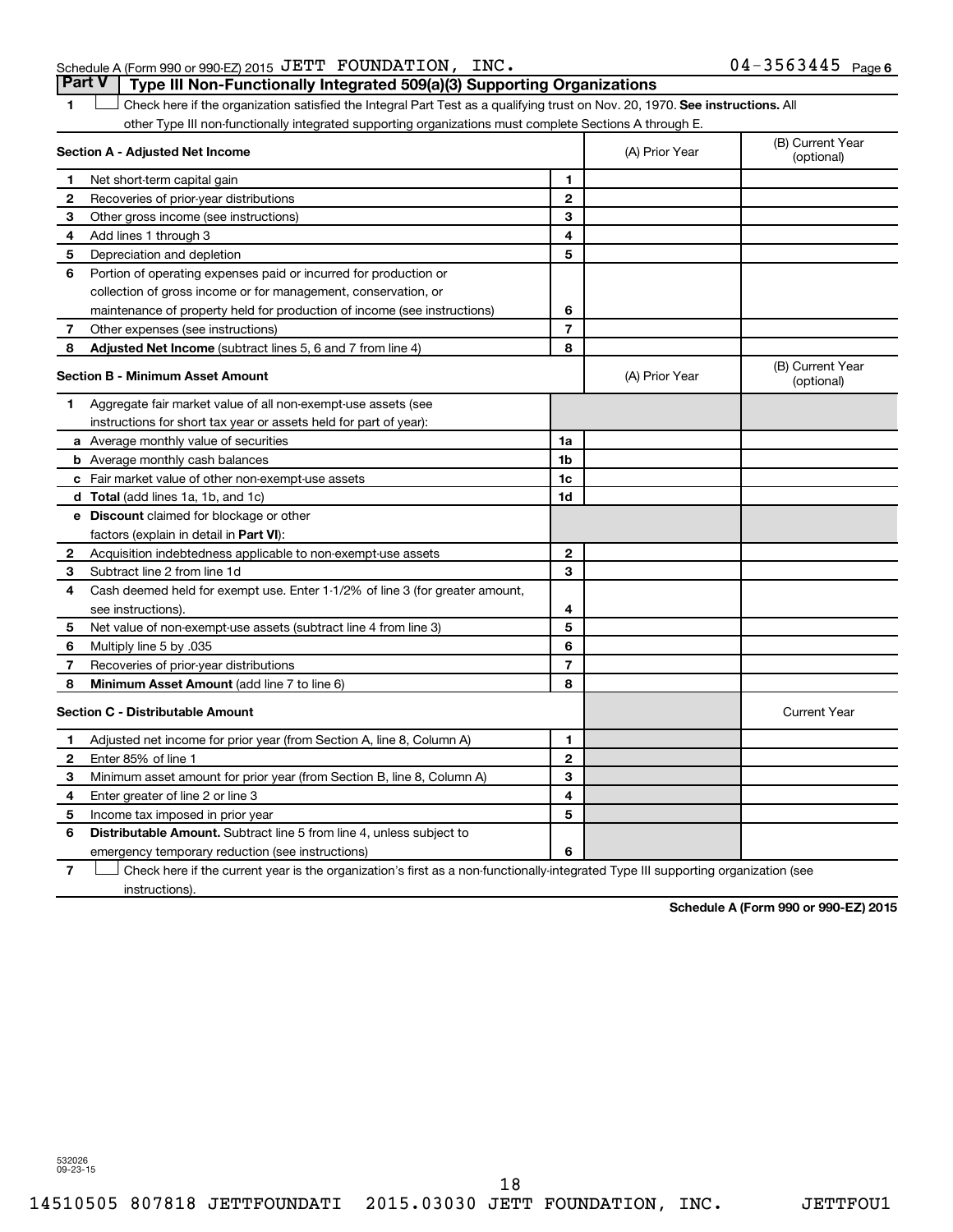Schedule A (Form 990 or 990-EZ) 2015 JETT FOUNDATION, INC. 04-3563445 Page 6

## Part V Type III Non-Functionally Integrated 509(a)(3) Supporting Organizations

1 ☐ Check here if the organization satisfied the Integral Part Test as a qualifying trust on Nov. 20, 1970. **See instructions.** All other Type III non-functionally integrated supporting organizations must complete Sections A through E.

| Section A - Adjusted Net Income | | (A) Prior Year | (B) Current Year (optional) |
|---|---|---|---|
| 1 Net short-term capital gain | 1 | | |
| 2 Recoveries of prior-year distributions | 2 | | |
| 3 Other gross income (see instructions) | 3 | | |
| 4 Add lines 1 through 3 | 4 | | |
| 5 Depreciation and depletion | 5 | | |
| 6 Portion of operating expenses paid or incurred for production or collection of gross income or for management, conservation, or maintenance of property held for production of income (see instructions) | 6 | | |
| 7 Other expenses (see instructions) | 7 | | |
| 8 **Adjusted Net Income** (subtract lines 5, 6 and 7 from line 4) | 8 | | |

| Section B - Minimum Asset Amount | | (A) Prior Year | (B) Current Year (optional) |
|---|---|---|---|
| 1 Aggregate fair market value of all non-exempt-use assets (see instructions for short tax year or assets held for part of year): | | | |
| a Average monthly value of securities | 1a | | |
| b Average monthly cash balances | 1b | | |
| c Fair market value of other non-exempt-use assets | 1c | | |
| d **Total** (add lines 1a, 1b, and 1c) | 1d | | |
| e **Discount** claimed for blockage or other factors (explain in detail in **Part VI**): | | | |
| 2 Acquisition indebtedness applicable to non-exempt-use assets | 2 | | |
| 3 Subtract line 2 from line 1d | 3 | | |
| 4 Cash deemed held for exempt use. Enter 1-1/2% of line 3 (for greater amount, see instructions). | 4 | | |
| 5 Net value of non-exempt-use assets (subtract line 4 from line 3) | 5 | | |
| 6 Multiply line 5 by .035 | 6 | | |
| 7 Recoveries of prior-year distributions | 7 | | |
| 8 **Minimum Asset Amount** (add line 7 to line 6) | 8 | | |

| Section C - Distributable Amount | | | Current Year |
|---|---|---|---|
| 1 Adjusted net income for prior year (from Section A, line 8, Column A) | 1 | | |
| 2 Enter 85% of line 1 | 2 | | |
| 3 Minimum asset amount for prior year (from Section B, line 8, Column A) | 3 | | |
| 4 Enter greater of line 2 or line 3 | 4 | | |
| 5 Income tax imposed in prior year | 5 | | |
| 6 **Distributable Amount.** Subtract line 5 from line 4, unless subject to emergency temporary reduction (see instructions) | 6 | | |

7 ☐ Check here if the current year is the organization's first as a non-functionally-integrated Type III supporting organization (see instructions).

**Schedule A (Form 990 or 990-EZ) 2015**

532026 09-23-15

14510505 807818 JETTFOUNDATI 2015.03030 JETT FOUNDATION, INC. JETTFOU1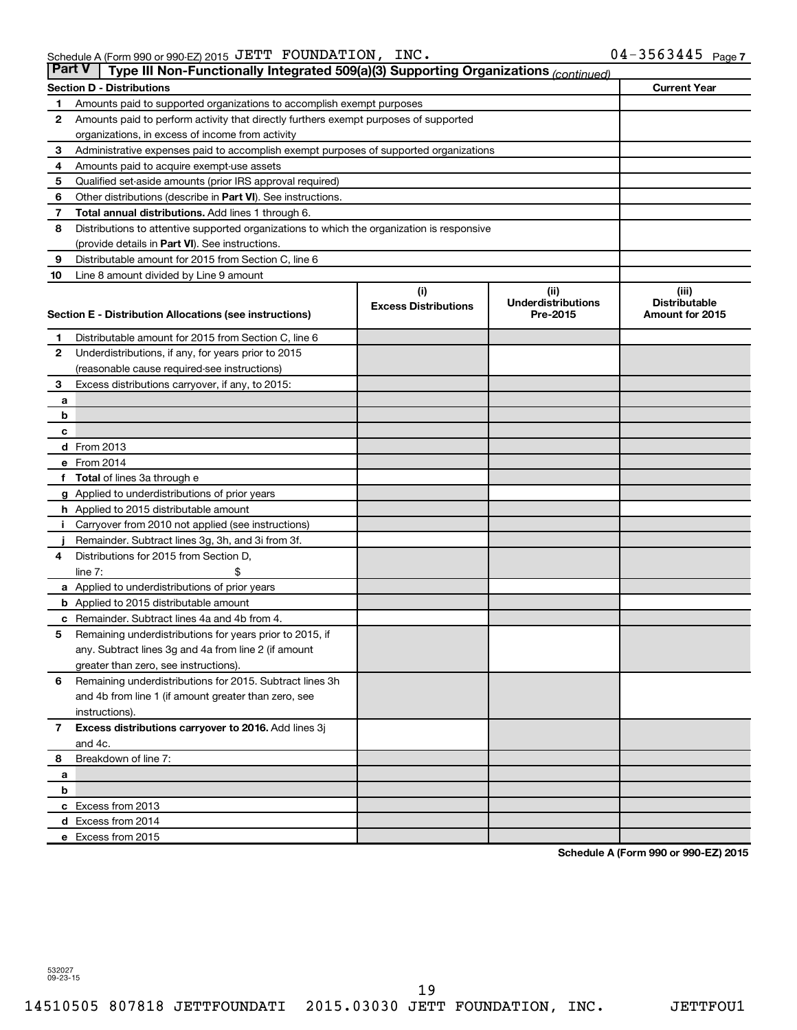Schedule A (Form 990 or 990-EZ) 2015 JETT FOUNDATION, INC. 04-3563445 Page 7

## Part V | Type III Non-Functionally Integrated 509(a)(3) Supporting Organizations *(continued)*

| Section D - Distributions | | Current Year |
|---|---|---|
| 1 | Amounts paid to supported organizations to accomplish exempt purposes | |
| 2 | Amounts paid to perform activity that directly furthers exempt purposes of supported organizations, in excess of income from activity | |
| 3 | Administrative expenses paid to accomplish exempt purposes of supported organizations | |
| 4 | Amounts paid to acquire exempt-use assets | |
| 5 | Qualified set-aside amounts (prior IRS approval required) | |
| 6 | Other distributions (describe in **Part VI**). See instructions. | |
| 7 | **Total annual distributions.** Add lines 1 through 6. | |
| 8 | Distributions to attentive supported organizations to which the organization is responsive (provide details in **Part VI**). See instructions. | |
| 9 | Distributable amount for 2015 from Section C, line 6 | |
| 10 | Line 8 amount divided by Line 9 amount | |

| Section E - Distribution Allocations (see instructions) | | (i) Excess Distributions | (ii) Underdistributions Pre-2015 | (iii) Distributable Amount for 2015 |
|---|---|---|---|---|
| 1 | Distributable amount for 2015 from Section C, line 6 | | | |
| 2 | Underdistributions, if any, for years prior to 2015 (reasonable cause required-see instructions) | | | |
| 3 | Excess distributions carryover, if any, to 2015: | | | |
| a | | | | |
| b | | | | |
| c | | | | |
| d | From 2013 | | | |
| e | From 2014 | | | |
| f | **Total** of lines 3a through e | | | |
| g | Applied to underdistributions of prior years | | | |
| h | Applied to 2015 distributable amount | | | |
| i | Carryover from 2010 not applied (see instructions) | | | |
| j | Remainder. Subtract lines 3g, 3h, and 3i from 3f. | | | |
| 4 | Distributions for 2015 from Section D, line 7: $ | | | |
| a | Applied to underdistributions of prior years | | | |
| b | Applied to 2015 distributable amount | | | |
| c | Remainder. Subtract lines 4a and 4b from 4. | | | |
| 5 | Remaining underdistributions for years prior to 2015, if any. Subtract lines 3g and 4a from line 2 (if amount greater than zero, see instructions). | | | |
| 6 | Remaining underdistributions for 2015. Subtract lines 3h and 4b from line 1 (if amount greater than zero, see instructions). | | | |
| 7 | **Excess distributions carryover to 2016.** Add lines 3j and 4c. | | | |
| 8 | Breakdown of line 7: | | | |
| a | | | | |
| b | | | | |
| c | Excess from 2013 | | | |
| d | Excess from 2014 | | | |
| e | Excess from 2015 | | | |

**Schedule A (Form 990 or 990-EZ) 2015**

532027
09-23-15

14510505 807818 JETTFOUNDATI 2015.03030 JETT FOUNDATION, INC. JETTFOU1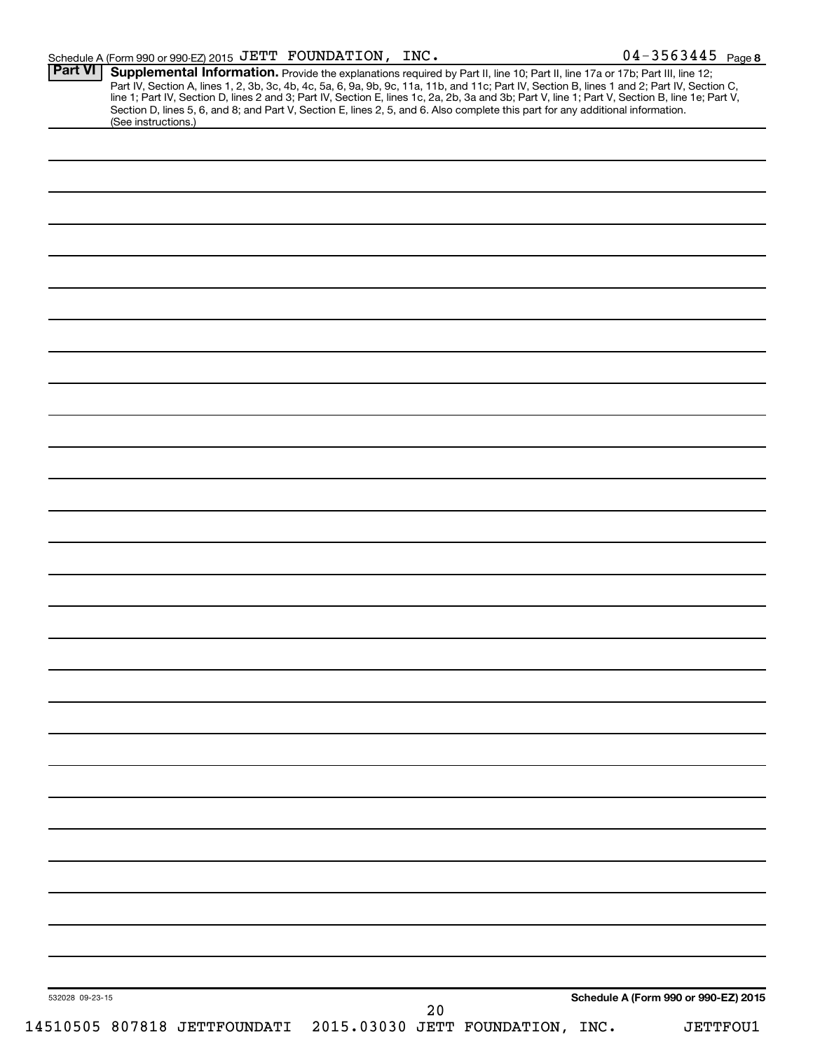Schedule A (Form 990 or 990-EZ) 2015 JETT FOUNDATION, INC. 04-3563445 Page **8**

**Part VI** **Supplemental Information.** Provide the explanations required by Part II, line 10; Part II, line 17a or 17b; Part III, line 12; Part IV, Section A, lines 1, 2, 3b, 3c, 4b, 4c, 5a, 6, 9a, 9b, 9c, 11a, 11b, and 11c; Part IV, Section B, lines 1 and 2; Part IV, Section C, line 1; Part IV, Section D, lines 2 and 3; Part IV, Section E, lines 1c, 2a, 2b, 3a and 3b; Part V, line 1; Part V, Section B, line 1e; Part V, Section D, lines 5, 6, and 8; and Part V, Section E, lines 2, 5, and 6. Also complete this part for any additional information. (See instructions.)

532028 09-23-15

**Schedule A (Form 990 or 990-EZ) 2015**

14510505 807818 JETTFOUNDATI 2015.03030 JETT FOUNDATION, INC. JETTFOU1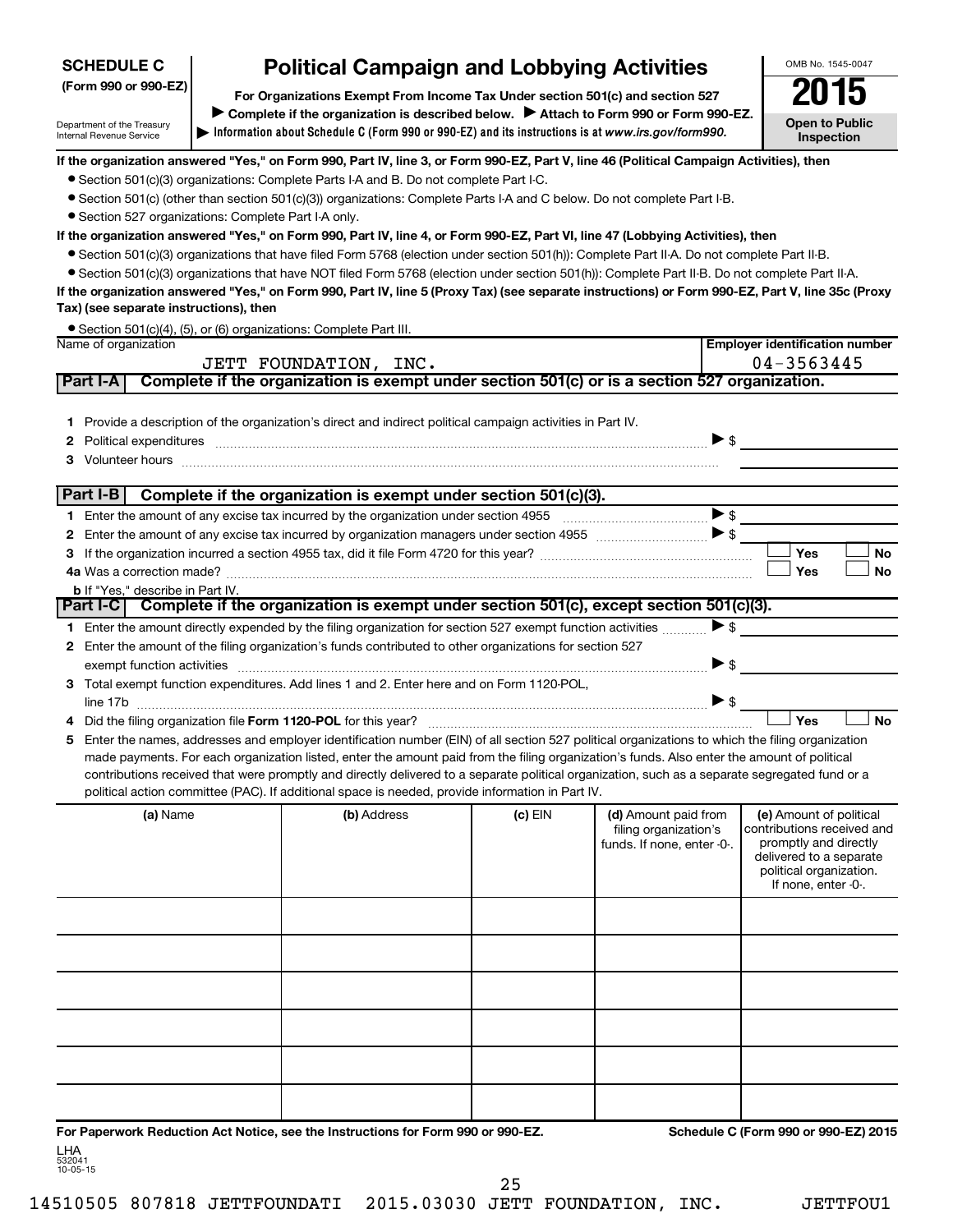**SCHEDULE C (Form 990 or 990-EZ)**

Department of the Treasury
Internal Revenue Service

# Political Campaign and Lobbying Activities

**For Organizations Exempt From Income Tax Under section 501(c) and section 527**

▶ **Complete if the organization is described below.** ▶ **Attach to Form 990 or Form 990-EZ.**

▶ **Information about Schedule C (Form 990 or 990-EZ) and its instructions is at www.irs.gov/form990.**

OMB No. 1545-0047

**2015**

**Open to Public Inspection**

**If the organization answered "Yes," on Form 990, Part IV, line 3, or Form 990-EZ, Part V, line 46 (Political Campaign Activities), then**

- Section 501(c)(3) organizations: Complete Parts I-A and B. Do not complete Part I-C.
- Section 501(c) (other than section 501(c)(3)) organizations: Complete Parts I-A and C below. Do not complete Part I-B.
- Section 527 organizations: Complete Part I-A only.

**If the organization answered "Yes," on Form 990, Part IV, line 4, or Form 990-EZ, Part VI, line 47 (Lobbying Activities), then**

- Section 501(c)(3) organizations that have filed Form 5768 (election under section 501(h)): Complete Part II-A. Do not complete Part II-B.
- Section 501(c)(3) organizations that have NOT filed Form 5768 (election under section 501(h)): Complete Part II-B. Do not complete Part II-A.

**If the organization answered "Yes," on Form 990, Part IV, line 5 (Proxy Tax) (see separate instructions) or Form 990-EZ, Part V, line 35c (Proxy Tax) (see separate instructions), then**

- Section 501(c)(4), (5), or (6) organizations: Complete Part III.

| Name of organization | Employer identification number |
|---|---|
| JETT FOUNDATION, INC. | 04-3563445 |

## Part I-A Complete if the organization is exempt under section 501(c) or is a section 527 organization.

1 Provide a description of the organization's direct and indirect political campaign activities in Part IV.

2 Political expenditures ▶ $

3 Volunteer hours

## Part I-B Complete if the organization is exempt under section 501(c)(3).

1 Enter the amount of any excise tax incurred by the organization under section 4955 ▶ $

2 Enter the amount of any excise tax incurred by organization managers under section 4955 ▶ $

3 If the organization incurred a section 4955 tax, did it file Form 4720 for this year? ☐ Yes ☐ No

4a Was a correction made? ☐ Yes ☐ No

b If "Yes," describe in Part IV.

## Part I-C Complete if the organization is exempt under section 501(c), except section 501(c)(3).

1 Enter the amount directly expended by the filing organization for section 527 exempt function activities ▶ $

2 Enter the amount of the filing organization's funds contributed to other organizations for section 527 exempt function activities ▶ $

3 Total exempt function expenditures. Add lines 1 and 2. Enter here and on Form 1120-POL, line 17b ▶ $

4 Did the filing organization file **Form 1120-POL** for this year? ☐ Yes ☐ No

5 Enter the names, addresses and employer identification number (EIN) of all section 527 political organizations to which the filing organization made payments. For each organization listed, enter the amount paid from the filing organization's funds. Also enter the amount of political contributions received that were promptly and directly delivered to a separate political organization, such as a separate segregated fund or a political action committee (PAC). If additional space is needed, provide information in Part IV.

| (a) Name | (b) Address | (c) EIN | (d) Amount paid from filing organization's funds. If none, enter -0-. | (e) Amount of political contributions received and promptly and directly delivered to a separate political organization. If none, enter -0-. |
|---|---|---|---|---|
| | | | | |
| | | | | |
| | | | | |
| | | | | |
| | | | | |
| | | | | |

**For Paperwork Reduction Act Notice, see the Instructions for Form 990 or 990-EZ.**

**Schedule C (Form 990 or 990-EZ) 2015**

LHA
532041
10-05-15

14510505 807818 JETTFOUNDATI 2015.03030 JETT FOUNDATION, INC. JETTFOU1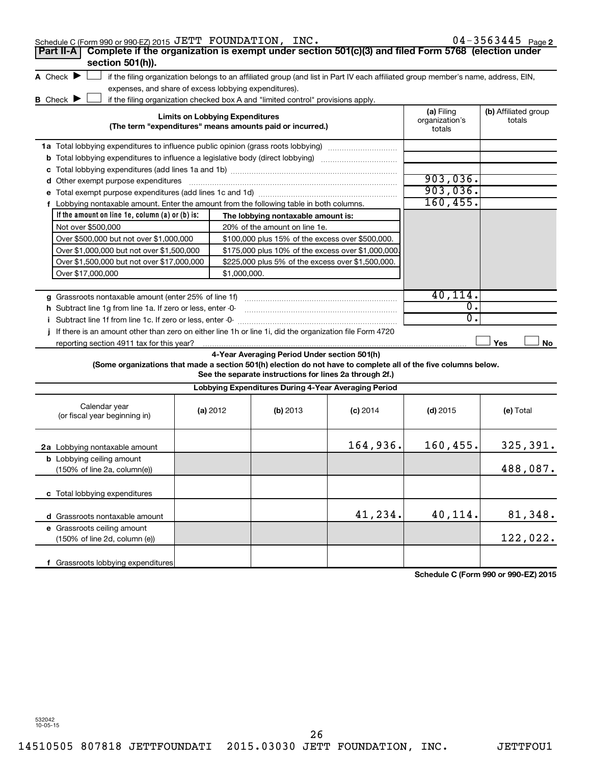Schedule C (Form 990 or 990-EZ) 2015 JETT FOUNDATION, INC. 04-3563445 Page 2

## Part II-A Complete if the organization is exempt under section 501(c)(3) and filed Form 5768 (election under section 501(h)).

A Check ▶ ☐ if the filing organization belongs to an affiliated group (and list in Part IV each affiliated group member's name, address, EIN, expenses, and share of excess lobbying expenditures).

B Check ▶ ☐ if the filing organization checked box A and "limited control" provisions apply.

| Limits on Lobbying Expenditures (The term "expenditures" means amounts paid or incurred.) | (a) Filing organization's totals | (b) Affiliated group totals |
|---|---|---|
| 1a Total lobbying expenditures to influence public opinion (grass roots lobbying) | | |
| b Total lobbying expenditures to influence a legislative body (direct lobbying) | | |
| c Total lobbying expenditures (add lines 1a and 1b) | | |
| d Other exempt purpose expenditures | 903,036. | |
| e Total exempt purpose expenditures (add lines 1c and 1d) | 903,036. | |
| f Lobbying nontaxable amount. Enter the amount from the following table in both columns. | 160,455. | |

| If the amount on line 1e, column (a) or (b) is: | The lobbying nontaxable amount is: |
|---|---|
| Not over $500,000 | 20% of the amount on line 1e. |
| Over $500,000 but not over $1,000,000 | $100,000 plus 15% of the excess over $500,000. |
| Over $1,000,000 but not over $1,500,000 | $175,000 plus 10% of the excess over $1,000,000. |
| Over $1,500,000 but not over $17,000,000 | $225,000 plus 5% of the excess over $1,500,000. |
| Over $17,000,000 | $1,000,000. |

| | (a) Filing organization's totals | (b) Affiliated group totals |
|---|---|---|
| g Grassroots nontaxable amount (enter 25% of line 1f) | 40,114. | |
| h Subtract line 1g from line 1a. If zero or less, enter -0- | 0. | |
| i Subtract line 1f from line 1c. If zero or less, enter -0- | 0. | |
| j If there is an amount other than zero on either line 1h or line 1i, did the organization file Form 4720 reporting section 4911 tax for this year? | ☐ Yes | ☐ No |

### 4-Year Averaging Period Under section 501(h)

**(Some organizations that made a section 501(h) election do not have to complete all of the five columns below. See the separate instructions for lines 2a through 2f.)**

**Lobbying Expenditures During 4-Year Averaging Period**

| Calendar year (or fiscal year beginning in) | (a) 2012 | (b) 2013 | (c) 2014 | (d) 2015 | (e) Total |
|---|---|---|---|---|---|
| 2a Lobbying nontaxable amount | | | 164,936. | 160,455. | 325,391. |
| b Lobbying ceiling amount (150% of line 2a, column(e)) | | | | | 488,087. |
| c Total lobbying expenditures | | | | | |
| d Grassroots nontaxable amount | | | 41,234. | 40,114. | 81,348. |
| e Grassroots ceiling amount (150% of line 2d, column (e)) | | | | | 122,022. |
| f Grassroots lobbying expenditures | | | | | |

Schedule C (Form 990 or 990-EZ) 2015

532042 10-05-15

14510505 807818 JETTFOUNDATI 2015.03030 JETT FOUNDATION, INC. JETTFOU1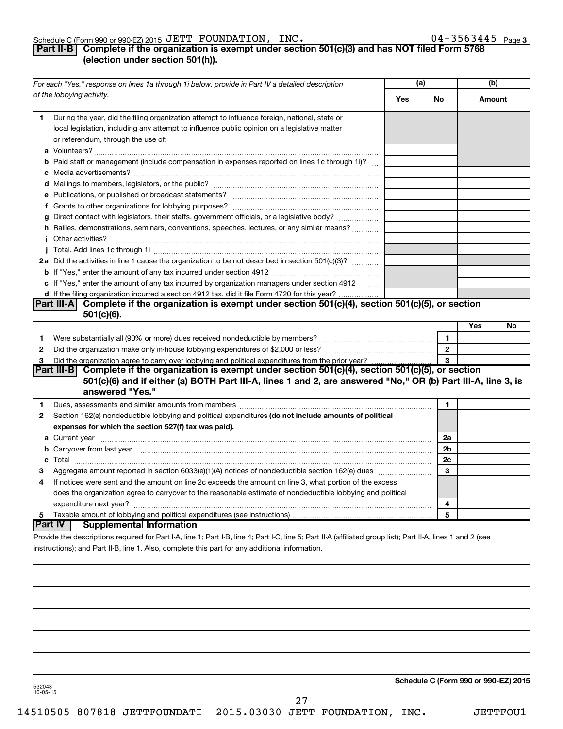Schedule C (Form 990 or 990-EZ) 2015 JETT FOUNDATION, INC. 04-3563445 Page 3

## Part II-B Complete if the organization is exempt under section 501(c)(3) and has NOT filed Form 5768 (election under section 501(h)).

| For each "Yes," response on lines 1a through 1i below, provide in Part IV a detailed description of the lobbying activity. | (a) Yes | (a) No | (b) Amount |
|---|---|---|---|
| **1** During the year, did the filing organization attempt to influence foreign, national, state or local legislation, including any attempt to influence public opinion on a legislative matter or referendum, through the use of: | | | |
| **a** Volunteers? | | | |
| **b** Paid staff or management (include compensation in expenses reported on lines 1c through 1i)? | | | |
| **c** Media advertisements? | | | |
| **d** Mailings to members, legislators, or the public? | | | |
| **e** Publications, or published or broadcast statements? | | | |
| **f** Grants to other organizations for lobbying purposes? | | | |
| **g** Direct contact with legislators, their staffs, government officials, or a legislative body? | | | |
| **h** Rallies, demonstrations, seminars, conventions, speeches, lectures, or any similar means? | | | |
| **i** Other activities? | | | |
| **j** Total. Add lines 1c through 1i | | | |
| **2a** Did the activities in line 1 cause the organization to be not described in section 501(c)(3)? | | | |
| **b** If "Yes," enter the amount of any tax incurred under section 4912 | | | |
| **c** If "Yes," enter the amount of any tax incurred by organization managers under section 4912 | | | |
| **d** If the filing organization incurred a section 4912 tax, did it file Form 4720 for this year? | | | |

## Part III-A Complete if the organization is exempt under section 501(c)(4), section 501(c)(5), or section 501(c)(6).

| | | | Yes | No |
|---|---|---|---|---|
| **1** | Were substantially all (90% or more) dues received nondeductible by members? | 1 | | |
| **2** | Did the organization make only in-house lobbying expenditures of $2,000 or less? | 2 | | |
| **3** | Did the organization agree to carry over lobbying and political expenditures from the prior year? | 3 | | |

## Part III-B Complete if the organization is exempt under section 501(c)(4), section 501(c)(5), or section 501(c)(6) and if either (a) BOTH Part III-A, lines 1 and 2, are answered "No," OR (b) Part III-A, line 3, is answered "Yes."

| | | | |
|---|---|---|---|
| **1** | Dues, assessments and similar amounts from members | 1 | |
| **2** | Section 162(e) nondeductible lobbying and political expenditures **(do not include amounts of political expenses for which the section 527(f) tax was paid).** | | |
| **a** | Current year | 2a | |
| **b** | Carryover from last year | 2b | |
| **c** | Total | 2c | |
| **3** | Aggregate amount reported in section 6033(e)(1)(A) notices of nondeductible section 162(e) dues | 3 | |
| **4** | If notices were sent and the amount on line 2c exceeds the amount on line 3, what portion of the excess does the organization agree to carryover to the reasonable estimate of nondeductible lobbying and political expenditure next year? | 4 | |
| **5** | Taxable amount of lobbying and political expenditures (see instructions) | 5 | |

## Part IV Supplemental Information

Provide the descriptions required for Part I-A, line 1; Part I-B, line 4; Part I-C, line 5; Part II-A (affiliated group list); Part II-A, lines 1 and 2 (see instructions); and Part II-B, line 1. Also, complete this part for any additional information.

**Schedule C (Form 990 or 990-EZ) 2015**

532043 10-05-15

14510505 807818 JETTFOUNDATI 2015.03030 JETT FOUNDATION, INC. JETTFOU1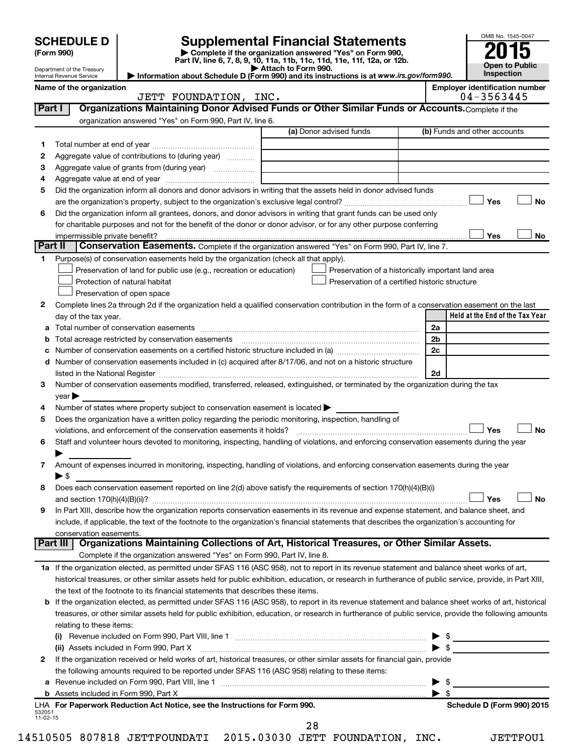# SCHEDULE D (Form 990)

Department of the Treasury
Internal Revenue Service

# Supplemental Financial Statements

▶ Complete if the organization answered "Yes" on Form 990, Part IV, line 6, 7, 8, 9, 10, 11a, 11b, 11c, 11d, 11e, 11f, 12a, or 12b.
▶ Attach to Form 990.
▶ Information about Schedule D (Form 990) and its instructions is at www.irs.gov/form990.

OMB No. 1545-0047

**2015**

**Open to Public Inspection**

**Name of the organization:** JETT FOUNDATION, INC.

**Employer identification number:** 04-3563445

## Part I — Organizations Maintaining Donor Advised Funds or Other Similar Funds or Accounts.

Complete if the organization answered "Yes" on Form 990, Part IV, line 6.

| | | (a) Donor advised funds | (b) Funds and other accounts |
|---|---|---|---|
| 1 | Total number at end of year | | |
| 2 | Aggregate value of contributions to (during year) | | |
| 3 | Aggregate value of grants from (during year) | | |
| 4 | Aggregate value at end of year | | |

5 Did the organization inform all donors and donor advisors in writing that the assets held in donor advised funds are the organization's property, subject to the organization's exclusive legal control? ☐ Yes ☐ No

6 Did the organization inform all grantees, donors, and donor advisors in writing that grant funds can be used only for charitable purposes and not for the benefit of the donor or donor advisor, or for any other purpose conferring impermissible private benefit? ☐ Yes ☐ No

## Part II — Conservation Easements.

Complete if the organization answered "Yes" on Form 990, Part IV, line 7.

1 Purpose(s) of conservation easements held by the organization (check all that apply).

- ☐ Preservation of land for public use (e.g., recreation or education)
- ☐ Protection of natural habitat
- ☐ Preservation of open space
- ☐ Preservation of a historically important land area
- ☐ Preservation of a certified historic structure

2 Complete lines 2a through 2d if the organization held a qualified conservation contribution in the form of a conservation easement on the last day of the tax year.

| | | | Held at the End of the Tax Year |
|---|---|---|---|
| a | Total number of conservation easements | 2a | |
| b | Total acreage restricted by conservation easements | 2b | |
| c | Number of conservation easements on a certified historic structure included in (a) | 2c | |
| d | Number of conservation easements included in (c) acquired after 8/17/06, and not on a historic structure listed in the National Register | 2d | |

3 Number of conservation easements modified, transferred, released, extinguished, or terminated by the organization during the tax year ▶

4 Number of states where property subject to conservation easement is located ▶

5 Does the organization have a written policy regarding the periodic monitoring, inspection, handling of violations, and enforcement of the conservation easements it holds? ☐ Yes ☐ No

6 Staff and volunteer hours devoted to monitoring, inspecting, handling of violations, and enforcing conservation easements during the year ▶

7 Amount of expenses incurred in monitoring, inspecting, handling of violations, and enforcing conservation easements during the year ▶ $

8 Does each conservation easement reported on line 2(d) above satisfy the requirements of section 170(h)(4)(B)(i) and section 170(h)(4)(B)(ii)? ☐ Yes ☐ No

9 In Part XIII, describe how the organization reports conservation easements in its revenue and expense statement, and balance sheet, and include, if applicable, the text of the footnote to the organization's financial statements that describes the organization's accounting for conservation easements.

## Part III — Organizations Maintaining Collections of Art, Historical Treasures, or Other Similar Assets.

Complete if the organization answered "Yes" on Form 990, Part IV, line 8.

1a If the organization elected, as permitted under SFAS 116 (ASC 958), not to report in its revenue statement and balance sheet works of art, historical treasures, or other similar assets held for public exhibition, education, or research in furtherance of public service, provide, in Part XIII, the text of the footnote to its financial statements that describes these items.

b If the organization elected, as permitted under SFAS 116 (ASC 958), to report in its revenue statement and balance sheet works of art, historical treasures, or other similar assets held for public exhibition, education, or research in furtherance of public service, provide the following amounts relating to these items:

(i) Revenue included on Form 990, Part VIII, line 1 ▶ $

(ii) Assets included in Form 990, Part X ▶ $

2 If the organization received or held works of art, historical treasures, or other similar assets for financial gain, provide the following amounts required to be reported under SFAS 116 (ASC 958) relating to these items:

a Revenue included on Form 990, Part VIII, line 1 ▶ $

b Assets included in Form 990, Part X ▶ $

LHA For Paperwork Reduction Act Notice, see the Instructions for Form 990.

532051 11-02-15

Schedule D (Form 990) 2015

14510505 807818 JETTFOUNDATI 2015.03030 JETT FOUNDATION, INC. JETTFOU1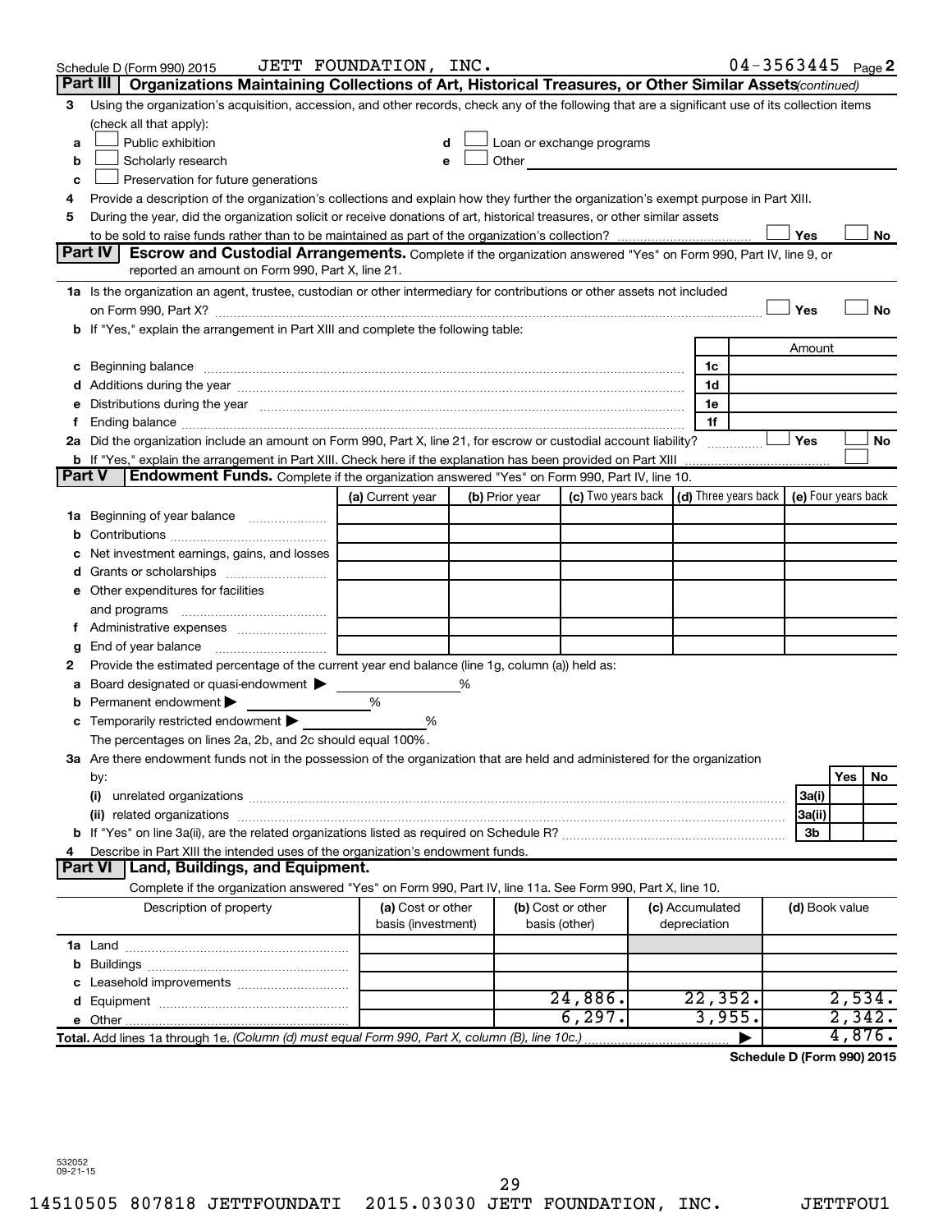Schedule D (Form 990) 2015 JETT FOUNDATION, INC. 04-3563445 Page 2

## Part III Organizations Maintaining Collections of Art, Historical Treasures, or Other Similar Assets *(continued)*

**3** Using the organization's acquisition, accession, and other records, check any of the following that are a significant use of its collection items (check all that apply):

- **a** ☐ Public exhibition
- **b** ☐ Scholarly research
- **c** ☐ Preservation for future generations
- **d** ☐ Loan or exchange programs
- **e** ☐ Other

**4** Provide a description of the organization's collections and explain how they further the organization's exempt purpose in Part XIII.

**5** During the year, did the organization solicit or receive donations of art, historical treasures, or other similar assets to be sold to raise funds rather than to be maintained as part of the organization's collection? ☐ Yes ☐ No

## Part IV Escrow and Custodial Arrangements.

Complete if the organization answered "Yes" on Form 990, Part IV, line 9, or reported an amount on Form 990, Part X, line 21.

**1a** Is the organization an agent, trustee, custodian or other intermediary for contributions or other assets not included on Form 990, Part X? ☐ Yes ☐ No

**b** If "Yes," explain the arrangement in Part XIII and complete the following table:

| | | Amount |
|---|---|---|
| **c** Beginning balance | 1c | |
| **d** Additions during the year | 1d | |
| **e** Distributions during the year | 1e | |
| **f** Ending balance | 1f | |

**2a** Did the organization include an amount on Form 990, Part X, line 21, for escrow or custodial account liability? ☐ Yes ☐ No

**b** If "Yes," explain the arrangement in Part XIII. Check here if the explanation has been provided on Part XIII ☐

## Part V Endowment Funds.

Complete if the organization answered "Yes" on Form 990, Part IV, line 10.

| | (a) Current year | (b) Prior year | (c) Two years back | (d) Three years back | (e) Four years back |
|---|---|---|---|---|---|
| **1a** Beginning of year balance | | | | | |
| **b** Contributions | | | | | |
| **c** Net investment earnings, gains, and losses | | | | | |
| **d** Grants or scholarships | | | | | |
| **e** Other expenditures for facilities and programs | | | | | |
| **f** Administrative expenses | | | | | |
| **g** End of year balance | | | | | |

**2** Provide the estimated percentage of the current year end balance (line 1g, column (a)) held as:

- **a** Board designated or quasi-endowment ▶ %
- **b** Permanent endowment ▶ %
- **c** Temporarily restricted endowment ▶ %

The percentages on lines 2a, 2b, and 2c should equal 100%.

**3a** Are there endowment funds not in the possession of the organization that are held and administered for the organization by:

| | | Yes | No |
|---|---|---|---|
| **(i)** unrelated organizations | 3a(i) | | |
| **(ii)** related organizations | 3a(ii) | | |
| **b** If "Yes" on line 3a(ii), are the related organizations listed as required on Schedule R? | 3b | | |

**4** Describe in Part XIII the intended uses of the organization's endowment funds.

## Part VI Land, Buildings, and Equipment.

Complete if the organization answered "Yes" on Form 990, Part IV, line 11a. See Form 990, Part X, line 10.

| Description of property | (a) Cost or other basis (investment) | (b) Cost or other basis (other) | (c) Accumulated depreciation | (d) Book value |
|---|---|---|---|---|
| **1a** Land | | | | |
| **b** Buildings | | | | |
| **c** Leasehold improvements | | | | |
| **d** Equipment | | 24,886. | 22,352. | 2,534. |
| **e** Other | | 6,297. | 3,955. | 2,342. |
| **Total.** Add lines 1a through 1e. *(Column (d) must equal Form 990, Part X, column (B), line 10c.)* | | | ▶ | 4,876. |

**Schedule D (Form 990) 2015**

532052 09-21-15

14510505 807818 JETTFOUNDATI 2015.03030 JETT FOUNDATION, INC. JETTFOU1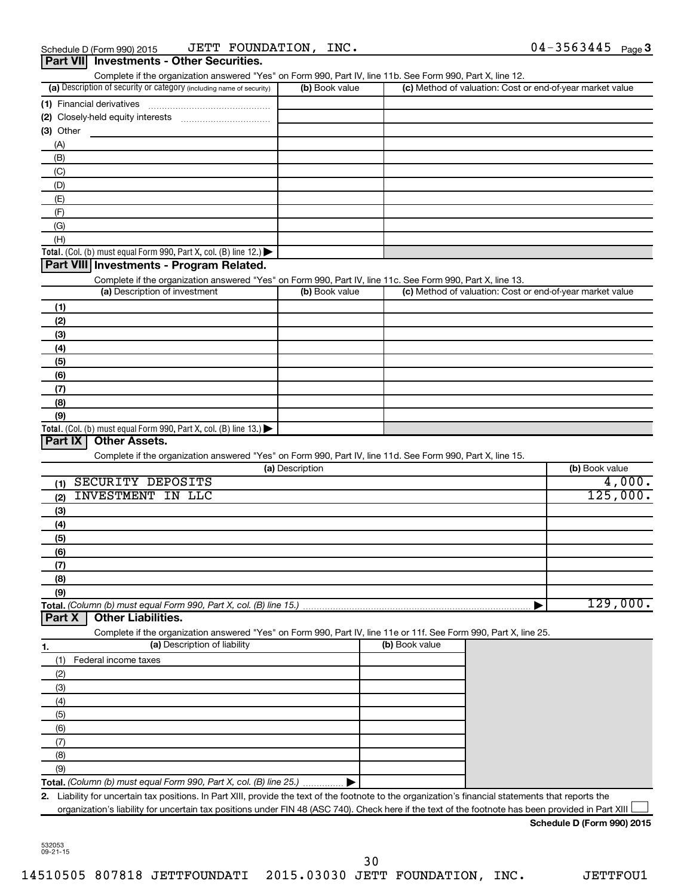Schedule D (Form 990) 2015 JETT FOUNDATION, INC. 04-3563445 Page 3

## Part VII Investments - Other Securities.

Complete if the organization answered "Yes" on Form 990, Part IV, line 11b. See Form 990, Part X, line 12.

| (a) Description of security or category (including name of security) | (b) Book value | (c) Method of valuation: Cost or end-of-year market value |
|---|---|---|
| (1) Financial derivatives | | |
| (2) Closely-held equity interests | | |
| (3) Other | | |
| (A) | | |
| (B) | | |
| (C) | | |
| (D) | | |
| (E) | | |
| (F) | | |
| (G) | | |
| (H) | | |
| **Total.** (Col. (b) must equal Form 990, Part X, col. (B) line 12.) ▶ | | |

## Part VIII Investments - Program Related.

Complete if the organization answered "Yes" on Form 990, Part IV, line 11c. See Form 990, Part X, line 13.

| (a) Description of investment | (b) Book value | (c) Method of valuation: Cost or end-of-year market value |
|---|---|---|
| (1) | | |
| (2) | | |
| (3) | | |
| (4) | | |
| (5) | | |
| (6) | | |
| (7) | | |
| (8) | | |
| (9) | | |
| **Total.** (Col. (b) must equal Form 990, Part X, col. (B) line 13.) ▶ | | |

## Part IX Other Assets.

Complete if the organization answered "Yes" on Form 990, Part IV, line 11d. See Form 990, Part X, line 15.

| (a) Description | (b) Book value |
|---|---|
| (1) SECURITY DEPOSITS | 4,000. |
| (2) INVESTMENT IN LLC | 125,000. |
| (3) | |
| (4) | |
| (5) | |
| (6) | |
| (7) | |
| (8) | |
| (9) | |
| **Total.** *(Column (b) must equal Form 990, Part X, col. (B) line 15.)* ▶ | 129,000. |

## Part X Other Liabilities.

Complete if the organization answered "Yes" on Form 990, Part IV, line 11e or 11f. See Form 990, Part X, line 25.

| 1. (a) Description of liability | (b) Book value |
|---|---|
| (1) Federal income taxes | |
| (2) | |
| (3) | |
| (4) | |
| (5) | |
| (6) | |
| (7) | |
| (8) | |
| (9) | |
| **Total.** *(Column (b) must equal Form 990, Part X, col. (B) line 25.)* ▶ | |

2. Liability for uncertain tax positions. In Part XIII, provide the text of the footnote to the organization's financial statements that reports the organization's liability for uncertain tax positions under FIN 48 (ASC 740). Check here if the text of the footnote has been provided in Part XIII ☐

**Schedule D (Form 990) 2015**

532053 09-21-15

14510505 807818 JETTFOUNDATI 2015.03030 JETT FOUNDATION, INC. JETTFOU1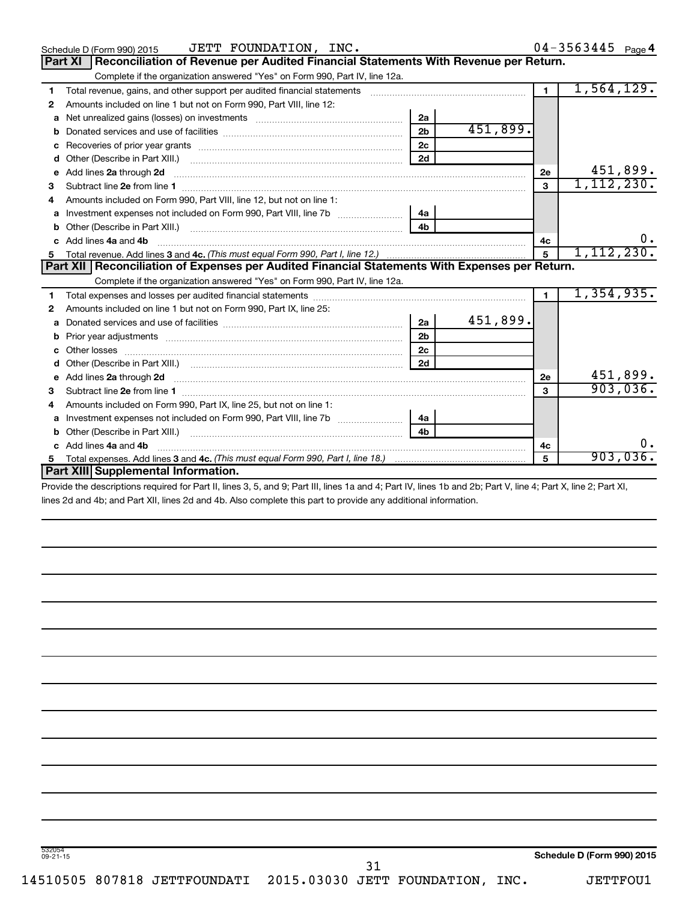Schedule D (Form 990) 2015 JETT FOUNDATION, INC. 04-3563445 Page 4

## Part XI Reconciliation of Revenue per Audited Financial Statements With Revenue per Return.

Complete if the organization answered "Yes" on Form 990, Part IV, line 12a.

| | | | | | |
|---|---|---|---|---|---|
| 1 | Total revenue, gains, and other support per audited financial statements | | | 1 | 1,564,129. |
| 2 | Amounts included on line 1 but not on Form 990, Part VIII, line 12: | | | | |
| a | Net unrealized gains (losses) on investments | 2a | | | |
| b | Donated services and use of facilities | 2b | 451,899. | | |
| c | Recoveries of prior year grants | 2c | | | |
| d | Other (Describe in Part XIII.) | 2d | | | |
| e | Add lines 2a through 2d | | | 2e | 451,899. |
| 3 | Subtract line 2e from line 1 | | | 3 | 1,112,230. |
| 4 | Amounts included on Form 990, Part VIII, line 12, but not on line 1: | | | | |
| a | Investment expenses not included on Form 990, Part VIII, line 7b | 4a | | | |
| b | Other (Describe in Part XIII.) | 4b | | | |
| c | Add lines 4a and 4b | | | 4c | 0. |
| 5 | Total revenue. Add lines 3 and 4c. *(This must equal Form 990, Part I, line 12.)* | | | 5 | 1,112,230. |

## Part XII Reconciliation of Expenses per Audited Financial Statements With Expenses per Return.

Complete if the organization answered "Yes" on Form 990, Part IV, line 12a.

| | | | | | |
|---|---|---|---|---|---|
| 1 | Total expenses and losses per audited financial statements | | | 1 | 1,354,935. |
| 2 | Amounts included on line 1 but not on Form 990, Part IX, line 25: | | | | |
| a | Donated services and use of facilities | 2a | 451,899. | | |
| b | Prior year adjustments | 2b | | | |
| c | Other losses | 2c | | | |
| d | Other (Describe in Part XIII.) | 2d | | | |
| e | Add lines 2a through 2d | | | 2e | 451,899. |
| 3 | Subtract line 2e from line 1 | | | 3 | 903,036. |
| 4 | Amounts included on Form 990, Part IX, line 25, but not on line 1: | | | | |
| a | Investment expenses not included on Form 990, Part VIII, line 7b | 4a | | | |
| b | Other (Describe in Part XIII.) | 4b | | | |
| c | Add lines 4a and 4b | | | 4c | 0. |
| 5 | Total expenses. Add lines 3 and 4c. *(This must equal Form 990, Part I, line 18.)* | | | 5 | 903,036. |

## Part XIII Supplemental Information.

Provide the descriptions required for Part II, lines 3, 5, and 9; Part III, lines 1a and 4; Part IV, lines 1b and 2b; Part V, line 4; Part X, line 2; Part XI, lines 2d and 4b; and Part XII, lines 2d and 4b. Also complete this part to provide any additional information.

532054 09-21-15

**Schedule D (Form 990) 2015**

14510505 807818 JETTFOUNDATI 2015.03030 JETT FOUNDATION, INC. JETTFOU1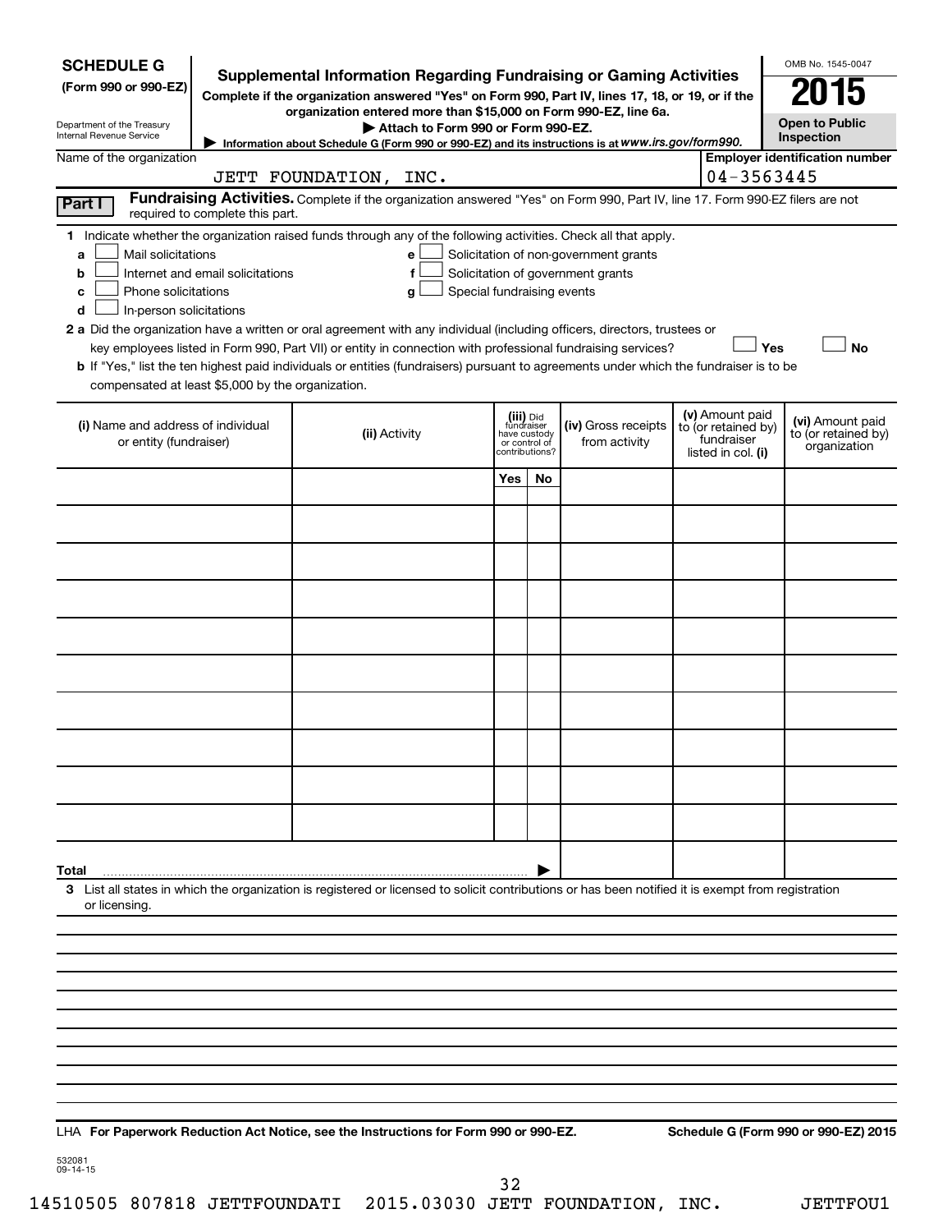**SCHEDULE G**
**(Form 990 or 990-EZ)**

Department of the Treasury
Internal Revenue Service

# Supplemental Information Regarding Fundraising or Gaming Activities

**Complete if the organization answered "Yes" on Form 990, Part IV, lines 17, 18, or 19, or if the organization entered more than $15,000 on Form 990-EZ, line 6a.**

▶ **Attach to Form 990 or Form 990-EZ.**

▶ Information about Schedule G (Form 990 or 990-EZ) and its instructions is at *www.irs.gov/form990.*

OMB No. 1545-0047

**2015**

**Open to Public Inspection**

Name of the organization: JETT FOUNDATION, INC.

**Employer identification number:** 04-3563445

**Part I** **Fundraising Activities.** Complete if the organization answered "Yes" on Form 990, Part IV, line 17. Form 990-EZ filers are not required to complete this part.

**1** Indicate whether the organization raised funds through any of the following activities. Check all that apply.

- **a** ☐ Mail solicitations
- **b** ☐ Internet and email solicitations
- **c** ☐ Phone solicitations
- **d** ☐ In-person solicitations
- **e** ☐ Solicitation of non-government grants
- **f** ☐ Solicitation of government grants
- **g** ☐ Special fundraising events

**2 a** Did the organization have a written or oral agreement with any individual (including officers, directors, trustees or key employees listed in Form 990, Part VII) or entity in connection with professional fundraising services? ☐ **Yes** ☐ **No**

**b** If "Yes," list the ten highest paid individuals or entities (fundraisers) pursuant to agreements under which the fundraiser is to be compensated at least $5,000 by the organization.

| (i) Name and address of individual or entity (fundraiser) | (ii) Activity | (iii) Did fundraiser have custody or control of contributions? Yes | No | (iv) Gross receipts from activity | (v) Amount paid to (or retained by) fundraiser listed in col. (i) | (vi) Amount paid to (or retained by) organization |
|---|---|---|---|---|---|---|
| | | | | | | |
| | | | | | | |
| | | | | | | |
| | | | | | | |
| | | | | | | |
| | | | | | | |
| | | | | | | |
| | | | | | | |
| | | | | | | |
| | | | | | | |
| **Total** ▶ | | | | | | |

**3** List all states in which the organization is registered or licensed to solicit contributions or has been notified it is exempt from registration or licensing.

LHA **For Paperwork Reduction Act Notice, see the Instructions for Form 990 or 990-EZ.** **Schedule G (Form 990 or 990-EZ) 2015**

532081
09-14-15

14510505 807818 JETTFOUNDATI 2015.03030 JETT FOUNDATION, INC. JETTFOU1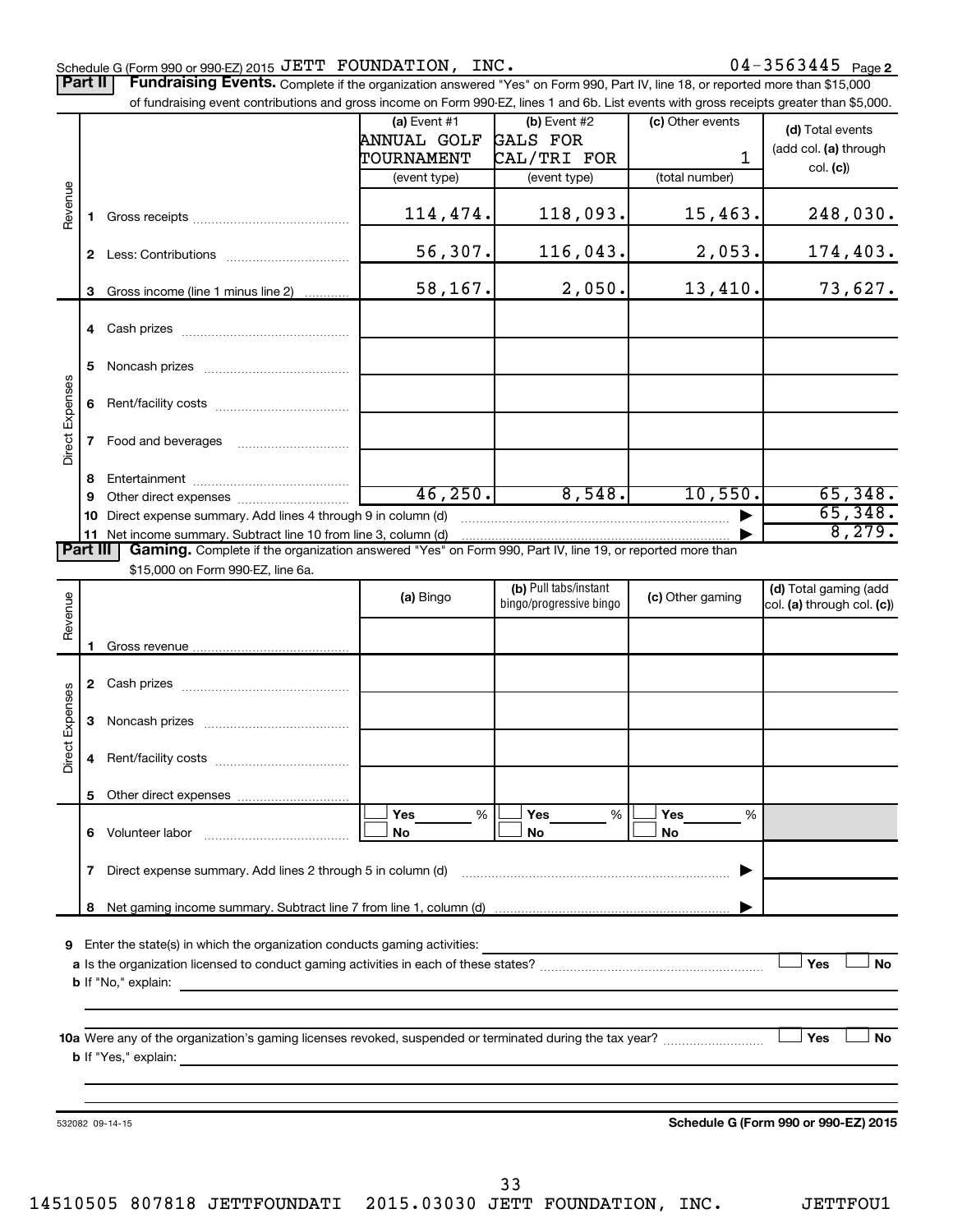Schedule G (Form 990 or 990-EZ) 2015 JETT FOUNDATION, INC. 04-3563445 Page **2**

**Part II** **Fundraising Events.** Complete if the organization answered "Yes" on Form 990, Part IV, line 18, or reported more than $15,000 of fundraising event contributions and gross income on Form 990-EZ, lines 1 and 6b. List events with gross receipts greater than $5,000.

| | | (a) Event #1 ANNUAL GOLF TOURNAMENT (event type) | (b) Event #2 GALS FOR CAL/TRI FOR (event type) | (c) Other events 1 (total number) | (d) Total events (add col. (a) through col. (c)) |
|---|---|---|---|---|---|
| Revenue | 1 Gross receipts | 114,474. | 118,093. | 15,463. | 248,030. |
| | 2 Less: Contributions | 56,307. | 116,043. | 2,053. | 174,403. |
| | 3 Gross income (line 1 minus line 2) | 58,167. | 2,050. | 13,410. | 73,627. |
| Direct Expenses | 4 Cash prizes | | | | |
| | 5 Noncash prizes | | | | |
| | 6 Rent/facility costs | | | | |
| | 7 Food and beverages | | | | |
| | 8 Entertainment | | | | |
| | 9 Other direct expenses | 46,250. | 8,548. | 10,550. | 65,348. |
| | 10 Direct expense summary. Add lines 4 through 9 in column (d) | | | | 65,348. |
| | 11 Net income summary. Subtract line 10 from line 3, column (d) | | | | 8,279. |

**Part III** **Gaming.** Complete if the organization answered "Yes" on Form 990, Part IV, line 19, or reported more than $15,000 on Form 990-EZ, line 6a.

| | | (a) Bingo | (b) Pull tabs/instant bingo/progressive bingo | (c) Other gaming | (d) Total gaming (add col. (a) through col. (c)) |
|---|---|---|---|---|---|
| Revenue | 1 Gross revenue | | | | |
| Direct Expenses | 2 Cash prizes | | | | |
| | 3 Noncash prizes | | | | |
| | 4 Rent/facility costs | | | | |
| | 5 Other direct expenses | | | | |
| | 6 Volunteer labor | ☐ Yes ___ % ☐ No | ☐ Yes ___ % ☐ No | ☐ Yes ___ % ☐ No | |
| | 7 Direct expense summary. Add lines 2 through 5 in column (d) | | | | |
| | 8 Net gaming income summary. Subtract line 7 from line 1, column (d) | | | | |

**9** Enter the state(s) in which the organization conducts gaming activities:

**a** Is the organization licensed to conduct gaming activities in each of these states? ☐ Yes ☐ No

**b** If "No," explain:

**10a** Were any of the organization's gaming licenses revoked, suspended or terminated during the tax year? ☐ Yes ☐ No

**b** If "Yes," explain:

532082 09-14-15

**Schedule G (Form 990 or 990-EZ) 2015**

14510505 807818 JETTFOUNDATI 2015.03030 JETT FOUNDATION, INC. JETTFOU1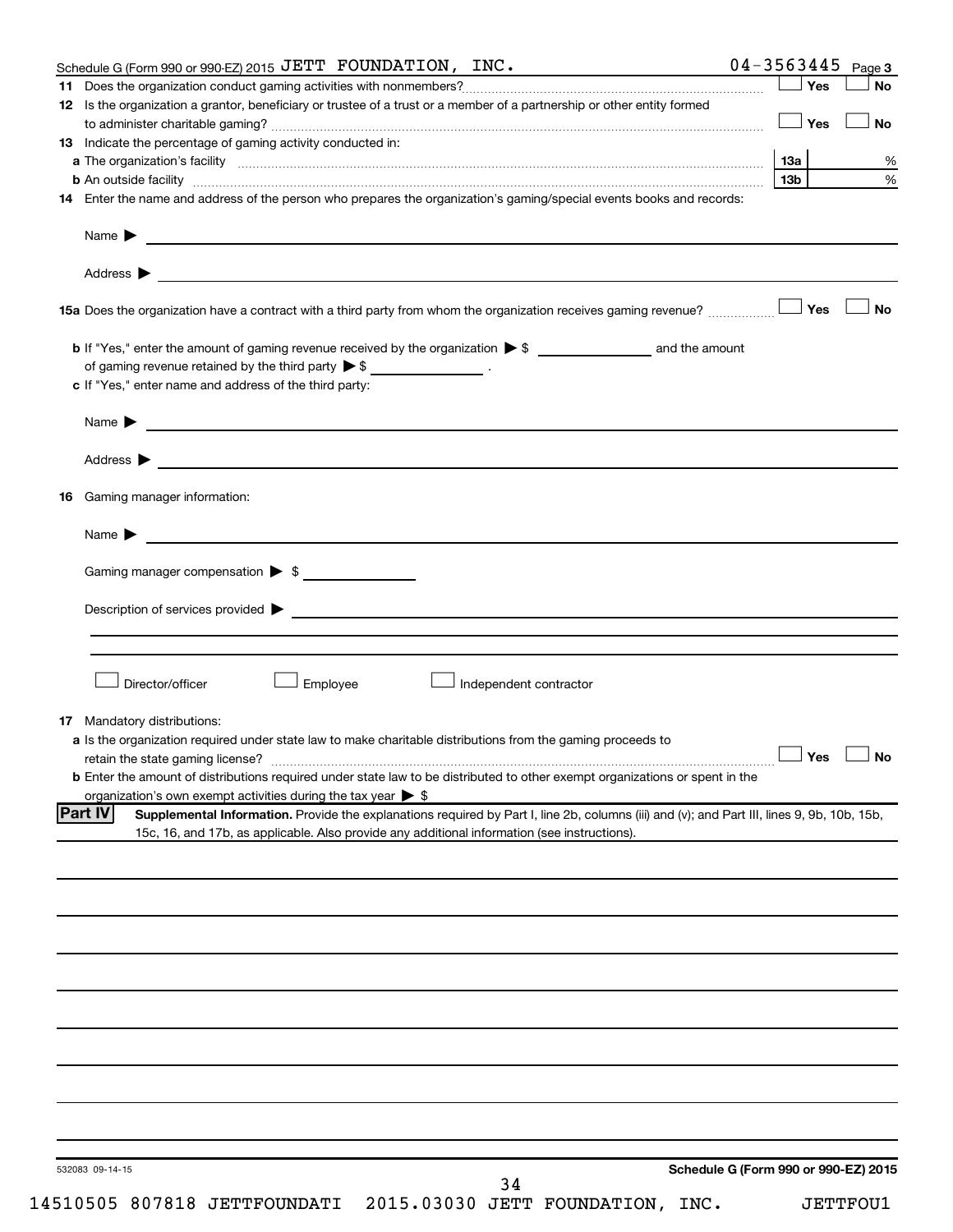Schedule G (Form 990 or 990-EZ) 2015 JETT FOUNDATION, INC. 04-3563445 Page **3**

**11** Does the organization conduct gaming activities with nonmembers? ☐ Yes ☐ No

**12** Is the organization a grantor, beneficiary or trustee of a trust or a member of a partnership or other entity formed to administer charitable gaming? ☐ Yes ☐ No

**13** Indicate the percentage of gaming activity conducted in:

**a** The organization's facility **13a** %

**b** An outside facility **13b** %

**14** Enter the name and address of the person who prepares the organization's gaming/special events books and records:

Name ▶

Address ▶

**15a** Does the organization have a contract with a third party from whom the organization receives gaming revenue? ☐ Yes ☐ No

**b** If "Yes," enter the amount of gaming revenue received by the organization ▶ $ ________ and the amount of gaming revenue retained by the third party ▶ $ ________ .

**c** If "Yes," enter name and address of the third party:

Name ▶

Address ▶

**16** Gaming manager information:

Name ▶

Gaming manager compensation ▶ $

Description of services provided ▶

☐ Director/officer ☐ Employee ☐ Independent contractor

**17** Mandatory distributions:

**a** Is the organization required under state law to make charitable distributions from the gaming proceeds to retain the state gaming license? ☐ Yes ☐ No

**b** Enter the amount of distributions required under state law to be distributed to other exempt organizations or spent in the organization's own exempt activities during the tax year ▶ $

**Part IV** **Supplemental Information.** Provide the explanations required by Part I, line 2b, columns (iii) and (v); and Part III, lines 9, 9b, 10b, 15b, 15c, 16, and 17b, as applicable. Also provide any additional information (see instructions).

532083 09-14-15 **Schedule G (Form 990 or 990-EZ) 2015**

14510505 807818 JETTFOUNDATI 2015.03030 JETT FOUNDATION, INC. JETTFOU1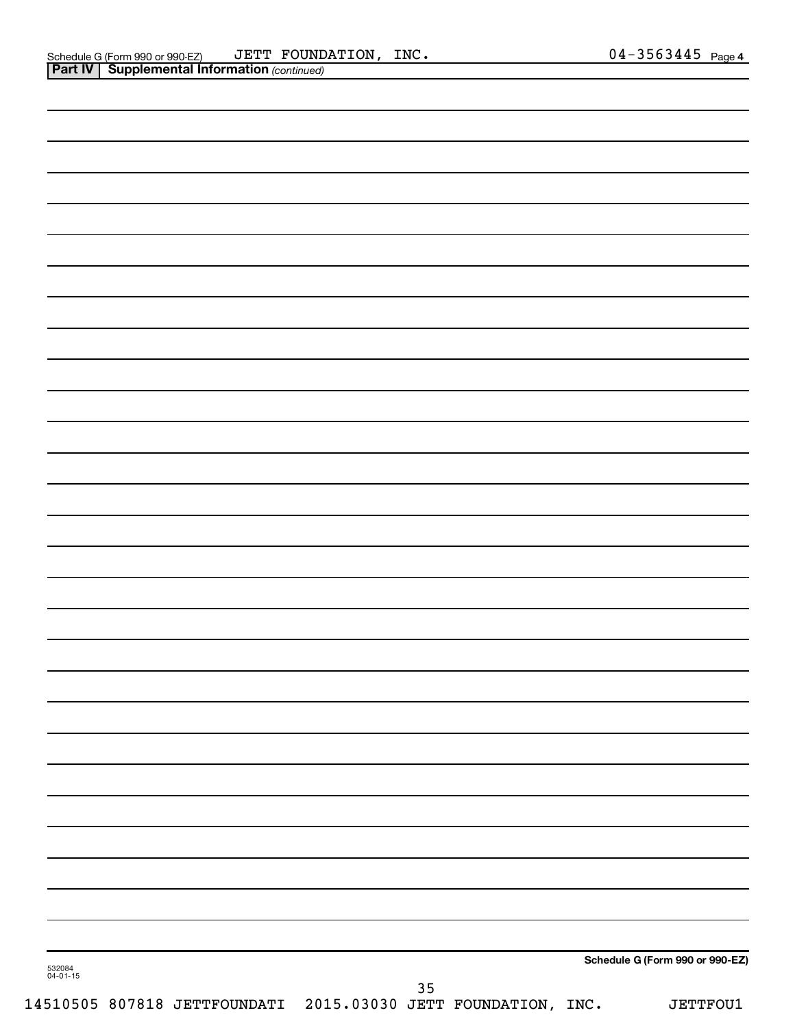Schedule G (Form 990 or 990-EZ) JETT FOUNDATION, INC. 04-3563445 Page 4

**Part IV | Supplemental Information** *(continued)*

532084
04-01-15

**Schedule G (Form 990 or 990-EZ)**

14510505 807818 JETTFOUNDATI 2015.03030 JETT FOUNDATION, INC. JETTFOU1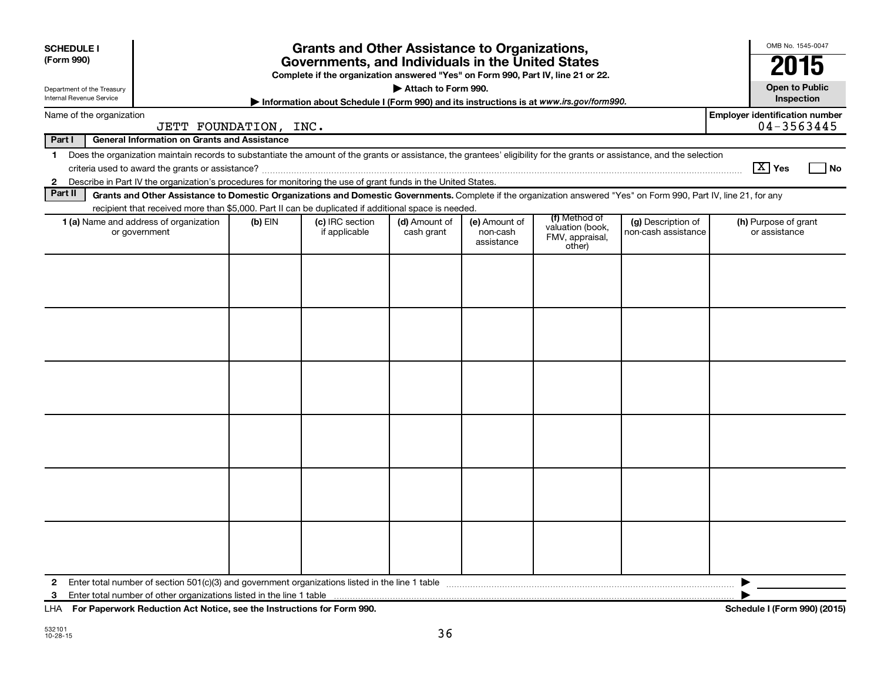**SCHEDULE I (Form 990)**

Department of the Treasury
Internal Revenue Service

# Grants and Other Assistance to Organizations, Governments, and Individuals in the United States

**Complete if the organization answered "Yes" on Form 990, Part IV, line 21 or 22.**

▶ **Attach to Form 990.**

▶ **Information about Schedule I (Form 990) and its instructions is at www.irs.gov/form990.**

OMB No. 1545-0047

**2015**

**Open to Public Inspection**

Name of the organization: JETT FOUNDATION, INC.

Employer identification number: 04-3563445

**Part I General Information on Grants and Assistance**

1 Does the organization maintain records to substantiate the amount of the grants or assistance, the grantees' eligibility for the grants or assistance, and the selection criteria used to award the grants or assistance? [X] Yes [ ] No

2 Describe in Part IV the organization's procedures for monitoring the use of grant funds in the United States.

**Part II Grants and Other Assistance to Domestic Organizations and Domestic Governments.** Complete if the organization answered "Yes" on Form 990, Part IV, line 21, for any recipient that received more than $5,000. Part II can be duplicated if additional space is needed.

| 1 (a) Name and address of organization or government | (b) EIN | (c) IRC section if applicable | (d) Amount of cash grant | (e) Amount of non-cash assistance | (f) Method of valuation (book, FMV, appraisal, other) | (g) Description of non-cash assistance | (h) Purpose of grant or assistance |
|---|---|---|---|---|---|---|---|
| | | | | | | | |
| | | | | | | | |
| | | | | | | | |
| | | | | | | | |
| | | | | | | | |
| | | | | | | | |

2 Enter total number of section 501(c)(3) and government organizations listed in the line 1 table ▶

3 Enter total number of other organizations listed in the line 1 table ▶

LHA **For Paperwork Reduction Act Notice, see the Instructions for Form 990.** **Schedule I (Form 990) (2015)**

532101
10-28-15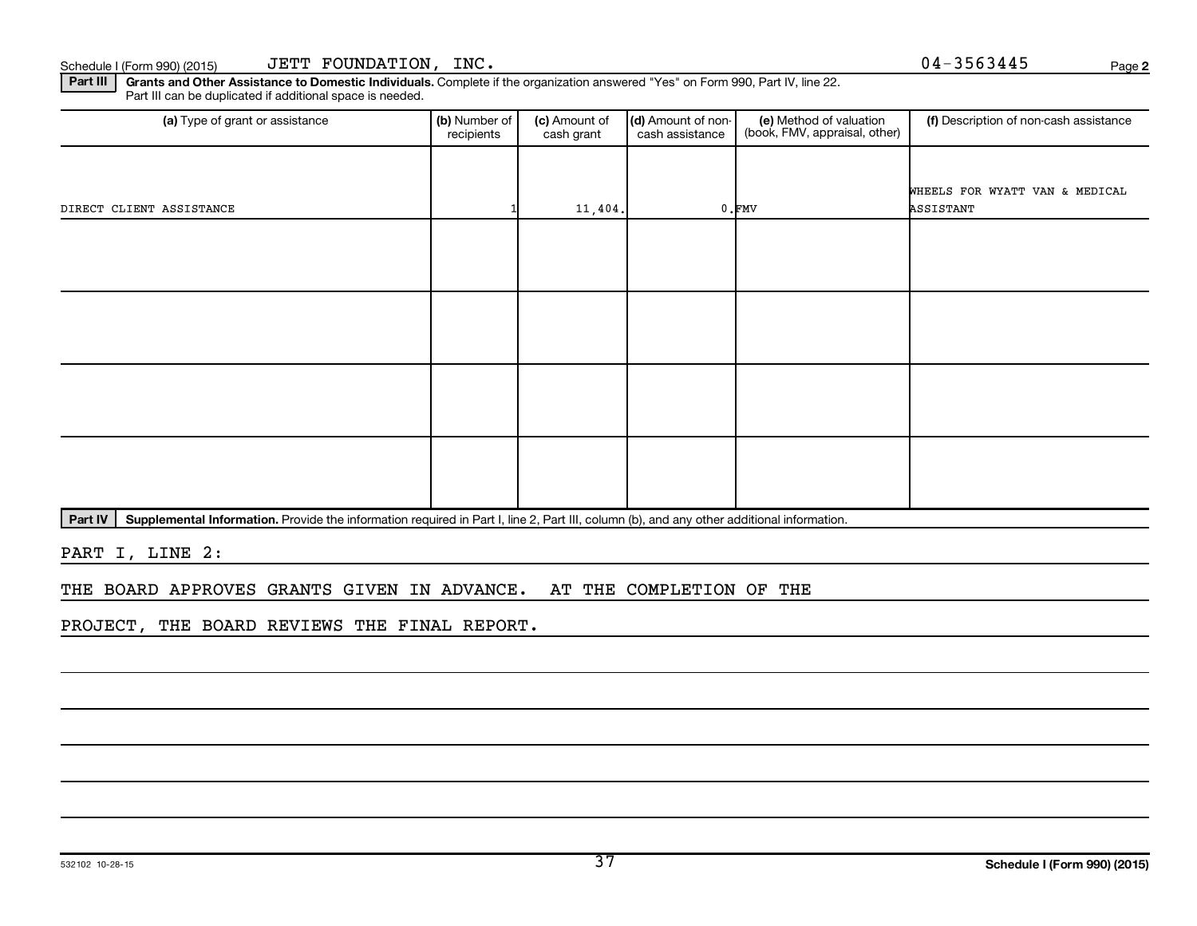Schedule I (Form 990) (2015) JETT FOUNDATION, INC. 04-3563445

**Part III** **Grants and Other Assistance to Domestic Individuals.** Complete if the organization answered "Yes" on Form 990, Part IV, line 22. Part III can be duplicated if additional space is needed.

| (a) Type of grant or assistance | (b) Number of recipients | (c) Amount of cash grant | (d) Amount of non-cash assistance | (e) Method of valuation (book, FMV, appraisal, other) | (f) Description of non-cash assistance |
|---|---|---|---|---|---|
| DIRECT CLIENT ASSISTANCE | 1 | 11,404. | 0. | FMV | WHEELS FOR WYATT VAN & MEDICAL ASSISTANT |
| | | | | | |
| | | | | | |
| | | | | | |
| | | | | | |

**Part IV** **Supplemental Information.** Provide the information required in Part I, line 2, Part III, column (b), and any other additional information.

PART I, LINE 2:

THE BOARD APPROVES GRANTS GIVEN IN ADVANCE. AT THE COMPLETION OF THE PROJECT, THE BOARD REVIEWS THE FINAL REPORT.

532102 10-28-15

Schedule I (Form 990) (2015)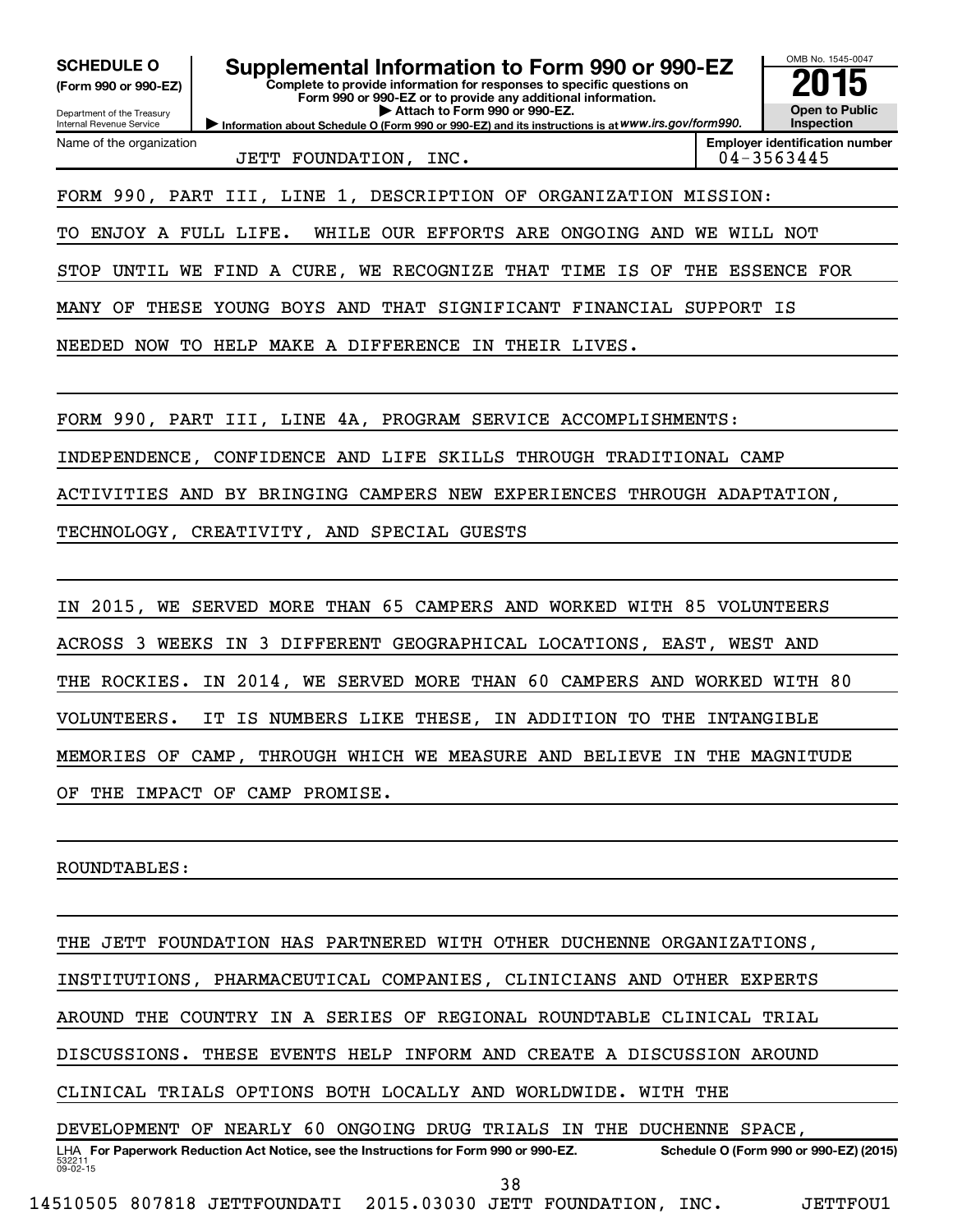**SCHEDULE O**
**(Form 990 or 990-EZ)**

Department of the Treasury
Internal Revenue Service

# Supplemental Information to Form 990 or 990-EZ

**Complete to provide information for responses to specific questions on Form 990 or 990-EZ or to provide any additional information.**

▶ **Attach to Form 990 or 990-EZ.**

▶ **Information about Schedule O (Form 990 or 990-EZ) and its instructions is at** *www.irs.gov/form990.*

OMB No. 1545-0047

**2015**

**Open to Public Inspection**

Name of the organization: JETT FOUNDATION, INC.

**Employer identification number**: 04-3563445

FORM 990, PART III, LINE 1, DESCRIPTION OF ORGANIZATION MISSION:

TO ENJOY A FULL LIFE. WHILE OUR EFFORTS ARE ONGOING AND WE WILL NOT STOP UNTIL WE FIND A CURE, WE RECOGNIZE THAT TIME IS OF THE ESSENCE FOR MANY OF THESE YOUNG BOYS AND THAT SIGNIFICANT FINANCIAL SUPPORT IS NEEDED NOW TO HELP MAKE A DIFFERENCE IN THEIR LIVES.

FORM 990, PART III, LINE 4A, PROGRAM SERVICE ACCOMPLISHMENTS:

INDEPENDENCE, CONFIDENCE AND LIFE SKILLS THROUGH TRADITIONAL CAMP ACTIVITIES AND BY BRINGING CAMPERS NEW EXPERIENCES THROUGH ADAPTATION, TECHNOLOGY, CREATIVITY, AND SPECIAL GUESTS

IN 2015, WE SERVED MORE THAN 65 CAMPERS AND WORKED WITH 85 VOLUNTEERS ACROSS 3 WEEKS IN 3 DIFFERENT GEOGRAPHICAL LOCATIONS, EAST, WEST AND THE ROCKIES. IN 2014, WE SERVED MORE THAN 60 CAMPERS AND WORKED WITH 80 VOLUNTEERS. IT IS NUMBERS LIKE THESE, IN ADDITION TO THE INTANGIBLE MEMORIES OF CAMP, THROUGH WHICH WE MEASURE AND BELIEVE IN THE MAGNITUDE OF THE IMPACT OF CAMP PROMISE.

ROUNDTABLES:

THE JETT FOUNDATION HAS PARTNERED WITH OTHER DUCHENNE ORGANIZATIONS, INSTITUTIONS, PHARMACEUTICAL COMPANIES, CLINICIANS AND OTHER EXPERTS AROUND THE COUNTRY IN A SERIES OF REGIONAL ROUNDTABLE CLINICAL TRIAL DISCUSSIONS. THESE EVENTS HELP INFORM AND CREATE A DISCUSSION AROUND CLINICAL TRIALS OPTIONS BOTH LOCALLY AND WORLDWIDE. WITH THE DEVELOPMENT OF NEARLY 60 ONGOING DRUG TRIALS IN THE DUCHENNE SPACE,

LHA **For Paperwork Reduction Act Notice, see the Instructions for Form 990 or 990-EZ.** **Schedule O (Form 990 or 990-EZ) (2015)**

532211
09-02-15

14510505 807818 JETTFOUNDATI 2015.03030 JETT FOUNDATION, INC. JETTFOU1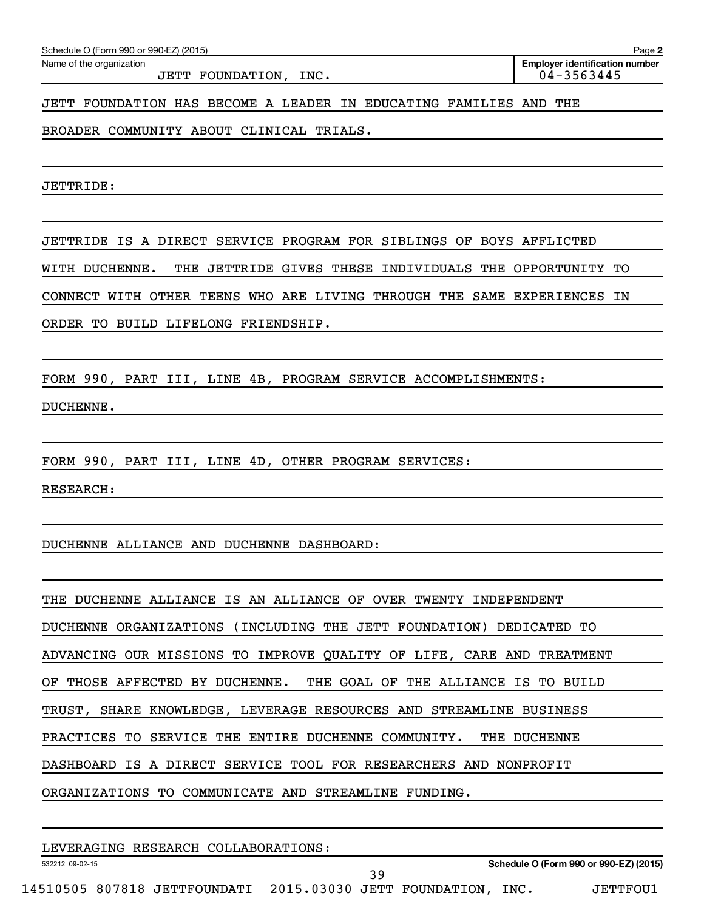JETT FOUNDATION HAS BECOME A LEADER IN EDUCATING FAMILIES AND THE BROADER COMMUNITY ABOUT CLINICAL TRIALS.

JETTRIDE:

JETTRIDE IS A DIRECT SERVICE PROGRAM FOR SIBLINGS OF BOYS AFFLICTED WITH DUCHENNE. THE JETTRIDE GIVES THESE INDIVIDUALS THE OPPORTUNITY TO CONNECT WITH OTHER TEENS WHO ARE LIVING THROUGH THE SAME EXPERIENCES IN ORDER TO BUILD LIFELONG FRIENDSHIP.

FORM 990, PART III, LINE 4B, PROGRAM SERVICE ACCOMPLISHMENTS:

DUCHENNE.

FORM 990, PART III, LINE 4D, OTHER PROGRAM SERVICES:

RESEARCH:

DUCHENNE ALLIANCE AND DUCHENNE DASHBOARD:

THE DUCHENNE ALLIANCE IS AN ALLIANCE OF OVER TWENTY INDEPENDENT DUCHENNE ORGANIZATIONS (INCLUDING THE JETT FOUNDATION) DEDICATED TO ADVANCING OUR MISSIONS TO IMPROVE QUALITY OF LIFE, CARE AND TREATMENT OF THOSE AFFECTED BY DUCHENNE. THE GOAL OF THE ALLIANCE IS TO BUILD TRUST, SHARE KNOWLEDGE, LEVERAGE RESOURCES AND STREAMLINE BUSINESS PRACTICES TO SERVICE THE ENTIRE DUCHENNE COMMUNITY. THE DUCHENNE DASHBOARD IS A DIRECT SERVICE TOOL FOR RESEARCHERS AND NONPROFIT ORGANIZATIONS TO COMMUNICATE AND STREAMLINE FUNDING.

LEVERAGING RESEARCH COLLABORATIONS: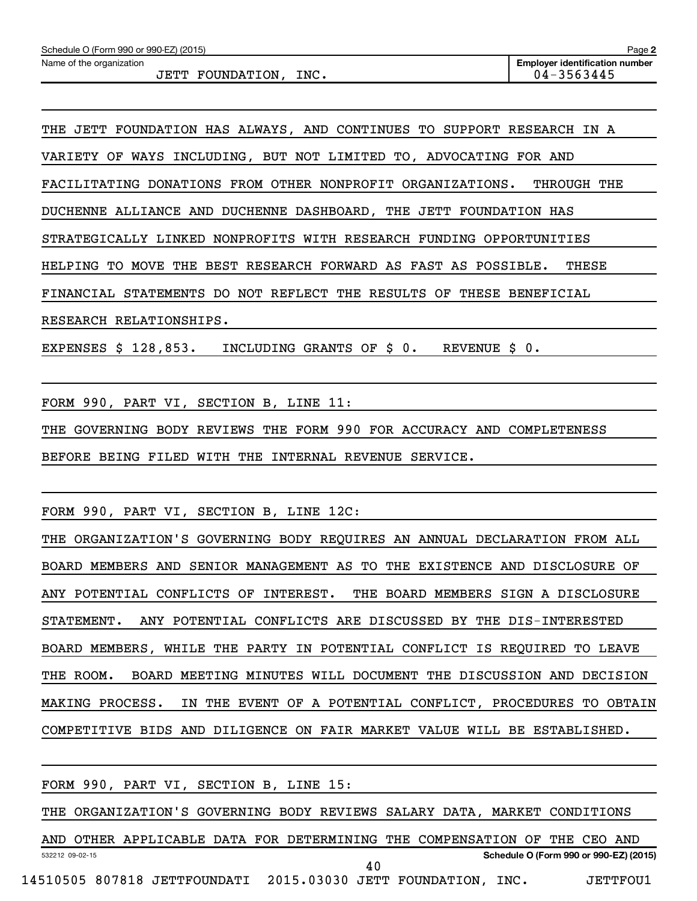Schedule O (Form 990 or 990-EZ) (2015) Page **2**

Name of the organization: JETT FOUNDATION, INC.

**Employer identification number** 04-3563445

THE JETT FOUNDATION HAS ALWAYS, AND CONTINUES TO SUPPORT RESEARCH IN A VARIETY OF WAYS INCLUDING, BUT NOT LIMITED TO, ADVOCATING FOR AND FACILITATING DONATIONS FROM OTHER NONPROFIT ORGANIZATIONS. THROUGH THE DUCHENNE ALLIANCE AND DUCHENNE DASHBOARD, THE JETT FOUNDATION HAS STRATEGICALLY LINKED NONPROFITS WITH RESEARCH FUNDING OPPORTUNITIES HELPING TO MOVE THE BEST RESEARCH FORWARD AS FAST AS POSSIBLE. THESE FINANCIAL STATEMENTS DO NOT REFLECT THE RESULTS OF THESE BENEFICIAL RESEARCH RELATIONSHIPS.

EXPENSES $ 128,853. INCLUDING GRANTS OF $ 0. REVENUE $ 0.

FORM 990, PART VI, SECTION B, LINE 11:

THE GOVERNING BODY REVIEWS THE FORM 990 FOR ACCURACY AND COMPLETENESS BEFORE BEING FILED WITH THE INTERNAL REVENUE SERVICE.

FORM 990, PART VI, SECTION B, LINE 12C:

THE ORGANIZATION'S GOVERNING BODY REQUIRES AN ANNUAL DECLARATION FROM ALL BOARD MEMBERS AND SENIOR MANAGEMENT AS TO THE EXISTENCE AND DISCLOSURE OF ANY POTENTIAL CONFLICTS OF INTEREST. THE BOARD MEMBERS SIGN A DISCLOSURE STATEMENT. ANY POTENTIAL CONFLICTS ARE DISCUSSED BY THE DIS-INTERESTED BOARD MEMBERS, WHILE THE PARTY IN POTENTIAL CONFLICT IS REQUIRED TO LEAVE THE ROOM. BOARD MEETING MINUTES WILL DOCUMENT THE DISCUSSION AND DECISION MAKING PROCESS. IN THE EVENT OF A POTENTIAL CONFLICT, PROCEDURES TO OBTAIN COMPETITIVE BIDS AND DILIGENCE ON FAIR MARKET VALUE WILL BE ESTABLISHED.

FORM 990, PART VI, SECTION B, LINE 15:

THE ORGANIZATION'S GOVERNING BODY REVIEWS SALARY DATA, MARKET CONDITIONS AND OTHER APPLICABLE DATA FOR DETERMINING THE COMPENSATION OF THE CEO AND

532212 09-02-15 **Schedule O (Form 990 or 990-EZ) (2015)**

14510505 807818 JETTFOUNDATI 2015.03030 JETT FOUNDATION, INC. JETTFOU1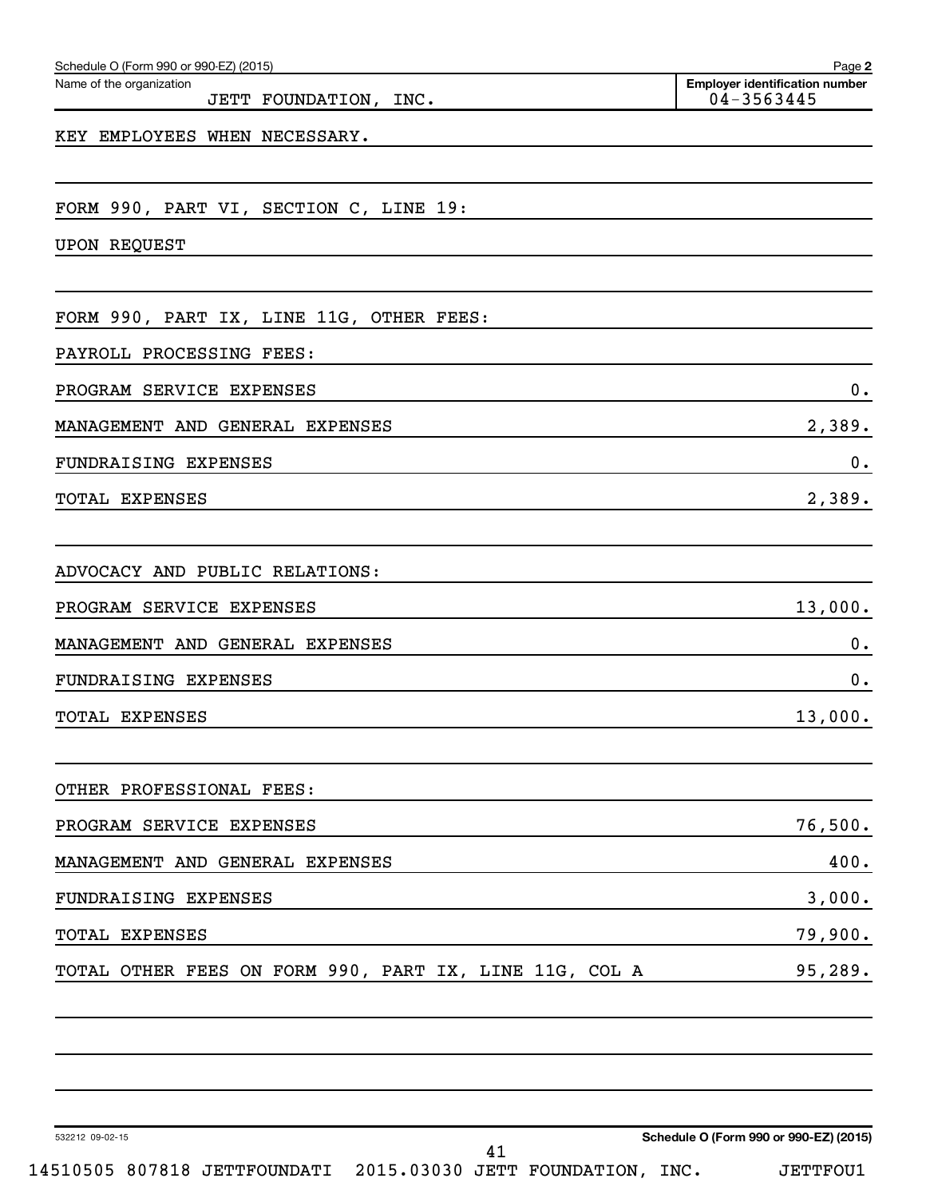Schedule O (Form 990 or 990-EZ) (2015)

Name of the organization: JETT FOUNDATION, INC.

Employer identification number: 04-3563445

KEY EMPLOYEES WHEN NECESSARY.

FORM 990, PART VI, SECTION C, LINE 19:

UPON REQUEST

FORM 990, PART IX, LINE 11G, OTHER FEES:

| | |
|---|---|
| PAYROLL PROCESSING FEES: | |
| PROGRAM SERVICE EXPENSES | 0. |
| MANAGEMENT AND GENERAL EXPENSES | 2,389. |
| FUNDRAISING EXPENSES | 0. |
| TOTAL EXPENSES | 2,389. |
| | |
| ADVOCACY AND PUBLIC RELATIONS: | |
| PROGRAM SERVICE EXPENSES | 13,000. |
| MANAGEMENT AND GENERAL EXPENSES | 0. |
| FUNDRAISING EXPENSES | 0. |
| TOTAL EXPENSES | 13,000. |
| | |
| OTHER PROFESSIONAL FEES: | |
| PROGRAM SERVICE EXPENSES | 76,500. |
| MANAGEMENT AND GENERAL EXPENSES | 400. |
| FUNDRAISING EXPENSES | 3,000. |
| TOTAL EXPENSES | 79,900. |
| TOTAL OTHER FEES ON FORM 990, PART IX, LINE 11G, COL A | 95,289. |

532212 09-02-15

Schedule O (Form 990 or 990-EZ) (2015)